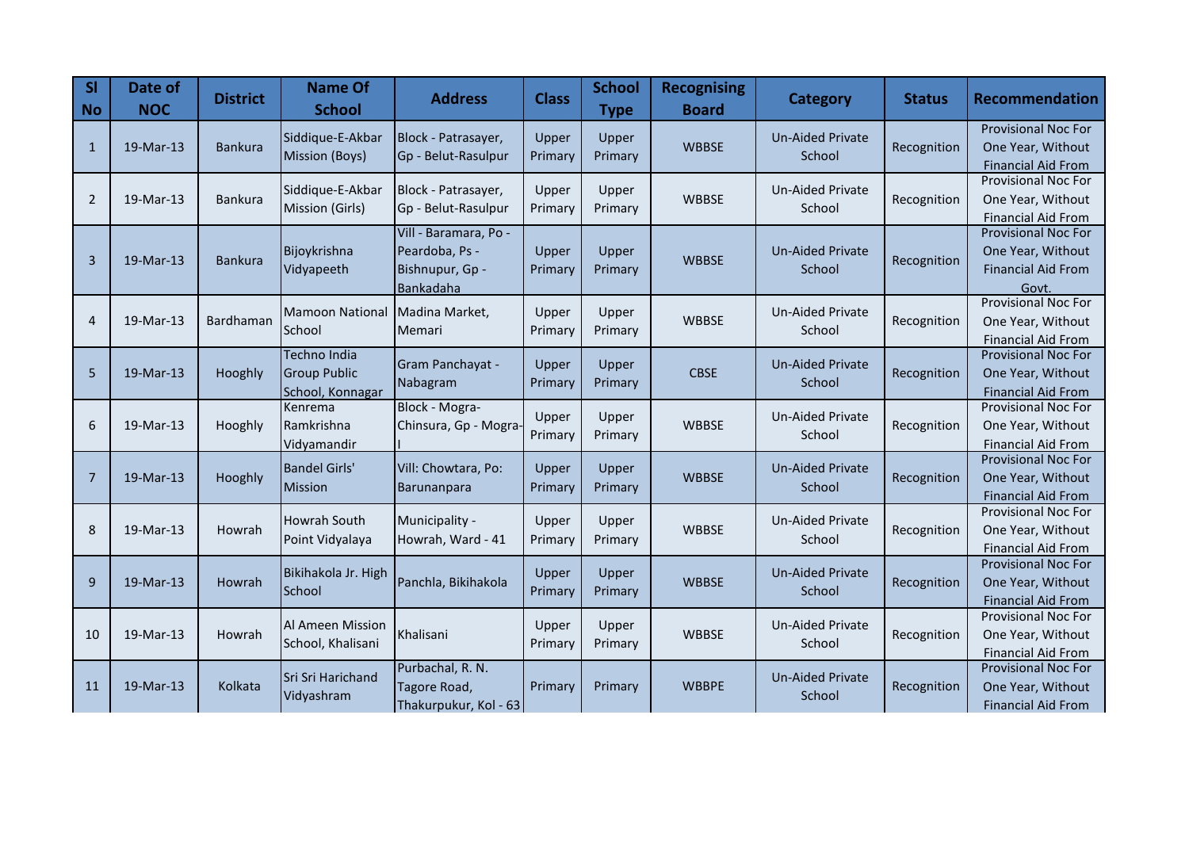| Sl No | Date of NOC | District | Name Of School | Address | Class | School Type | Recognising Board | Category | Status | Recommendation |
| --- | --- | --- | --- | --- | --- | --- | --- | --- | --- | --- |
| 1 | 19-Mar-13 | Bankura | Siddique-E-Akbar Mission (Boys) | Block - Patrasayer, Gp - Belut-Rasulpur | Upper Primary | Upper Primary | WBBSE | Un-Aided Private School | Recognition | Provisional Noc For One Year, Without Financial Aid From |
| 2 | 19-Mar-13 | Bankura | Siddique-E-Akbar Mission (Girls) | Block - Patrasayer, Gp - Belut-Rasulpur | Upper Primary | Upper Primary | WBBSE | Un-Aided Private School | Recognition | Provisional Noc For One Year, Without Financial Aid From |
| 3 | 19-Mar-13 | Bankura | Bijoykrishna Vidyapeeth | Vill - Baramara, Po - Peardoba, Ps - Bishnupur, Gp - Bankadaha | Upper Primary | Upper Primary | WBBSE | Un-Aided Private School | Recognition | Provisional Noc For One Year, Without Financial Aid From Govt. |
| 4 | 19-Mar-13 | Bardhaman | Mamoon National School | Madina Market, Memari | Upper Primary | Upper Primary | WBBSE | Un-Aided Private School | Recognition | Provisional Noc For One Year, Without Financial Aid From |
| 5 | 19-Mar-13 | Hooghly | Techno India Group Public School, Konnagar | Gram Panchayat - Nabagram | Upper Primary | Upper Primary | CBSE | Un-Aided Private School | Recognition | Provisional Noc For One Year, Without Financial Aid From |
| 6 | 19-Mar-13 | Hooghly | Kenrema Ramkrishna Vidyamandir | Block - Mogra-Chinsura, Gp - Mogra-I | Upper Primary | Upper Primary | WBBSE | Un-Aided Private School | Recognition | Provisional Noc For One Year, Without Financial Aid From |
| 7 | 19-Mar-13 | Hooghly | Bandel Girls' Mission | Vill: Chowtara, Po: Barunanpara | Upper Primary | Upper Primary | WBBSE | Un-Aided Private School | Recognition | Provisional Noc For One Year, Without Financial Aid From |
| 8 | 19-Mar-13 | Howrah | Howrah South Point Vidyalaya | Municipality - Howrah, Ward - 41 | Upper Primary | Upper Primary | WBBSE | Un-Aided Private School | Recognition | Provisional Noc For One Year, Without Financial Aid From |
| 9 | 19-Mar-13 | Howrah | Bikihakola Jr. High School | Panchla, Bikihakola | Upper Primary | Upper Primary | WBBSE | Un-Aided Private School | Recognition | Provisional Noc For One Year, Without Financial Aid From |
| 10 | 19-Mar-13 | Howrah | Al Ameen Mission School, Khalisani | Khalisani | Upper Primary | Upper Primary | WBBSE | Un-Aided Private School | Recognition | Provisional Noc For One Year, Without Financial Aid From |
| 11 | 19-Mar-13 | Kolkata | Sri Sri Harichand Vidyashram | Purbachal, R. N. Tagore Road, Thakurpukur, Kol - 63 | Primary | Primary | WBBPE | Un-Aided Private School | Recognition | Provisional Noc For One Year, Without Financial Aid From |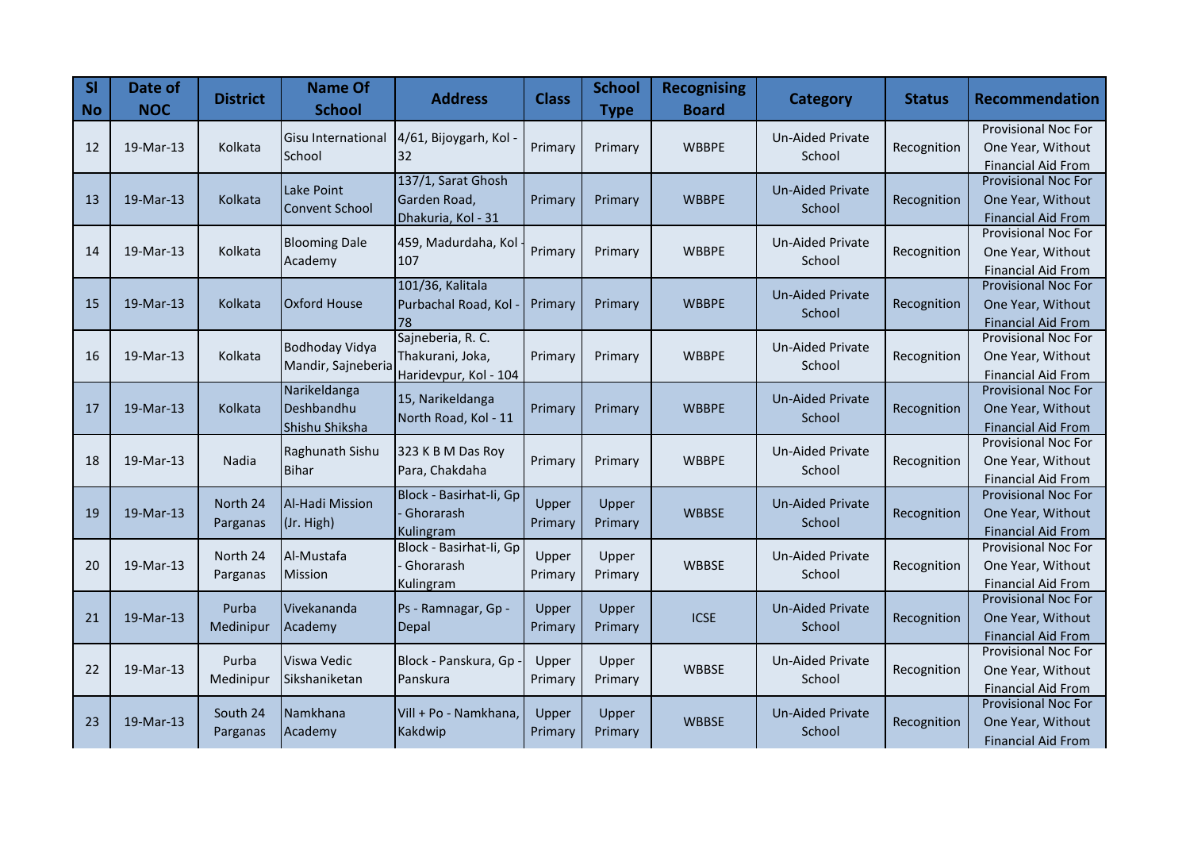| Sl No | Date of NOC | District | Name Of School | Address | Class | School Type | Recognising Board | Category | Status | Recommendation |
|---|---|---|---|---|---|---|---|---|---|---|
| 12 | 19-Mar-13 | Kolkata | Gisu International School | 4/61, Bijoygarh, Kol - 32 | Primary | Primary | WBBPE | Un-Aided Private School | Recognition | Provisional Noc For One Year, Without Financial Aid From |
| 13 | 19-Mar-13 | Kolkata | Lake Point Convent School | 137/1, Sarat Ghosh Garden Road, Dhakuria, Kol - 31 | Primary | Primary | WBBPE | Un-Aided Private School | Recognition | Provisional Noc For One Year, Without Financial Aid From |
| 14 | 19-Mar-13 | Kolkata | Blooming Dale Academy | 459, Madurdaha, Kol - 107 | Primary | Primary | WBBPE | Un-Aided Private School | Recognition | Provisional Noc For One Year, Without Financial Aid From |
| 15 | 19-Mar-13 | Kolkata | Oxford House | 101/36, Kalitala Purbachal Road, Kol - 78 | Primary | Primary | WBBPE | Un-Aided Private School | Recognition | Provisional Noc For One Year, Without Financial Aid From |
| 16 | 19-Mar-13 | Kolkata | Bodhoday Vidya Mandir, Sajneberia | Sajneberia, R. C. Thakurani, Joka, Haridevpur, Kol - 104 | Primary | Primary | WBBPE | Un-Aided Private School | Recognition | Provisional Noc For One Year, Without Financial Aid From |
| 17 | 19-Mar-13 | Kolkata | Narikeldanga Deshbandhu Shishu Shiksha | 15, Narikeldanga North Road, Kol - 11 | Primary | Primary | WBBPE | Un-Aided Private School | Recognition | Provisional Noc For One Year, Without Financial Aid From |
| 18 | 19-Mar-13 | Nadia | Raghunath Sishu Bihar | 323 K B M Das Roy Para, Chakdaha | Primary | Primary | WBBPE | Un-Aided Private School | Recognition | Provisional Noc For One Year, Without Financial Aid From |
| 19 | 19-Mar-13 | North 24 Parganas | Al-Hadi Mission (Jr. High) | Block - Basirhat-Ii, Gp - Ghorarash Kulingram | Upper Primary | Upper Primary | WBBSE | Un-Aided Private School | Recognition | Provisional Noc For One Year, Without Financial Aid From |
| 20 | 19-Mar-13 | North 24 Parganas | Al-Mustafa Mission | Block - Basirhat-Ii, Gp - Ghorarash Kulingram | Upper Primary | Upper Primary | WBBSE | Un-Aided Private School | Recognition | Provisional Noc For One Year, Without Financial Aid From |
| 21 | 19-Mar-13 | Purba Medinipur | Vivekananda Academy | Ps - Ramnagar, Gp - Depal | Upper Primary | Upper Primary | ICSE | Un-Aided Private School | Recognition | Provisional Noc For One Year, Without Financial Aid From |
| 22 | 19-Mar-13 | Purba Medinipur | Viswa Vedic Sikshaniketan | Block - Panskura, Gp - Panskura | Upper Primary | Upper Primary | WBBSE | Un-Aided Private School | Recognition | Provisional Noc For One Year, Without Financial Aid From |
| 23 | 19-Mar-13 | South 24 Parganas | Namkhana Academy | Vill + Po - Namkhana, Kakdwip | Upper Primary | Upper Primary | WBBSE | Un-Aided Private School | Recognition | Provisional Noc For One Year, Without Financial Aid From |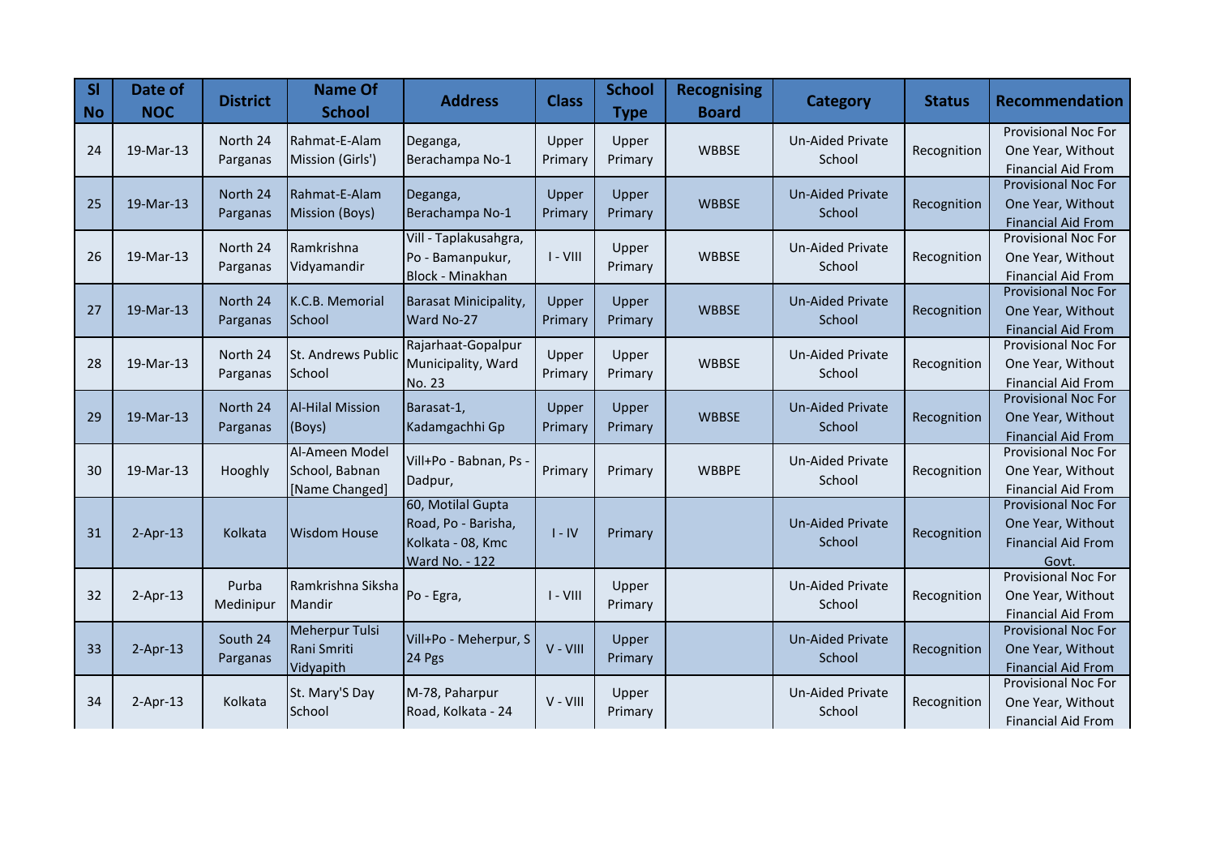| Sl No | Date of NOC | District | Name Of School | Address | Class | School Type | Recognising Board | Category | Status | Recommendation |
|---|---|---|---|---|---|---|---|---|---|---|
| 24 | 19-Mar-13 | North 24 Parganas | Rahmat-E-Alam Mission (Girls') | Deganga, Berachampa No-1 | Upper Primary | Upper Primary | WBBSE | Un-Aided Private School | Recognition | Provisional Noc For One Year, Without Financial Aid From |
| 25 | 19-Mar-13 | North 24 Parganas | Rahmat-E-Alam Mission (Boys) | Deganga, Berachampa No-1 | Upper Primary | Upper Primary | WBBSE | Un-Aided Private School | Recognition | Provisional Noc For One Year, Without Financial Aid From |
| 26 | 19-Mar-13 | North 24 Parganas | Ramkrishna Vidyamandir | Vill - Taplakusahgra, Po - Bamanpukur, Block - Minakhan | I - VIII | Upper Primary | WBBSE | Un-Aided Private School | Recognition | Provisional Noc For One Year, Without Financial Aid From |
| 27 | 19-Mar-13 | North 24 Parganas | K.C.B. Memorial School | Barasat Minicipality, Ward No-27 | Upper Primary | Upper Primary | WBBSE | Un-Aided Private School | Recognition | Provisional Noc For One Year, Without Financial Aid From |
| 28 | 19-Mar-13 | North 24 Parganas | St. Andrews Public School | Rajarhaat-Gopalpur Municipality, Ward No. 23 | Upper Primary | Upper Primary | WBBSE | Un-Aided Private School | Recognition | Provisional Noc For One Year, Without Financial Aid From |
| 29 | 19-Mar-13 | North 24 Parganas | Al-Hilal Mission (Boys) | Barasat-1, Kadamgachhi Gp | Upper Primary | Upper Primary | WBBSE | Un-Aided Private School | Recognition | Provisional Noc For One Year, Without Financial Aid From |
| 30 | 19-Mar-13 | Hooghly | Al-Ameen Model School, Babnan [Name Changed] | Vill+Po - Babnan, Ps - Dadpur, | Primary | Primary | WBBPE | Un-Aided Private School | Recognition | Provisional Noc For One Year, Without Financial Aid From |
| 31 | 2-Apr-13 | Kolkata | Wisdom House | 60, Motilal Gupta Road, Po - Barisha, Kolkata - 08, Kmc Ward No. - 122 | I - IV | Primary | | Un-Aided Private School | Recognition | Provisional Noc For One Year, Without Financial Aid From Govt. |
| 32 | 2-Apr-13 | Purba Medinipur | Ramkrishna Siksha Mandir | Po - Egra, | I - VIII | Upper Primary | | Un-Aided Private School | Recognition | Provisional Noc For One Year, Without Financial Aid From |
| 33 | 2-Apr-13 | South 24 Parganas | Meherpur Tulsi Rani Smriti Vidyapith | Vill+Po - Meherpur, S 24 Pgs | V - VIII | Upper Primary | | Un-Aided Private School | Recognition | Provisional Noc For One Year, Without Financial Aid From |
| 34 | 2-Apr-13 | Kolkata | St. Mary'S Day School | M-78, Paharpur Road, Kolkata - 24 | V - VIII | Upper Primary | | Un-Aided Private School | Recognition | Provisional Noc For One Year, Without Financial Aid From |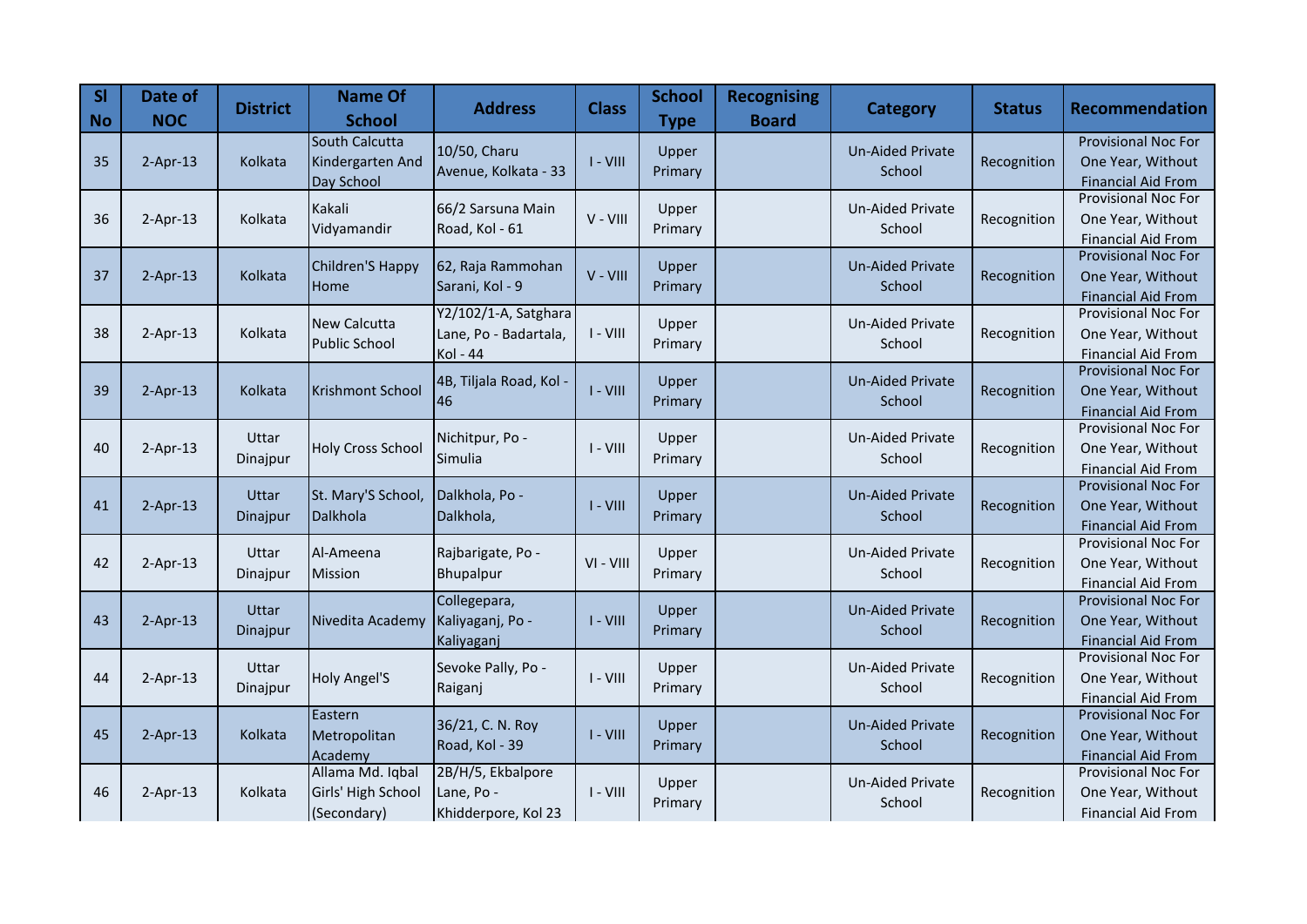| Sl No | Date of NOC | District | Name Of School | Address | Class | School Type | Recognising Board | Category | Status | Recommendation |
|---|---|---|---|---|---|---|---|---|---|---|
| 35 | 2-Apr-13 | Kolkata | South Calcutta Kindergarten And Day School | 10/50, Charu Avenue, Kolkata - 33 | I - VIII | Upper Primary | | Un-Aided Private School | Recognition | Provisional Noc For One Year, Without Financial Aid From |
| 36 | 2-Apr-13 | Kolkata | Kakali Vidyamandir | 66/2 Sarsuna Main Road, Kol - 61 | V - VIII | Upper Primary | | Un-Aided Private School | Recognition | Provisional Noc For One Year, Without Financial Aid From |
| 37 | 2-Apr-13 | Kolkata | Children'S Happy Home | 62, Raja Rammohan Sarani, Kol - 9 | V - VIII | Upper Primary | | Un-Aided Private School | Recognition | Provisional Noc For One Year, Without Financial Aid From |
| 38 | 2-Apr-13 | Kolkata | New Calcutta Public School | Y2/102/1-A, Satghara Lane, Po - Badartala, Kol - 44 | I - VIII | Upper Primary | | Un-Aided Private School | Recognition | Provisional Noc For One Year, Without Financial Aid From |
| 39 | 2-Apr-13 | Kolkata | Krishmont School | 4B, Tiljala Road, Kol - 46 | I - VIII | Upper Primary | | Un-Aided Private School | Recognition | Provisional Noc For One Year, Without Financial Aid From |
| 40 | 2-Apr-13 | Uttar Dinajpur | Holy Cross School | Nichitpur, Po - Simulia | I - VIII | Upper Primary | | Un-Aided Private School | Recognition | Provisional Noc For One Year, Without Financial Aid From |
| 41 | 2-Apr-13 | Uttar Dinajpur | St. Mary'S School, Dalkhola | Dalkhola, Po - Dalkhola, | I - VIII | Upper Primary | | Un-Aided Private School | Recognition | Provisional Noc For One Year, Without Financial Aid From |
| 42 | 2-Apr-13 | Uttar Dinajpur | Al-Ameena Mission | Rajbarigate, Po - Bhupalpur | VI - VIII | Upper Primary | | Un-Aided Private School | Recognition | Provisional Noc For One Year, Without Financial Aid From |
| 43 | 2-Apr-13 | Uttar Dinajpur | Nivedita Academy | Collegepara, Kaliyaganj, Po - Kaliyaganj | I - VIII | Upper Primary | | Un-Aided Private School | Recognition | Provisional Noc For One Year, Without Financial Aid From |
| 44 | 2-Apr-13 | Uttar Dinajpur | Holy Angel'S | Sevoke Pally, Po - Raiganj | I - VIII | Upper Primary | | Un-Aided Private School | Recognition | Provisional Noc For One Year, Without Financial Aid From |
| 45 | 2-Apr-13 | Kolkata | Eastern Metropolitan Academy | 36/21, C. N. Roy Road, Kol - 39 | I - VIII | Upper Primary | | Un-Aided Private School | Recognition | Provisional Noc For One Year, Without Financial Aid From |
| 46 | 2-Apr-13 | Kolkata | Allama Md. Iqbal Girls' High School (Secondary) | 2B/H/5, Ekbalpore Lane, Po - Khidderpore, Kol 23 | I - VIII | Upper Primary | | Un-Aided Private School | Recognition | Provisional Noc For One Year, Without Financial Aid From |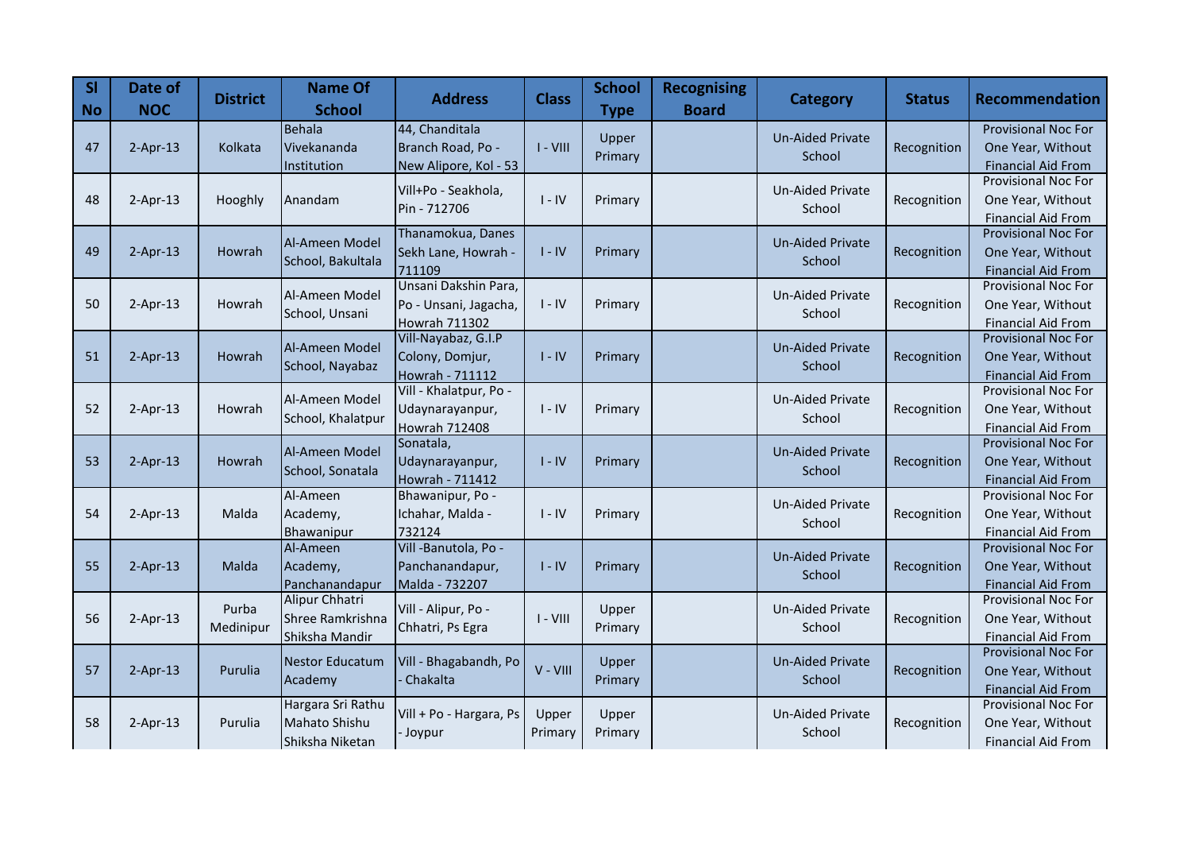| Sl No | Date of NOC | District | Name Of School | Address | Class | School Type | Recognising Board | Category | Status | Recommendation |
|---|---|---|---|---|---|---|---|---|---|---|
| 47 | 2-Apr-13 | Kolkata | Behala Vivekananda Institution | 44, Chanditala Branch Road, Po - New Alipore, Kol - 53 | I - VIII | Upper Primary | | Un-Aided Private School | Recognition | Provisional Noc For One Year, Without Financial Aid From |
| 48 | 2-Apr-13 | Hooghly | Anandam | Vill+Po - Seakhola, Pin - 712706 | I - IV | Primary | | Un-Aided Private School | Recognition | Provisional Noc For One Year, Without Financial Aid From |
| 49 | 2-Apr-13 | Howrah | Al-Ameen Model School, Bakultala | Thanamokua, Danes Sekh Lane, Howrah - 711109 | I - IV | Primary | | Un-Aided Private School | Recognition | Provisional Noc For One Year, Without Financial Aid From |
| 50 | 2-Apr-13 | Howrah | Al-Ameen Model School, Unsani | Unsani Dakshin Para, Po - Unsani, Jagacha, Howrah 711302 | I - IV | Primary | | Un-Aided Private School | Recognition | Provisional Noc For One Year, Without Financial Aid From |
| 51 | 2-Apr-13 | Howrah | Al-Ameen Model School, Nayabaz | Vill-Nayabaz, G.I.P Colony, Domjur, Howrah - 711112 | I - IV | Primary | | Un-Aided Private School | Recognition | Provisional Noc For One Year, Without Financial Aid From |
| 52 | 2-Apr-13 | Howrah | Al-Ameen Model School, Khalatpur | Vill - Khalatpur, Po - Udaynarayanpur, Howrah 712408 | I - IV | Primary | | Un-Aided Private School | Recognition | Provisional Noc For One Year, Without Financial Aid From |
| 53 | 2-Apr-13 | Howrah | Al-Ameen Model School, Sonatala | Sonatala, Udaynarayanpur, Howrah - 711412 | I - IV | Primary | | Un-Aided Private School | Recognition | Provisional Noc For One Year, Without Financial Aid From |
| 54 | 2-Apr-13 | Malda | Al-Ameen Academy, Bhawanipur | Bhawanipur, Po - Ichahar, Malda - 732124 | I - IV | Primary | | Un-Aided Private School | Recognition | Provisional Noc For One Year, Without Financial Aid From |
| 55 | 2-Apr-13 | Malda | Al-Ameen Academy, Panchanandapur | Vill -Banutola, Po - Panchanandapur, Malda - 732207 | I - IV | Primary | | Un-Aided Private School | Recognition | Provisional Noc For One Year, Without Financial Aid From |
| 56 | 2-Apr-13 | Purba Medinipur | Alipur Chhatri Shree Ramkrishna Shiksha Mandir | Vill - Alipur, Po - Chhatri, Ps Egra | I - VIII | Upper Primary | | Un-Aided Private School | Recognition | Provisional Noc For One Year, Without Financial Aid From |
| 57 | 2-Apr-13 | Purulia | Nestor Educatum Academy | Vill - Bhagabandh, Po - Chakalta | V - VIII | Upper Primary | | Un-Aided Private School | Recognition | Provisional Noc For One Year, Without Financial Aid From |
| 58 | 2-Apr-13 | Purulia | Hargara Sri Rathu Mahato Shishu Shiksha Niketan | Vill + Po - Hargara, Ps - Joypur | Upper Primary | Upper Primary | | Un-Aided Private School | Recognition | Provisional Noc For One Year, Without Financial Aid From |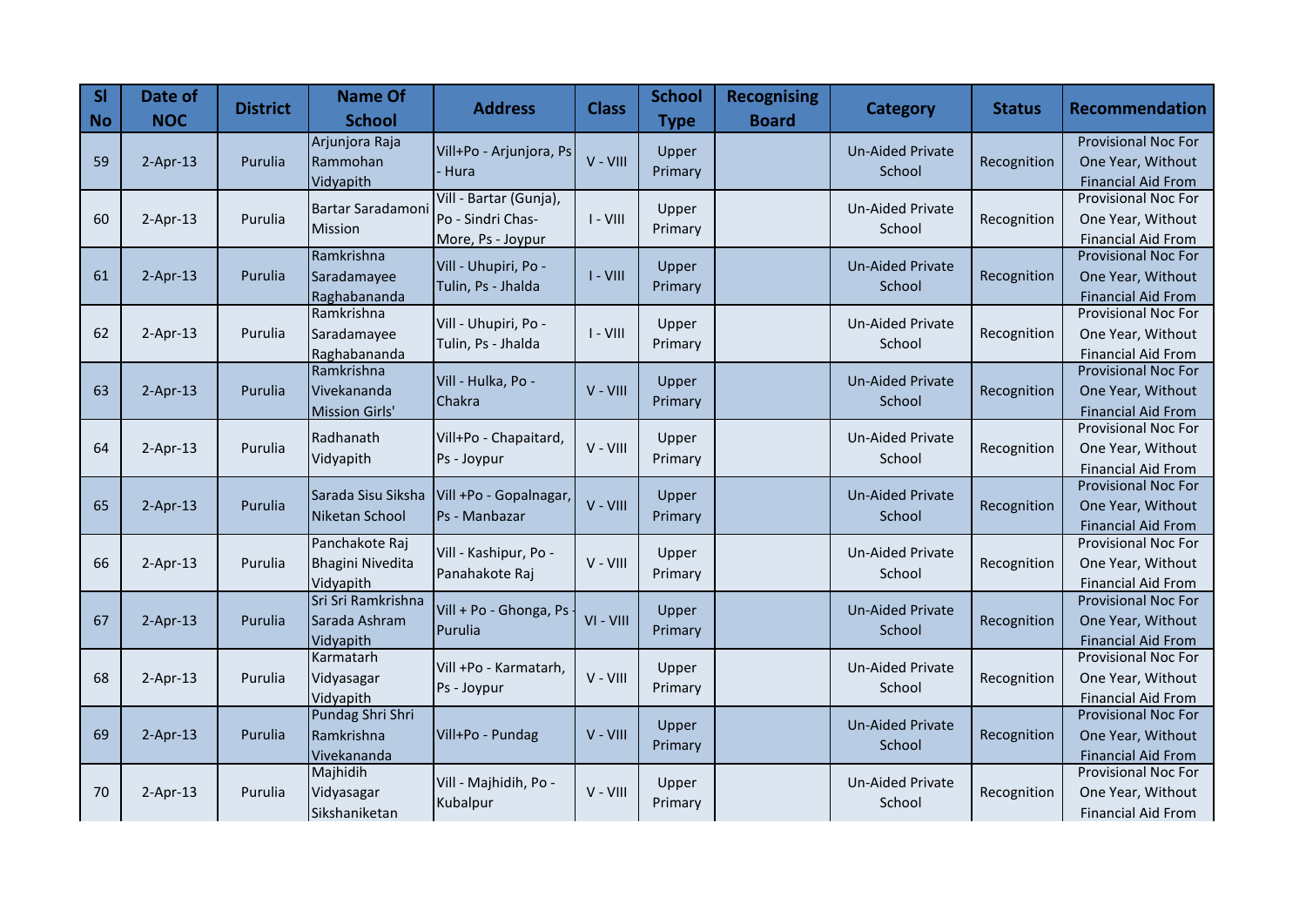| Sl No | Date of NOC | District | Name Of School | Address | Class | School Type | Recognising Board | Category | Status | Recommendation |
|---|---|---|---|---|---|---|---|---|---|---|
| 59 | 2-Apr-13 | Purulia | Arjunjora Raja Rammohan Vidyapith | Vill+Po - Arjunjora, Ps - Hura | V - VIII | Upper Primary | | Un-Aided Private School | Recognition | Provisional Noc For One Year, Without Financial Aid From |
| 60 | 2-Apr-13 | Purulia | Bartar Saradamoni Mission | Vill - Bartar (Gunja), Po - Sindri Chas-More, Ps - Joypur | I - VIII | Upper Primary | | Un-Aided Private School | Recognition | Provisional Noc For One Year, Without Financial Aid From |
| 61 | 2-Apr-13 | Purulia | Ramkrishna Saradamayee Raghabananda | Vill - Uhupiri, Po - Tulin, Ps - Jhalda | I - VIII | Upper Primary | | Un-Aided Private School | Recognition | Provisional Noc For One Year, Without Financial Aid From |
| 62 | 2-Apr-13 | Purulia | Ramkrishna Saradamayee Raghabananda | Vill - Uhupiri, Po - Tulin, Ps - Jhalda | I - VIII | Upper Primary | | Un-Aided Private School | Recognition | Provisional Noc For One Year, Without Financial Aid From |
| 63 | 2-Apr-13 | Purulia | Ramkrishna Vivekananda Mission Girls' | Vill - Hulka, Po - Chakra | V - VIII | Upper Primary | | Un-Aided Private School | Recognition | Provisional Noc For One Year, Without Financial Aid From |
| 64 | 2-Apr-13 | Purulia | Radhanath Vidyapith | Vill+Po - Chapaitard, Ps - Joypur | V - VIII | Upper Primary | | Un-Aided Private School | Recognition | Provisional Noc For One Year, Without Financial Aid From |
| 65 | 2-Apr-13 | Purulia | Sarada Sisu Siksha Niketan School | Vill +Po - Gopalnagar, Ps - Manbazar | V - VIII | Upper Primary | | Un-Aided Private School | Recognition | Provisional Noc For One Year, Without Financial Aid From |
| 66 | 2-Apr-13 | Purulia | Panchakote Raj Bhagini Nivedita Vidyapith | Vill - Kashipur, Po - Panahakote Raj | V - VIII | Upper Primary | | Un-Aided Private School | Recognition | Provisional Noc For One Year, Without Financial Aid From |
| 67 | 2-Apr-13 | Purulia | Sri Sri Ramkrishna Sarada Ashram Vidyapith | Vill + Po - Ghonga, Ps - Purulia | VI - VIII | Upper Primary | | Un-Aided Private School | Recognition | Provisional Noc For One Year, Without Financial Aid From |
| 68 | 2-Apr-13 | Purulia | Karmatarh Vidyasagar Vidyapith | Vill +Po - Karmatarh, Ps - Joypur | V - VIII | Upper Primary | | Un-Aided Private School | Recognition | Provisional Noc For One Year, Without Financial Aid From |
| 69 | 2-Apr-13 | Purulia | Pundag Shri Shri Ramkrishna Vivekananda | Vill+Po - Pundag | V - VIII | Upper Primary | | Un-Aided Private School | Recognition | Provisional Noc For One Year, Without Financial Aid From |
| 70 | 2-Apr-13 | Purulia | Majhidih Vidyasagar Sikshaniketan | Vill - Majhidih, Po - Kubalpur | V - VIII | Upper Primary | | Un-Aided Private School | Recognition | Provisional Noc For One Year, Without Financial Aid From |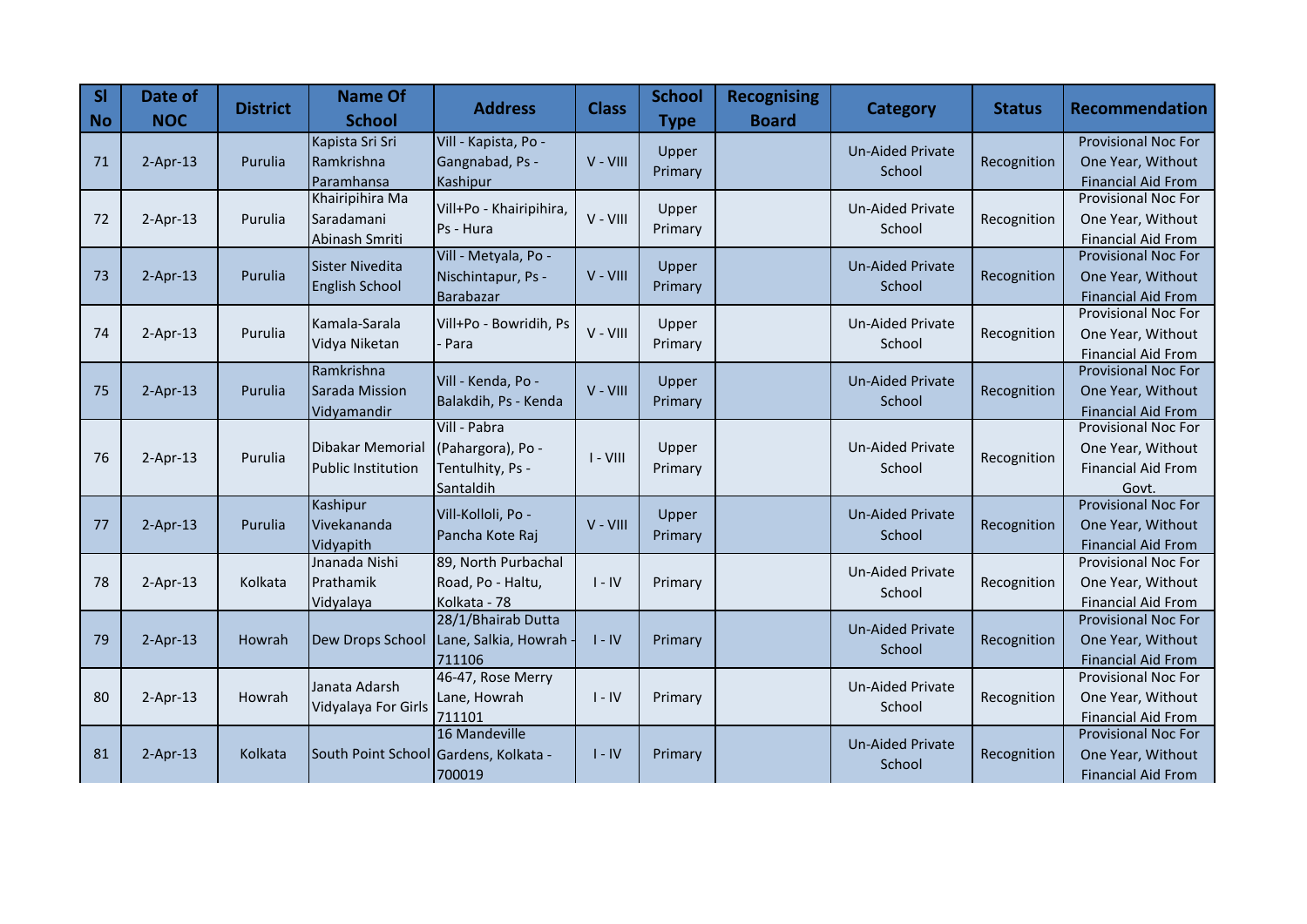| Sl No | Date of NOC | District | Name Of School | Address | Class | School Type | Recognising Board | Category | Status | Recommendation |
|---|---|---|---|---|---|---|---|---|---|---|
| 71 | 2-Apr-13 | Purulia | Kapista Sri Sri Ramkrishna Paramhansa | Vill - Kapista, Po - Gangnabad, Ps - Kashipur | V - VIII | Upper Primary | | Un-Aided Private School | Recognition | Provisional Noc For One Year, Without Financial Aid From |
| 72 | 2-Apr-13 | Purulia | Khairipihira Ma Saradamani Abinash Smriti | Vill+Po - Khairipihira, Ps - Hura | V - VIII | Upper Primary | | Un-Aided Private School | Recognition | Provisional Noc For One Year, Without Financial Aid From |
| 73 | 2-Apr-13 | Purulia | Sister Nivedita English School | Vill - Metyala, Po - Nischintapur, Ps - Barabazar | V - VIII | Upper Primary | | Un-Aided Private School | Recognition | Provisional Noc For One Year, Without Financial Aid From |
| 74 | 2-Apr-13 | Purulia | Kamala-Sarala Vidya Niketan | Vill+Po - Bowridih, Ps - Para | V - VIII | Upper Primary | | Un-Aided Private School | Recognition | Provisional Noc For One Year, Without Financial Aid From |
| 75 | 2-Apr-13 | Purulia | Ramkrishna Sarada Mission Vidyamandir | Vill - Kenda, Po - Balakdih, Ps - Kenda | V - VIII | Upper Primary | | Un-Aided Private School | Recognition | Provisional Noc For One Year, Without Financial Aid From |
| 76 | 2-Apr-13 | Purulia | Dibakar Memorial Public Institution | Vill - Pabra (Pahargora), Po - Tentulhity, Ps - Santaldih | I - VIII | Upper Primary | | Un-Aided Private School | Recognition | Provisional Noc For One Year, Without Financial Aid From Govt. |
| 77 | 2-Apr-13 | Purulia | Kashipur Vivekananda Vidyapith | Vill-Kolloli, Po - Pancha Kote Raj | V - VIII | Upper Primary | | Un-Aided Private School | Recognition | Provisional Noc For One Year, Without Financial Aid From |
| 78 | 2-Apr-13 | Kolkata | Jnanada Nishi Prathamik Vidyalaya | 89, North Purbachal Road, Po - Haltu, Kolkata - 78 | I - IV | Primary | | Un-Aided Private School | Recognition | Provisional Noc For One Year, Without Financial Aid From |
| 79 | 2-Apr-13 | Howrah | Dew Drops School | 28/1/Bhairab Dutta Lane, Salkia, Howrah - 711106 | I - IV | Primary | | Un-Aided Private School | Recognition | Provisional Noc For One Year, Without Financial Aid From |
| 80 | 2-Apr-13 | Howrah | Janata Adarsh Vidyalaya For Girls | 46-47, Rose Merry Lane, Howrah 711101 | I - IV | Primary | | Un-Aided Private School | Recognition | Provisional Noc For One Year, Without Financial Aid From |
| 81 | 2-Apr-13 | Kolkata | South Point School | 16 Mandeville Gardens, Kolkata - 700019 | I - IV | Primary | | Un-Aided Private School | Recognition | Provisional Noc For One Year, Without Financial Aid From |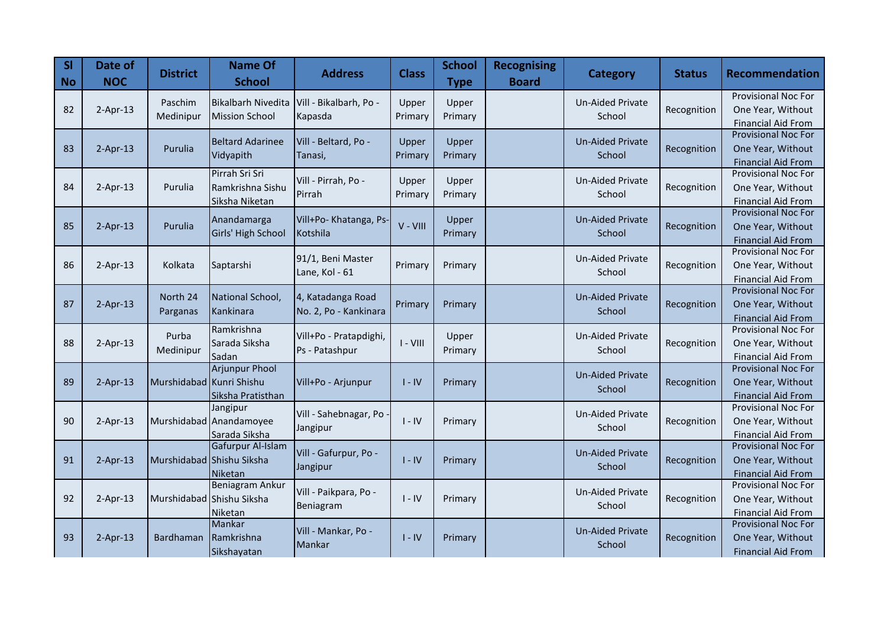| Sl No | Date of NOC | District | Name Of School | Address | Class | School Type | Recognising Board | Category | Status | Recommendation |
|---|---|---|---|---|---|---|---|---|---|---|
| 82 | 2-Apr-13 | Paschim Medinipur | Bikalbarh Nivedita Mission School | Vill - Bikalbarh, Po - Kapasda | Upper Primary | Upper Primary | | Un-Aided Private School | Recognition | Provisional Noc For One Year, Without Financial Aid From |
| 83 | 2-Apr-13 | Purulia | Beltard Adarinee Vidyapith | Vill - Beltard, Po - Tanasi, | Upper Primary | Upper Primary | | Un-Aided Private School | Recognition | Provisional Noc For One Year, Without Financial Aid From |
| 84 | 2-Apr-13 | Purulia | Pirrah Sri Sri Ramkrishna Sishu Siksha Niketan | Vill - Pirrah, Po - Pirrah | Upper Primary | Upper Primary | | Un-Aided Private School | Recognition | Provisional Noc For One Year, Without Financial Aid From |
| 85 | 2-Apr-13 | Purulia | Anandamarga Girls' High School | Vill+Po- Khatanga, Ps- Kotshila | V - VIII | Upper Primary | | Un-Aided Private School | Recognition | Provisional Noc For One Year, Without Financial Aid From |
| 86 | 2-Apr-13 | Kolkata | Saptarshi | 91/1, Beni Master Lane, Kol - 61 | Primary | Primary | | Un-Aided Private School | Recognition | Provisional Noc For One Year, Without Financial Aid From |
| 87 | 2-Apr-13 | North 24 Parganas | National School, Kankinara | 4, Katadanga Road No. 2, Po - Kankinara | Primary | Primary | | Un-Aided Private School | Recognition | Provisional Noc For One Year, Without Financial Aid From |
| 88 | 2-Apr-13 | Purba Medinipur | Ramkrishna Sarada Siksha Sadan | Vill+Po - Pratapdighi, Ps - Patashpur | I - VIII | Upper Primary | | Un-Aided Private School | Recognition | Provisional Noc For One Year, Without Financial Aid From |
| 89 | 2-Apr-13 | Murshidabad | Arjunpur Phool Kunri Shishu Siksha Pratisthan | Vill+Po - Arjunpur | I - IV | Primary | | Un-Aided Private School | Recognition | Provisional Noc For One Year, Without Financial Aid From |
| 90 | 2-Apr-13 | Murshidabad | Jangipur Anandamoyee Sarada Siksha | Vill - Sahebnagar, Po - Jangipur | I - IV | Primary | | Un-Aided Private School | Recognition | Provisional Noc For One Year, Without Financial Aid From |
| 91 | 2-Apr-13 | Murshidabad | Gafurpur Al-Islam Shishu Siksha Niketan | Vill - Gafurpur, Po - Jangipur | I - IV | Primary | | Un-Aided Private School | Recognition | Provisional Noc For One Year, Without Financial Aid From |
| 92 | 2-Apr-13 | Murshidabad | Beniagram Ankur Shishu Siksha Niketan | Vill - Paikpara, Po - Beniagram | I - IV | Primary | | Un-Aided Private School | Recognition | Provisional Noc For One Year, Without Financial Aid From |
| 93 | 2-Apr-13 | Bardhaman | Mankar Ramkrishna Sikshayatan | Vill - Mankar, Po - Mankar | I - IV | Primary | | Un-Aided Private School | Recognition | Provisional Noc For One Year, Without Financial Aid From |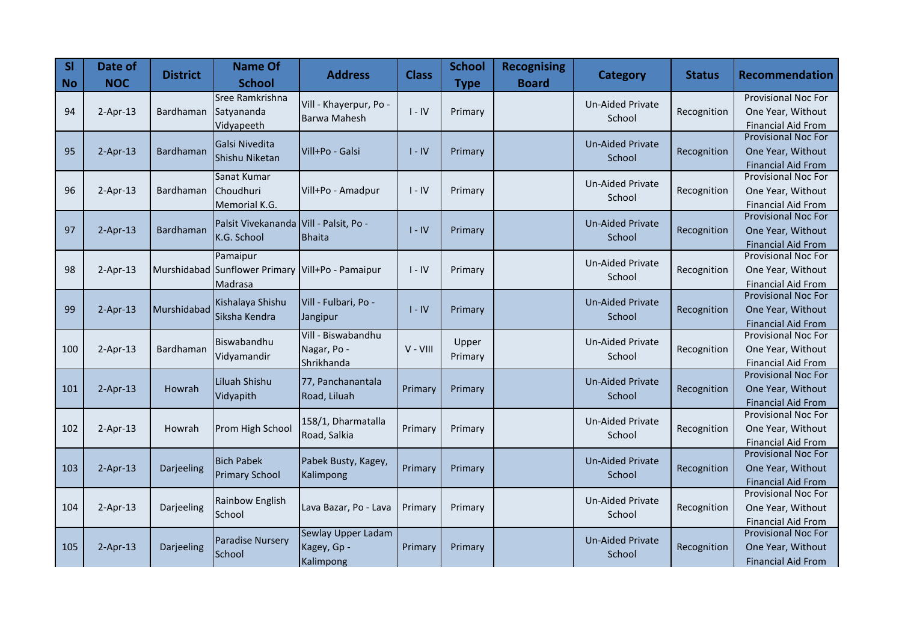| Sl No | Date of NOC | District | Name Of School | Address | Class | School Type | Recognising Board | Category | Status | Recommendation |
|---|---|---|---|---|---|---|---|---|---|---|
| 94 | 2-Apr-13 | Bardhaman | Sree Ramkrishna Satyananda Vidyapeeth | Vill - Khayerpur, Po - Barwa Mahesh | I - IV | Primary | | Un-Aided Private School | Recognition | Provisional Noc For One Year, Without Financial Aid From |
| 95 | 2-Apr-13 | Bardhaman | Galsi Nivedita Shishu Niketan | Vill+Po - Galsi | I - IV | Primary | | Un-Aided Private School | Recognition | Provisional Noc For One Year, Without Financial Aid From |
| 96 | 2-Apr-13 | Bardhaman | Sanat Kumar Choudhuri Memorial K.G. | Vill+Po - Amadpur | I - IV | Primary | | Un-Aided Private School | Recognition | Provisional Noc For One Year, Without Financial Aid From |
| 97 | 2-Apr-13 | Bardhaman | Palsit Vivekananda K.G. School | Vill - Palsit, Po - Bhaita | I - IV | Primary | | Un-Aided Private School | Recognition | Provisional Noc For One Year, Without Financial Aid From |
| 98 | 2-Apr-13 | Murshidabad | Pamaipur Sunflower Primary Madrasa | Vill+Po - Pamaipur | I - IV | Primary | | Un-Aided Private School | Recognition | Provisional Noc For One Year, Without Financial Aid From |
| 99 | 2-Apr-13 | Murshidabad | Kishalaya Shishu Siksha Kendra | Vill - Fulbari, Po - Jangipur | I - IV | Primary | | Un-Aided Private School | Recognition | Provisional Noc For One Year, Without Financial Aid From |
| 100 | 2-Apr-13 | Bardhaman | Biswabandhu Vidyamandir | Vill - Biswabandhu Nagar, Po - Shrikhanda | V - VIII | Upper Primary | | Un-Aided Private School | Recognition | Provisional Noc For One Year, Without Financial Aid From |
| 101 | 2-Apr-13 | Howrah | Liluah Shishu Vidyapith | 77, Panchanantala Road, Liluah | Primary | Primary | | Un-Aided Private School | Recognition | Provisional Noc For One Year, Without Financial Aid From |
| 102 | 2-Apr-13 | Howrah | Prom High School | 158/1, Dharmatalla Road, Salkia | Primary | Primary | | Un-Aided Private School | Recognition | Provisional Noc For One Year, Without Financial Aid From |
| 103 | 2-Apr-13 | Darjeeling | Bich Pabek Primary School | Pabek Busty, Kagey, Kalimpong | Primary | Primary | | Un-Aided Private School | Recognition | Provisional Noc For One Year, Without Financial Aid From |
| 104 | 2-Apr-13 | Darjeeling | Rainbow English School | Lava Bazar, Po - Lava | Primary | Primary | | Un-Aided Private School | Recognition | Provisional Noc For One Year, Without Financial Aid From |
| 105 | 2-Apr-13 | Darjeeling | Paradise Nursery School | Sewlay Upper Ladam Kagey, Gp - Kalimpong | Primary | Primary | | Un-Aided Private School | Recognition | Provisional Noc For One Year, Without Financial Aid From |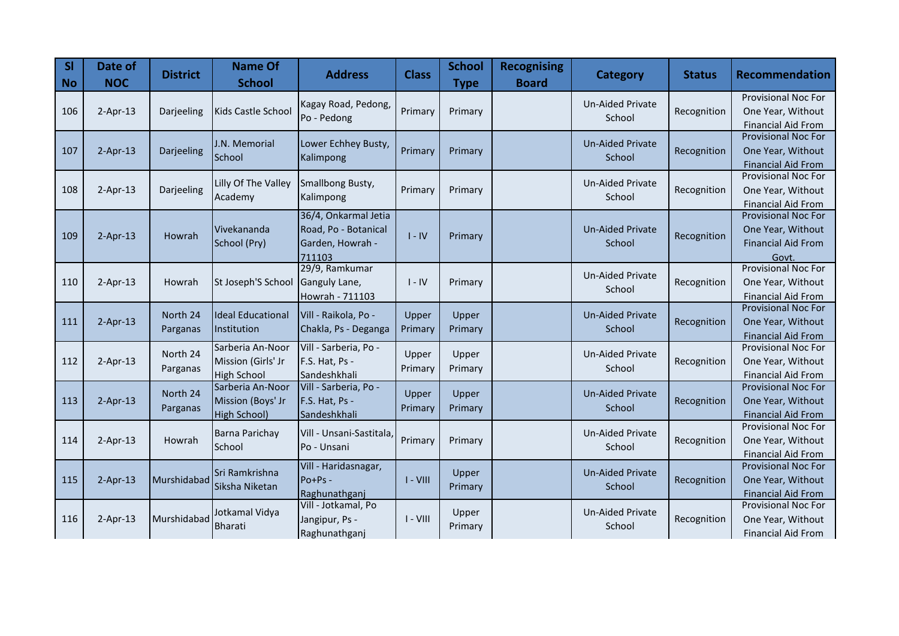| Sl No | Date of NOC | District | Name Of School | Address | Class | School Type | Recognising Board | Category | Status | Recommendation |
|---|---|---|---|---|---|---|---|---|---|---|
| 106 | 2-Apr-13 | Darjeeling | Kids Castle School | Kagay Road, Pedong, Po - Pedong | Primary | Primary | | Un-Aided Private School | Recognition | Provisional Noc For One Year, Without Financial Aid From |
| 107 | 2-Apr-13 | Darjeeling | J.N. Memorial School | Lower Echhey Busty, Kalimpong | Primary | Primary | | Un-Aided Private School | Recognition | Provisional Noc For One Year, Without Financial Aid From |
| 108 | 2-Apr-13 | Darjeeling | Lilly Of The Valley Academy | Smallbong Busty, Kalimpong | Primary | Primary | | Un-Aided Private School | Recognition | Provisional Noc For One Year, Without Financial Aid From |
| 109 | 2-Apr-13 | Howrah | Vivekananda School (Pry) | 36/4, Onkarmal Jetia Road, Po - Botanical Garden, Howrah - 711103 | I - IV | Primary | | Un-Aided Private School | Recognition | Provisional Noc For One Year, Without Financial Aid From Govt. |
| 110 | 2-Apr-13 | Howrah | St Joseph'S School | 29/9, Ramkumar Ganguly Lane, Howrah - 711103 | I - IV | Primary | | Un-Aided Private School | Recognition | Provisional Noc For One Year, Without Financial Aid From |
| 111 | 2-Apr-13 | North 24 Parganas | Ideal Educational Institution | Vill - Raikola, Po - Chakla, Ps - Deganga | Upper Primary | Upper Primary | | Un-Aided Private School | Recognition | Provisional Noc For One Year, Without Financial Aid From |
| 112 | 2-Apr-13 | North 24 Parganas | Sarberia An-Noor Mission (Girls' Jr High School | Vill - Sarberia, Po - F.S. Hat, Ps - Sandeshkhali | Upper Primary | Upper Primary | | Un-Aided Private School | Recognition | Provisional Noc For One Year, Without Financial Aid From |
| 113 | 2-Apr-13 | North 24 Parganas | Sarberia An-Noor Mission (Boys' Jr High School) | Vill - Sarberia, Po - F.S. Hat, Ps - Sandeshkhali | Upper Primary | Upper Primary | | Un-Aided Private School | Recognition | Provisional Noc For One Year, Without Financial Aid From |
| 114 | 2-Apr-13 | Howrah | Barna Parichay School | Vill - Unsani-Sastitala, Po - Unsani | Primary | Primary | | Un-Aided Private School | Recognition | Provisional Noc For One Year, Without Financial Aid From |
| 115 | 2-Apr-13 | Murshidabad | Sri Ramkrishna Siksha Niketan | Vill - Haridasnagar, Po+Ps - Raghunathganj | I - VIII | Upper Primary | | Un-Aided Private School | Recognition | Provisional Noc For One Year, Without Financial Aid From |
| 116 | 2-Apr-13 | Murshidabad | Jotkamal Vidya Bharati | Vill - Jotkamal, Po Jangipur, Ps - Raghunathganj | I - VIII | Upper Primary | | Un-Aided Private School | Recognition | Provisional Noc For One Year, Without Financial Aid From |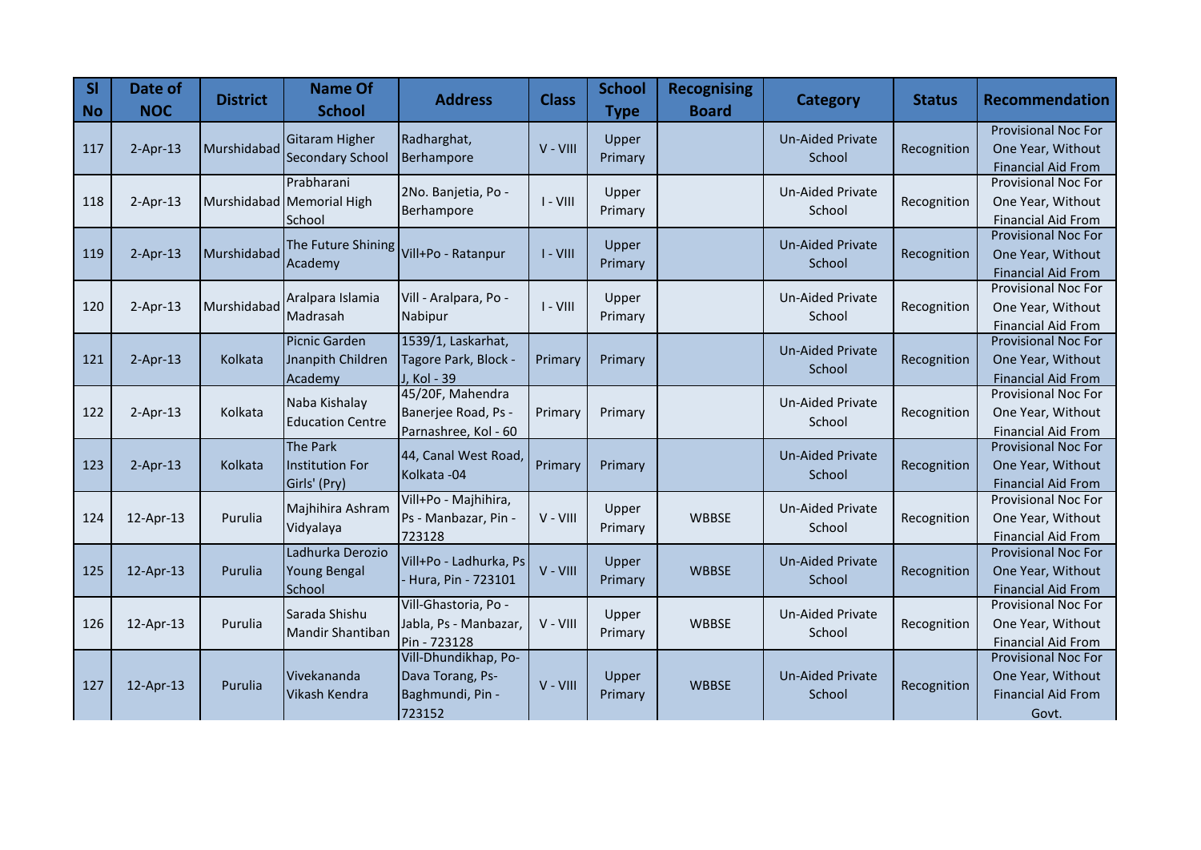| Sl No | Date of NOC | District | Name Of School | Address | Class | School Type | Recognising Board | Category | Status | Recommendation |
|---|---|---|---|---|---|---|---|---|---|---|
| 117 | 2-Apr-13 | Murshidabad | Gitaram Higher Secondary School | Radharghat, Berhampore | V - VIII | Upper Primary | | Un-Aided Private School | Recognition | Provisional Noc For One Year, Without Financial Aid From |
| 118 | 2-Apr-13 | Murshidabad | Prabharani Memorial High School | 2No. Banjetia, Po - Berhampore | I - VIII | Upper Primary | | Un-Aided Private School | Recognition | Provisional Noc For One Year, Without Financial Aid From |
| 119 | 2-Apr-13 | Murshidabad | The Future Shining Academy | Vill+Po - Ratanpur | I - VIII | Upper Primary | | Un-Aided Private School | Recognition | Provisional Noc For One Year, Without Financial Aid From |
| 120 | 2-Apr-13 | Murshidabad | Aralpara Islamia Madrasah | Vill - Aralpara, Po - Nabipur | I - VIII | Upper Primary | | Un-Aided Private School | Recognition | Provisional Noc For One Year, Without Financial Aid From |
| 121 | 2-Apr-13 | Kolkata | Picnic Garden Jnanpith Children Academy | 1539/1, Laskarhat, Tagore Park, Block - J, Kol - 39 | Primary | Primary | | Un-Aided Private School | Recognition | Provisional Noc For One Year, Without Financial Aid From |
| 122 | 2-Apr-13 | Kolkata | Naba Kishalay Education Centre | 45/20F, Mahendra Banerjee Road, Ps - Parnashree, Kol - 60 | Primary | Primary | | Un-Aided Private School | Recognition | Provisional Noc For One Year, Without Financial Aid From |
| 123 | 2-Apr-13 | Kolkata | The Park Institution For Girls' (Pry) | 44, Canal West Road, Kolkata -04 | Primary | Primary | | Un-Aided Private School | Recognition | Provisional Noc For One Year, Without Financial Aid From |
| 124 | 12-Apr-13 | Purulia | Majhihira Ashram Vidyalaya | Vill+Po - Majhihira, Ps - Manbazar, Pin - 723128 | V - VIII | Upper Primary | WBBSE | Un-Aided Private School | Recognition | Provisional Noc For One Year, Without Financial Aid From |
| 125 | 12-Apr-13 | Purulia | Ladhurka Derozio Young Bengal School | Vill+Po - Ladhurka, Ps - Hura, Pin - 723101 | V - VIII | Upper Primary | WBBSE | Un-Aided Private School | Recognition | Provisional Noc For One Year, Without Financial Aid From |
| 126 | 12-Apr-13 | Purulia | Sarada Shishu Mandir Shantiban | Vill-Ghastoria, Po - Jabla, Ps - Manbazar, Pin - 723128 | V - VIII | Upper Primary | WBBSE | Un-Aided Private School | Recognition | Provisional Noc For One Year, Without Financial Aid From |
| 127 | 12-Apr-13 | Purulia | Vivekananda Vikash Kendra | Vill-Dhundikhap, Po-Dava Torang, Ps-Baghmundi, Pin - 723152 | V - VIII | Upper Primary | WBBSE | Un-Aided Private School | Recognition | Provisional Noc For One Year, Without Financial Aid From Govt. |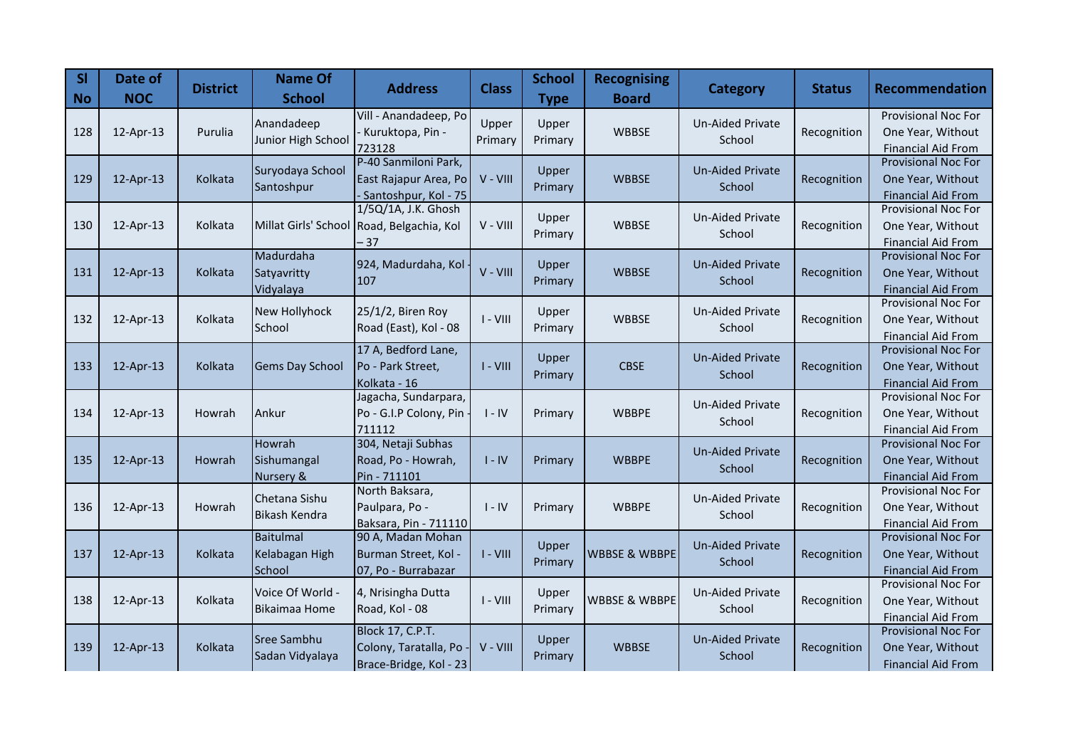| Sl No | Date of NOC | District | Name Of School | Address | Class | School Type | Recognising Board | Category | Status | Recommendation |
|---|---|---|---|---|---|---|---|---|---|---|
| 128 | 12-Apr-13 | Purulia | Anandadeep Junior High School | Vill - Anandadeep, Po - Kuruktopa, Pin - 723128 | Upper Primary | Upper Primary | WBBSE | Un-Aided Private School | Recognition | Provisional Noc For One Year, Without Financial Aid From |
| 129 | 12-Apr-13 | Kolkata | Suryodaya School Santoshpur | P-40 Sanmiloni Park, East Rajapur Area, Po - Santoshpur, Kol - 75 | V - VIII | Upper Primary | WBBSE | Un-Aided Private School | Recognition | Provisional Noc For One Year, Without Financial Aid From |
| 130 | 12-Apr-13 | Kolkata | Millat Girls' School | 1/5Q/1A, J.K. Ghosh Road, Belgachia, Kol – 37 | V - VIII | Upper Primary | WBBSE | Un-Aided Private School | Recognition | Provisional Noc For One Year, Without Financial Aid From |
| 131 | 12-Apr-13 | Kolkata | Madurdaha Satyavritty Vidyalaya | 924, Madurdaha, Kol - 107 | V - VIII | Upper Primary | WBBSE | Un-Aided Private School | Recognition | Provisional Noc For One Year, Without Financial Aid From |
| 132 | 12-Apr-13 | Kolkata | New Hollyhock School | 25/1/2, Biren Roy Road (East), Kol - 08 | I - VIII | Upper Primary | WBBSE | Un-Aided Private School | Recognition | Provisional Noc For One Year, Without Financial Aid From |
| 133 | 12-Apr-13 | Kolkata | Gems Day School | 17 A, Bedford Lane, Po - Park Street, Kolkata - 16 | I - VIII | Upper Primary | CBSE | Un-Aided Private School | Recognition | Provisional Noc For One Year, Without Financial Aid From |
| 134 | 12-Apr-13 | Howrah | Ankur | Jagacha, Sundarpara, Po - G.I.P Colony, Pin - 711112 | I - IV | Primary | WBBPE | Un-Aided Private School | Recognition | Provisional Noc For One Year, Without Financial Aid From |
| 135 | 12-Apr-13 | Howrah | Howrah Sishumangal Nursery & | 304, Netaji Subhas Road, Po - Howrah, Pin - 711101 | I - IV | Primary | WBBPE | Un-Aided Private School | Recognition | Provisional Noc For One Year, Without Financial Aid From |
| 136 | 12-Apr-13 | Howrah | Chetana Sishu Bikash Kendra | North Baksara, Paulpara, Po - Baksara, Pin - 711110 | I - IV | Primary | WBBPE | Un-Aided Private School | Recognition | Provisional Noc For One Year, Without Financial Aid From |
| 137 | 12-Apr-13 | Kolkata | Baitulmal Kelabagan High School | 90 A, Madan Mohan Burman Street, Kol - 07, Po - Burrabazar | I - VIII | Upper Primary | WBBSE & WBBPE | Un-Aided Private School | Recognition | Provisional Noc For One Year, Without Financial Aid From |
| 138 | 12-Apr-13 | Kolkata | Voice Of World - Bikaimaa Home | 4, Nrisingha Dutta Road, Kol - 08 | I - VIII | Upper Primary | WBBSE & WBBPE | Un-Aided Private School | Recognition | Provisional Noc For One Year, Without Financial Aid From |
| 139 | 12-Apr-13 | Kolkata | Sree Sambhu Sadan Vidyalaya | Block 17, C.P.T. Colony, Taratalla, Po - Brace-Bridge, Kol - 23 | V - VIII | Upper Primary | WBBSE | Un-Aided Private School | Recognition | Provisional Noc For One Year, Without Financial Aid From |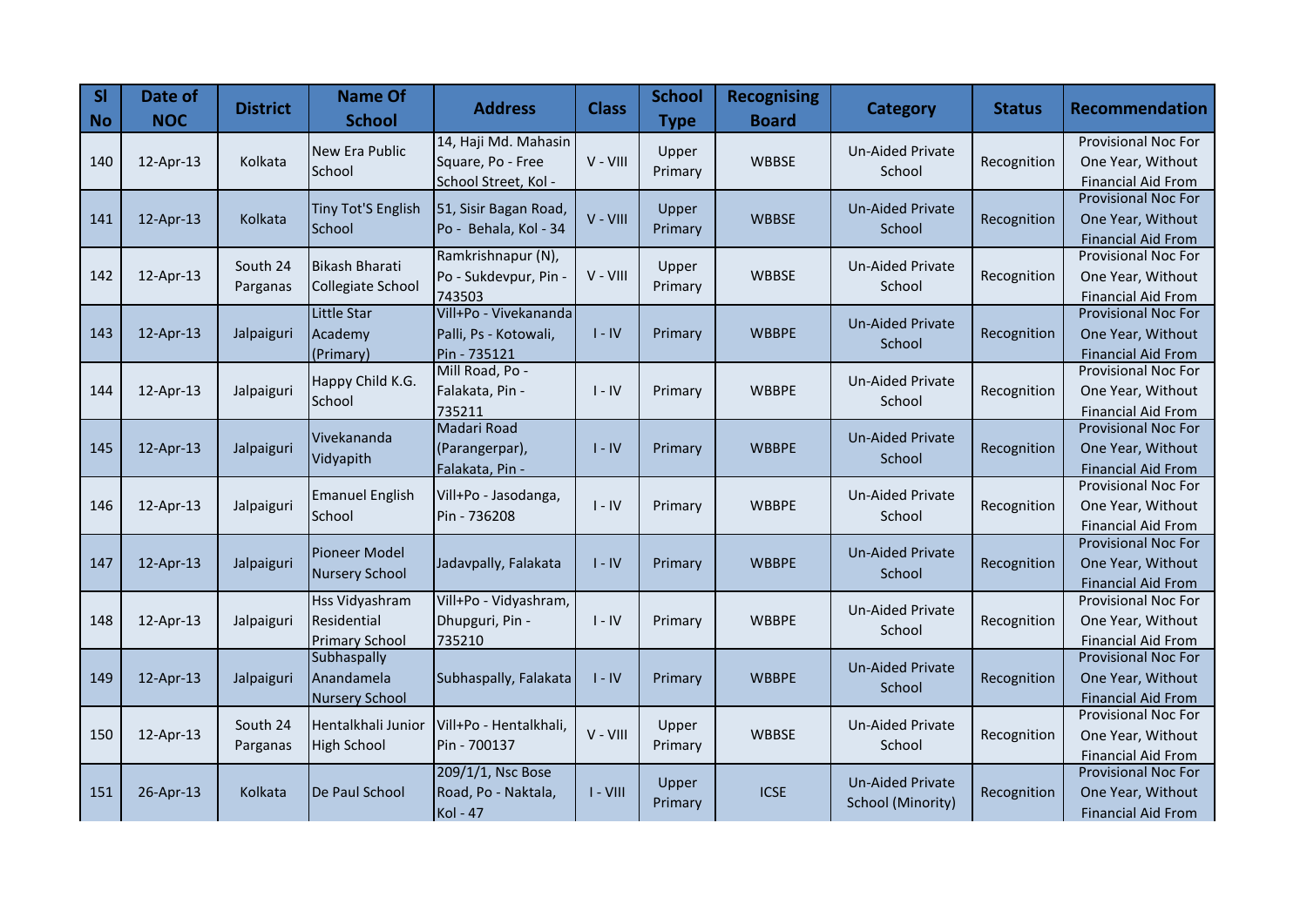| Sl No | Date of NOC | District | Name Of School | Address | Class | School Type | Recognising Board | Category | Status | Recommendation |
|---|---|---|---|---|---|---|---|---|---|---|
| 140 | 12-Apr-13 | Kolkata | New Era Public School | 14, Haji Md. Mahasin Square, Po - Free School Street, Kol - | V - VIII | Upper Primary | WBBSE | Un-Aided Private School | Recognition | Provisional Noc For One Year, Without Financial Aid From |
| 141 | 12-Apr-13 | Kolkata | Tiny Tot'S English School | 51, Sisir Bagan Road, Po - Behala, Kol - 34 | V - VIII | Upper Primary | WBBSE | Un-Aided Private School | Recognition | Provisional Noc For One Year, Without Financial Aid From |
| 142 | 12-Apr-13 | South 24 Parganas | Bikash Bharati Collegiate School | Ramkrishnapur (N), Po - Sukdevpur, Pin - 743503 | V - VIII | Upper Primary | WBBSE | Un-Aided Private School | Recognition | Provisional Noc For One Year, Without Financial Aid From |
| 143 | 12-Apr-13 | Jalpaiguri | Little Star Academy (Primary) | Vill+Po - Vivekananda Palli, Ps - Kotowali, Pin - 735121 | I - IV | Primary | WBBPE | Un-Aided Private School | Recognition | Provisional Noc For One Year, Without Financial Aid From |
| 144 | 12-Apr-13 | Jalpaiguri | Happy Child K.G. School | Mill Road, Po - Falakata, Pin - 735211 | I - IV | Primary | WBBPE | Un-Aided Private School | Recognition | Provisional Noc For One Year, Without Financial Aid From |
| 145 | 12-Apr-13 | Jalpaiguri | Vivekananda Vidyapith | Madari Road (Parangerpar), Falakata, Pin - | I - IV | Primary | WBBPE | Un-Aided Private School | Recognition | Provisional Noc For One Year, Without Financial Aid From |
| 146 | 12-Apr-13 | Jalpaiguri | Emanuel English School | Vill+Po - Jasodanga, Pin - 736208 | I - IV | Primary | WBBPE | Un-Aided Private School | Recognition | Provisional Noc For One Year, Without Financial Aid From |
| 147 | 12-Apr-13 | Jalpaiguri | Pioneer Model Nursery School | Jadavpally, Falakata | I - IV | Primary | WBBPE | Un-Aided Private School | Recognition | Provisional Noc For One Year, Without Financial Aid From |
| 148 | 12-Apr-13 | Jalpaiguri | Hss Vidyashram Residential Primary School | Vill+Po - Vidyashram, Dhupguri, Pin - 735210 | I - IV | Primary | WBBPE | Un-Aided Private School | Recognition | Provisional Noc For One Year, Without Financial Aid From |
| 149 | 12-Apr-13 | Jalpaiguri | Subhaspally Anandamela Nursery School | Subhaspally, Falakata | I - IV | Primary | WBBPE | Un-Aided Private School | Recognition | Provisional Noc For One Year, Without Financial Aid From |
| 150 | 12-Apr-13 | South 24 Parganas | Hentalkhali Junior High School | Vill+Po - Hentalkhali, Pin - 700137 | V - VIII | Upper Primary | WBBSE | Un-Aided Private School | Recognition | Provisional Noc For One Year, Without Financial Aid From |
| 151 | 26-Apr-13 | Kolkata | De Paul School | 209/1/1, Nsc Bose Road, Po - Naktala, Kol - 47 | I - VIII | Upper Primary | ICSE | Un-Aided Private School (Minority) | Recognition | Provisional Noc For One Year, Without Financial Aid From |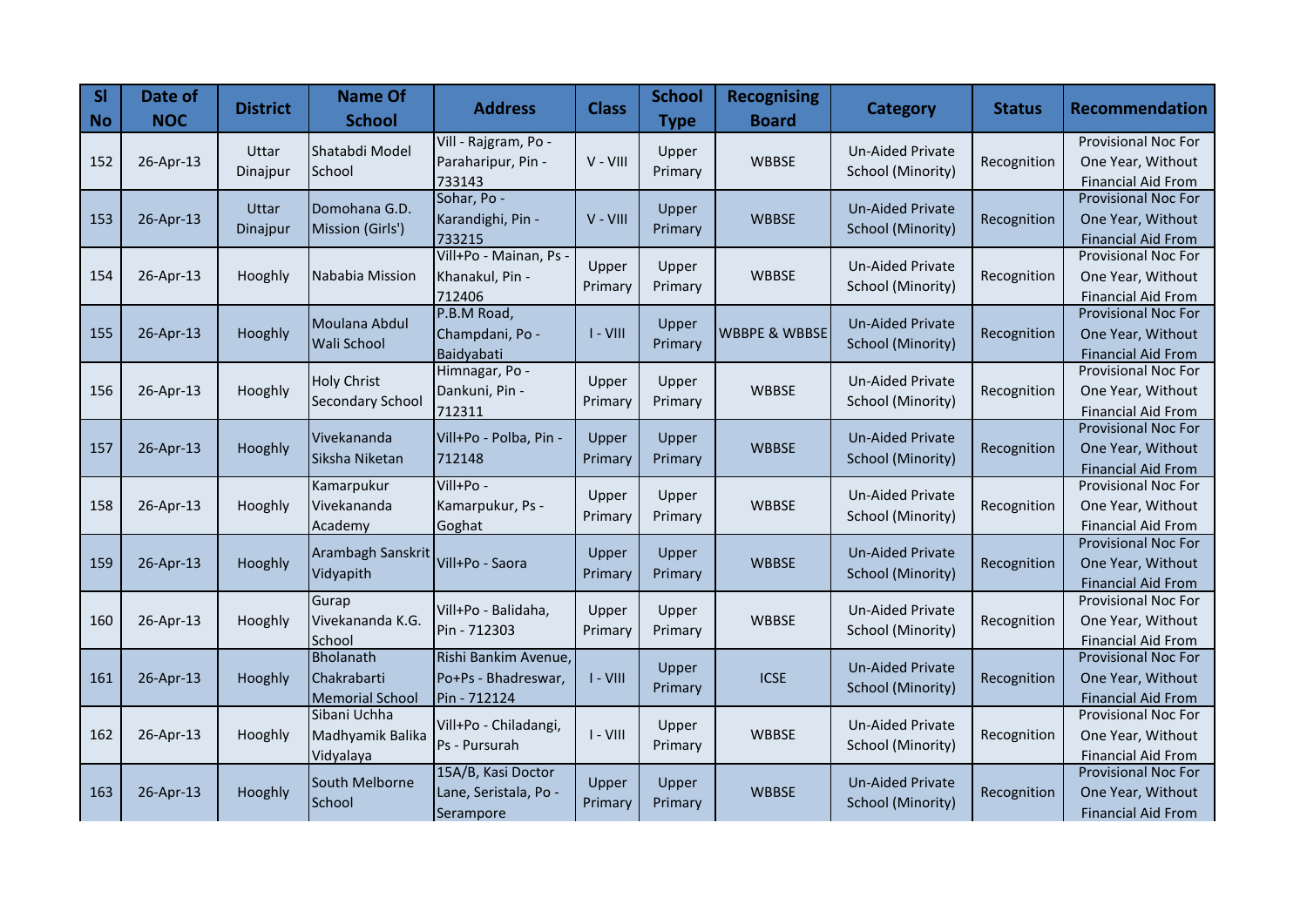| Sl No | Date of NOC | District | Name Of School | Address | Class | School Type | Recognising Board | Category | Status | Recommendation |
|---|---|---|---|---|---|---|---|---|---|---|
| 152 | 26-Apr-13 | Uttar Dinajpur | Shatabdi Model School | Vill - Rajgram, Po - Paraharipur, Pin - 733143 | V - VIII | Upper Primary | WBBSE | Un-Aided Private School (Minority) | Recognition | Provisional Noc For One Year, Without Financial Aid From |
| 153 | 26-Apr-13 | Uttar Dinajpur | Domohana G.D. Mission (Girls') | Sohar, Po - Karandighi, Pin - 733215 | V - VIII | Upper Primary | WBBSE | Un-Aided Private School (Minority) | Recognition | Provisional Noc For One Year, Without Financial Aid From |
| 154 | 26-Apr-13 | Hooghly | Nababia Mission | Vill+Po - Mainan, Ps - Khanakul, Pin - 712406 | Upper Primary | Upper Primary | WBBSE | Un-Aided Private School (Minority) | Recognition | Provisional Noc For One Year, Without Financial Aid From |
| 155 | 26-Apr-13 | Hooghly | Moulana Abdul Wali School | P.B.M Road, Champdani, Po - Baidyabati | I - VIII | Upper Primary | WBBPE & WBBSE | Un-Aided Private School (Minority) | Recognition | Provisional Noc For One Year, Without Financial Aid From |
| 156 | 26-Apr-13 | Hooghly | Holy Christ Secondary School | Himnagar, Po - Dankuni, Pin - 712311 | Upper Primary | Upper Primary | WBBSE | Un-Aided Private School (Minority) | Recognition | Provisional Noc For One Year, Without Financial Aid From |
| 157 | 26-Apr-13 | Hooghly | Vivekananda Siksha Niketan | Vill+Po - Polba, Pin - 712148 | Upper Primary | Upper Primary | WBBSE | Un-Aided Private School (Minority) | Recognition | Provisional Noc For One Year, Without Financial Aid From |
| 158 | 26-Apr-13 | Hooghly | Kamarpukur Vivekananda Academy | Vill+Po - Kamarpukur, Ps - Goghat | Upper Primary | Upper Primary | WBBSE | Un-Aided Private School (Minority) | Recognition | Provisional Noc For One Year, Without Financial Aid From |
| 159 | 26-Apr-13 | Hooghly | Arambagh Sanskrit Vidyapith | Vill+Po - Saora | Upper Primary | Upper Primary | WBBSE | Un-Aided Private School (Minority) | Recognition | Provisional Noc For One Year, Without Financial Aid From |
| 160 | 26-Apr-13 | Hooghly | Gurap Vivekananda K.G. School | Vill+Po - Balidaha, Pin - 712303 | Upper Primary | Upper Primary | WBBSE | Un-Aided Private School (Minority) | Recognition | Provisional Noc For One Year, Without Financial Aid From |
| 161 | 26-Apr-13 | Hooghly | Bholanath Chakrabarti Memorial School | Rishi Bankim Avenue, Po+Ps - Bhadreswar, Pin - 712124 | I - VIII | Upper Primary | ICSE | Un-Aided Private School (Minority) | Recognition | Provisional Noc For One Year, Without Financial Aid From |
| 162 | 26-Apr-13 | Hooghly | Sibani Uchha Madhyamik Balika Vidyalaya | Vill+Po - Chiladangi, Ps - Pursurah | I - VIII | Upper Primary | WBBSE | Un-Aided Private School (Minority) | Recognition | Provisional Noc For One Year, Without Financial Aid From |
| 163 | 26-Apr-13 | Hooghly | South Melborne School | 15A/B, Kasi Doctor Lane, Seristala, Po - Serampore | Upper Primary | Upper Primary | WBBSE | Un-Aided Private School (Minority) | Recognition | Provisional Noc For One Year, Without Financial Aid From |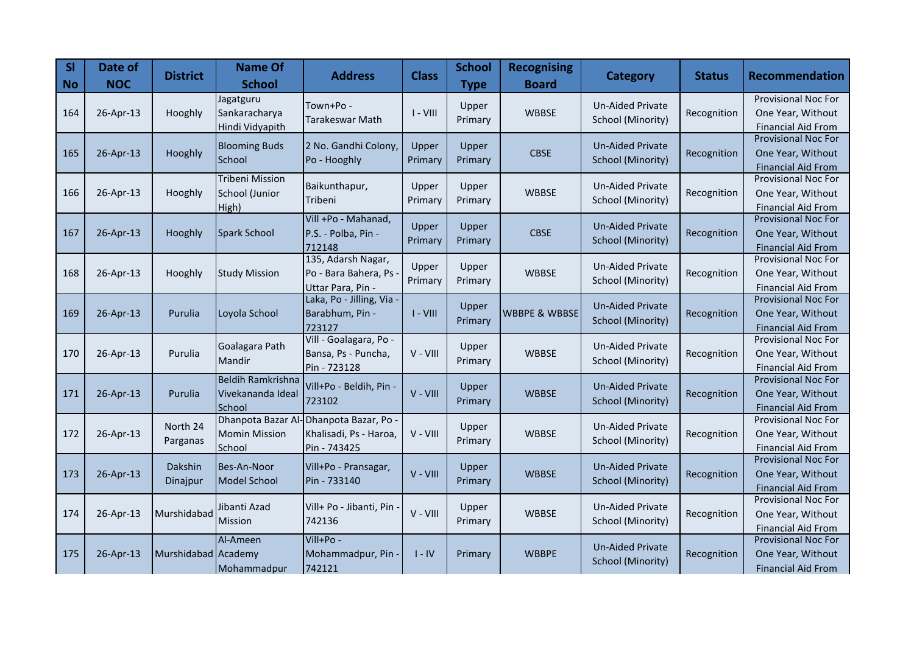| Sl No | Date of NOC | District | Name Of School | Address | Class | School Type | Recognising Board | Category | Status | Recommendation |
|---|---|---|---|---|---|---|---|---|---|---|
| 164 | 26-Apr-13 | Hooghly | Jagatguru Sankaracharya Hindi Vidyapith | Town+Po - Tarakeswar Math | I - VIII | Upper Primary | WBBSE | Un-Aided Private School (Minority) | Recognition | Provisional Noc For One Year, Without Financial Aid From |
| 165 | 26-Apr-13 | Hooghly | Blooming Buds School | 2 No. Gandhi Colony, Po - Hooghly | Upper Primary | Upper Primary | CBSE | Un-Aided Private School (Minority) | Recognition | Provisional Noc For One Year, Without Financial Aid From |
| 166 | 26-Apr-13 | Hooghly | Tribeni Mission School (Junior High) | Baikunthapur, Tribeni | Upper Primary | Upper Primary | WBBSE | Un-Aided Private School (Minority) | Recognition | Provisional Noc For One Year, Without Financial Aid From |
| 167 | 26-Apr-13 | Hooghly | Spark School | Vill +Po - Mahanad, P.S. - Polba, Pin - 712148 | Upper Primary | Upper Primary | CBSE | Un-Aided Private School (Minority) | Recognition | Provisional Noc For One Year, Without Financial Aid From |
| 168 | 26-Apr-13 | Hooghly | Study Mission | 135, Adarsh Nagar, Po - Bara Bahera, Ps - Uttar Para, Pin - | Upper Primary | Upper Primary | WBBSE | Un-Aided Private School (Minority) | Recognition | Provisional Noc For One Year, Without Financial Aid From |
| 169 | 26-Apr-13 | Purulia | Loyola School | Laka, Po - Jilling, Via - Barabhum, Pin - 723127 | I - VIII | Upper Primary | WBBPE & WBBSE | Un-Aided Private School (Minority) | Recognition | Provisional Noc For One Year, Without Financial Aid From |
| 170 | 26-Apr-13 | Purulia | Goalagara Path Mandir | Vill - Goalagara, Po - Bansa, Ps - Puncha, Pin - 723128 | V - VIII | Upper Primary | WBBSE | Un-Aided Private School (Minority) | Recognition | Provisional Noc For One Year, Without Financial Aid From |
| 171 | 26-Apr-13 | Purulia | Beldih Ramkrishna Vivekananda Ideal School | Vill+Po - Beldih, Pin - 723102 | V - VIII | Upper Primary | WBBSE | Un-Aided Private School (Minority) | Recognition | Provisional Noc For One Year, Without Financial Aid From |
| 172 | 26-Apr-13 | North 24 Parganas | Dhanpota Bazar Al-Momin Mission School | Dhanpota Bazar, Po - Khalisadi, Ps - Haroa, Pin - 743425 | V - VIII | Upper Primary | WBBSE | Un-Aided Private School (Minority) | Recognition | Provisional Noc For One Year, Without Financial Aid From |
| 173 | 26-Apr-13 | Dakshin Dinajpur | Bes-An-Noor Model School | Vill+Po - Pransagar, Pin - 733140 | V - VIII | Upper Primary | WBBSE | Un-Aided Private School (Minority) | Recognition | Provisional Noc For One Year, Without Financial Aid From |
| 174 | 26-Apr-13 | Murshidabad | Jibanti Azad Mission | Vill+ Po - Jibanti, Pin - 742136 | V - VIII | Upper Primary | WBBSE | Un-Aided Private School (Minority) | Recognition | Provisional Noc For One Year, Without Financial Aid From |
| 175 | 26-Apr-13 | Murshidabad | Al-Ameen Academy Mohammadpur | Vill+Po - Mohammadpur, Pin - 742121 | I - IV | Primary | WBBPE | Un-Aided Private School (Minority) | Recognition | Provisional Noc For One Year, Without Financial Aid From |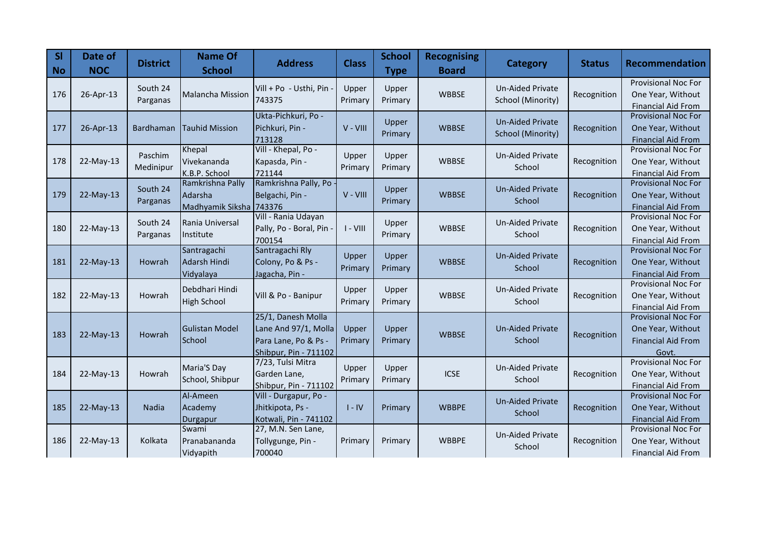| Sl No | Date of NOC | District | Name Of School | Address | Class | School Type | Recognising Board | Category | Status | Recommendation |
|---|---|---|---|---|---|---|---|---|---|---|
| 176 | 26-Apr-13 | South 24 Parganas | Malancha Mission | Vill + Po - Usthi, Pin - 743375 | Upper Primary | Upper Primary | WBBSE | Un-Aided Private School (Minority) | Recognition | Provisional Noc For One Year, Without Financial Aid From |
| 177 | 26-Apr-13 | Bardhaman | Tauhid Mission | Ukta-Pichkuri, Po - Pichkuri, Pin - 713128 | V - VIII | Upper Primary | WBBSE | Un-Aided Private School (Minority) | Recognition | Provisional Noc For One Year, Without Financial Aid From |
| 178 | 22-May-13 | Paschim Medinipur | Khepal Vivekananda K.B.P. School | Vill - Khepal, Po - Kapasda, Pin - 721144 | Upper Primary | Upper Primary | WBBSE | Un-Aided Private School | Recognition | Provisional Noc For One Year, Without Financial Aid From |
| 179 | 22-May-13 | South 24 Parganas | Ramkrishna Pally Adarsha Madhyamik Siksha | Ramkrishna Pally, Po - Belgachi, Pin - 743376 | V - VIII | Upper Primary | WBBSE | Un-Aided Private School | Recognition | Provisional Noc For One Year, Without Financial Aid From |
| 180 | 22-May-13 | South 24 Parganas | Rania Universal Institute | Vill - Rania Udayan Pally, Po - Boral, Pin - 700154 | I - VIII | Upper Primary | WBBSE | Un-Aided Private School | Recognition | Provisional Noc For One Year, Without Financial Aid From |
| 181 | 22-May-13 | Howrah | Santragachi Adarsh Hindi Vidyalaya | Santragachi Rly Colony, Po & Ps - Jagacha, Pin - | Upper Primary | Upper Primary | WBBSE | Un-Aided Private School | Recognition | Provisional Noc For One Year, Without Financial Aid From |
| 182 | 22-May-13 | Howrah | Debdhari Hindi High School | Vill & Po - Banipur | Upper Primary | Upper Primary | WBBSE | Un-Aided Private School | Recognition | Provisional Noc For One Year, Without Financial Aid From |
| 183 | 22-May-13 | Howrah | Gulistan Model School | 25/1, Danesh Molla Lane And 97/1, Molla Para Lane, Po & Ps - Shibpur, Pin - 711102 | Upper Primary | Upper Primary | WBBSE | Un-Aided Private School | Recognition | Provisional Noc For One Year, Without Financial Aid From Govt. |
| 184 | 22-May-13 | Howrah | Maria'S Day School, Shibpur | 7/23, Tulsi Mitra Garden Lane, Shibpur, Pin - 711102 | Upper Primary | Upper Primary | ICSE | Un-Aided Private School | Recognition | Provisional Noc For One Year, Without Financial Aid From |
| 185 | 22-May-13 | Nadia | Al-Ameen Academy Durgapur | Vill - Durgapur, Po - Jhitkipota, Ps - Kotwali, Pin - 741102 | I - IV | Primary | WBBPE | Un-Aided Private School | Recognition | Provisional Noc For One Year, Without Financial Aid From |
| 186 | 22-May-13 | Kolkata | Swami Pranabananda Vidyapith | 27, M.N. Sen Lane, Tollygunge, Pin - 700040 | Primary | Primary | WBBPE | Un-Aided Private School | Recognition | Provisional Noc For One Year, Without Financial Aid From |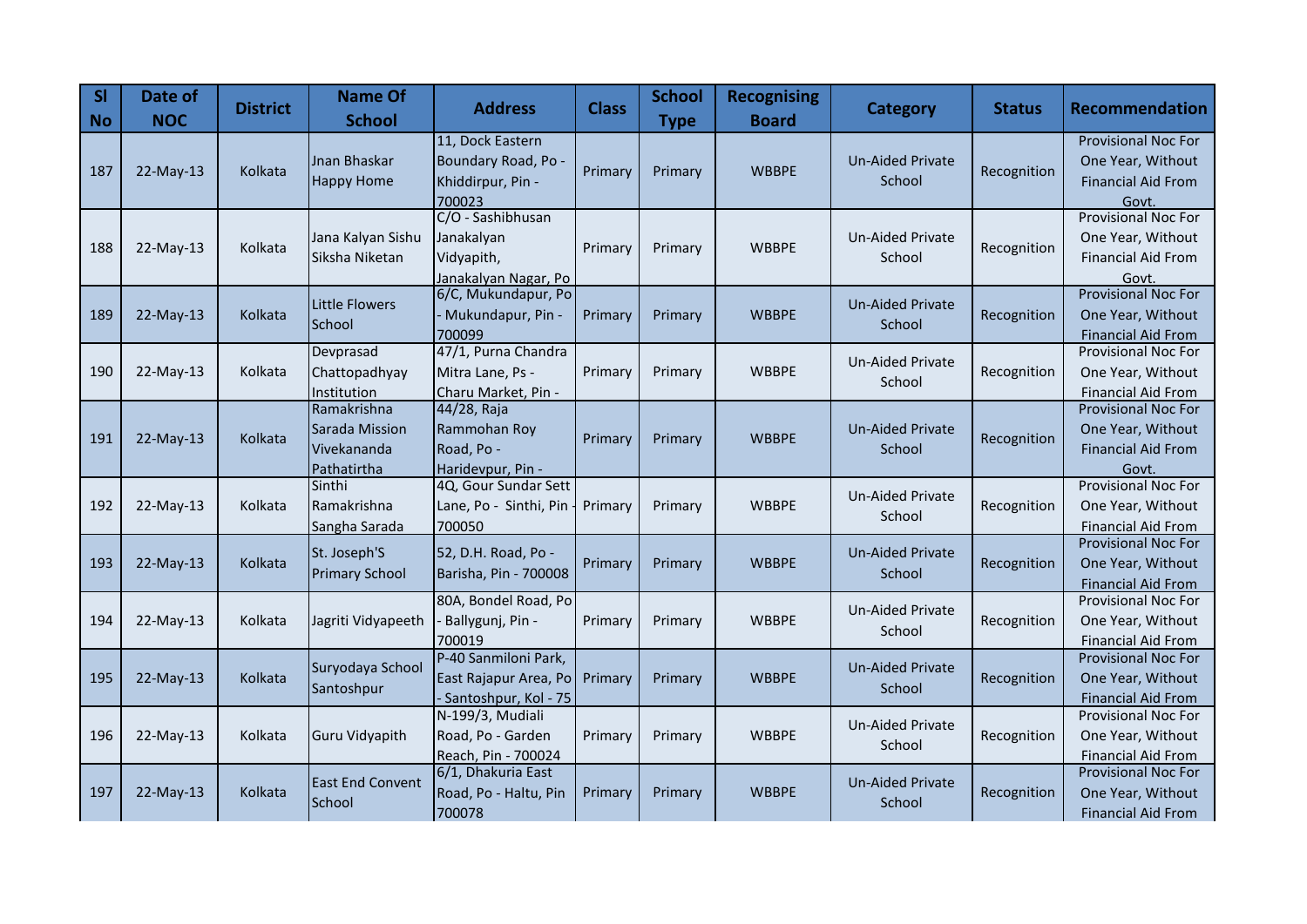| Sl No | Date of NOC | District | Name Of School | Address | Class | School Type | Recognising Board | Category | Status | Recommendation |
|---|---|---|---|---|---|---|---|---|---|---|
| 187 | 22-May-13 | Kolkata | Jnan Bhaskar Happy Home | 11, Dock Eastern Boundary Road, Po - Khiddirpur, Pin - 700023 | Primary | Primary | WBBPE | Un-Aided Private School | Recognition | Provisional Noc For One Year, Without Financial Aid From Govt. |
| 188 | 22-May-13 | Kolkata | Jana Kalyan Sishu Siksha Niketan | C/O - Sashibhusan Janakalyan Vidyapith, Janakalyan Nagar, Po | Primary | Primary | WBBPE | Un-Aided Private School | Recognition | Provisional Noc For One Year, Without Financial Aid From Govt. |
| 189 | 22-May-13 | Kolkata | Little Flowers School | 6/C, Mukundapur, Po - Mukundapur, Pin - 700099 | Primary | Primary | WBBPE | Un-Aided Private School | Recognition | Provisional Noc For One Year, Without Financial Aid From |
| 190 | 22-May-13 | Kolkata | Devprasad Chattopadhyay Institution | 47/1, Purna Chandra Mitra Lane, Ps - Charu Market, Pin - | Primary | Primary | WBBPE | Un-Aided Private School | Recognition | Provisional Noc For One Year, Without Financial Aid From |
| 191 | 22-May-13 | Kolkata | Ramakrishna Sarada Mission Vivekananda Pathatirtha | 44/28, Raja Rammohan Roy Road, Po - Haridevpur, Pin - | Primary | Primary | WBBPE | Un-Aided Private School | Recognition | Provisional Noc For One Year, Without Financial Aid From Govt. |
| 192 | 22-May-13 | Kolkata | Sinthi Ramakrishna Sangha Sarada | 4Q, Gour Sundar Sett Lane, Po - Sinthi, Pin - 700050 | Primary | Primary | WBBPE | Un-Aided Private School | Recognition | Provisional Noc For One Year, Without Financial Aid From |
| 193 | 22-May-13 | Kolkata | St. Joseph'S Primary School | 52, D.H. Road, Po - Barisha, Pin - 700008 | Primary | Primary | WBBPE | Un-Aided Private School | Recognition | Provisional Noc For One Year, Without Financial Aid From |
| 194 | 22-May-13 | Kolkata | Jagriti Vidyapeeth | 80A, Bondel Road, Po - Ballygunj, Pin - 700019 | Primary | Primary | WBBPE | Un-Aided Private School | Recognition | Provisional Noc For One Year, Without Financial Aid From |
| 195 | 22-May-13 | Kolkata | Suryodaya School Santoshpur | P-40 Sanmiloni Park, East Rajapur Area, Po - Santoshpur, Kol - 75 | Primary | Primary | WBBPE | Un-Aided Private School | Recognition | Provisional Noc For One Year, Without Financial Aid From |
| 196 | 22-May-13 | Kolkata | Guru Vidyapith | N-199/3, Mudiali Road, Po - Garden Reach, Pin - 700024 | Primary | Primary | WBBPE | Un-Aided Private School | Recognition | Provisional Noc For One Year, Without Financial Aid From |
| 197 | 22-May-13 | Kolkata | East End Convent School | 6/1, Dhakuria East Road, Po - Haltu, Pin 700078 | Primary | Primary | WBBPE | Un-Aided Private School | Recognition | Provisional Noc For One Year, Without Financial Aid From |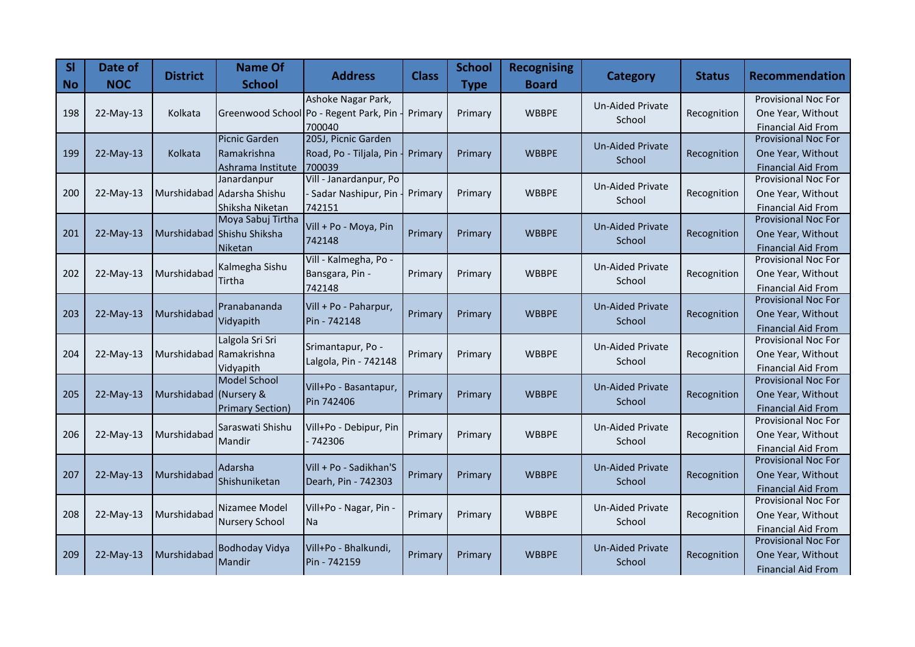| Sl No | Date of NOC | District | Name Of School | Address | Class | School Type | Recognising Board | Category | Status | Recommendation |
| --- | --- | --- | --- | --- | --- | --- | --- | --- | --- | --- |
| 198 | 22-May-13 | Kolkata | Greenwood School | Ashoke Nagar Park, Po - Regent Park, Pin - 700040 | Primary | Primary | WBBPE | Un-Aided Private School | Recognition | Provisional Noc For One Year, Without Financial Aid From |
| 199 | 22-May-13 | Kolkata | Picnic Garden Ramakrishna Ashrama Institute | 205J, Picnic Garden Road, Po - Tiljala, Pin - 700039 | Primary | Primary | WBBPE | Un-Aided Private School | Recognition | Provisional Noc For One Year, Without Financial Aid From |
| 200 | 22-May-13 | Murshidabad | Janardanpur Adarsha Shishu Shiksha Niketan | Vill - Janardanpur, Po - Sadar Nashipur, Pin - 742151 | Primary | Primary | WBBPE | Un-Aided Private School | Recognition | Provisional Noc For One Year, Without Financial Aid From |
| 201 | 22-May-13 | Murshidabad | Moya Sabuj Tirtha Shishu Shiksha Niketan | Vill + Po - Moya, Pin 742148 | Primary | Primary | WBBPE | Un-Aided Private School | Recognition | Provisional Noc For One Year, Without Financial Aid From |
| 202 | 22-May-13 | Murshidabad | Kalmegha Sishu Tirtha | Vill - Kalmegha, Po - Bansgara, Pin - 742148 | Primary | Primary | WBBPE | Un-Aided Private School | Recognition | Provisional Noc For One Year, Without Financial Aid From |
| 203 | 22-May-13 | Murshidabad | Pranabananda Vidyapith | Vill + Po - Paharpur, Pin - 742148 | Primary | Primary | WBBPE | Un-Aided Private School | Recognition | Provisional Noc For One Year, Without Financial Aid From |
| 204 | 22-May-13 | Murshidabad | Lalgola Sri Sri Ramakrishna Vidyapith | Srimantapur, Po - Lalgola, Pin - 742148 | Primary | Primary | WBBPE | Un-Aided Private School | Recognition | Provisional Noc For One Year, Without Financial Aid From |
| 205 | 22-May-13 | Murshidabad | Model School (Nursery & Primary Section) | Vill+Po - Basantapur, Pin 742406 | Primary | Primary | WBBPE | Un-Aided Private School | Recognition | Provisional Noc For One Year, Without Financial Aid From |
| 206 | 22-May-13 | Murshidabad | Saraswati Shishu Mandir | Vill+Po - Debipur, Pin - 742306 | Primary | Primary | WBBPE | Un-Aided Private School | Recognition | Provisional Noc For One Year, Without Financial Aid From |
| 207 | 22-May-13 | Murshidabad | Adarsha Shishuniketan | Vill + Po - Sadikhan'S Dearh, Pin - 742303 | Primary | Primary | WBBPE | Un-Aided Private School | Recognition | Provisional Noc For One Year, Without Financial Aid From |
| 208 | 22-May-13 | Murshidabad | Nizamee Model Nursery School | Vill+Po - Nagar, Pin - Na | Primary | Primary | WBBPE | Un-Aided Private School | Recognition | Provisional Noc For One Year, Without Financial Aid From |
| 209 | 22-May-13 | Murshidabad | Bodhoday Vidya Mandir | Vill+Po - Bhalkundi, Pin - 742159 | Primary | Primary | WBBPE | Un-Aided Private School | Recognition | Provisional Noc For One Year, Without Financial Aid From |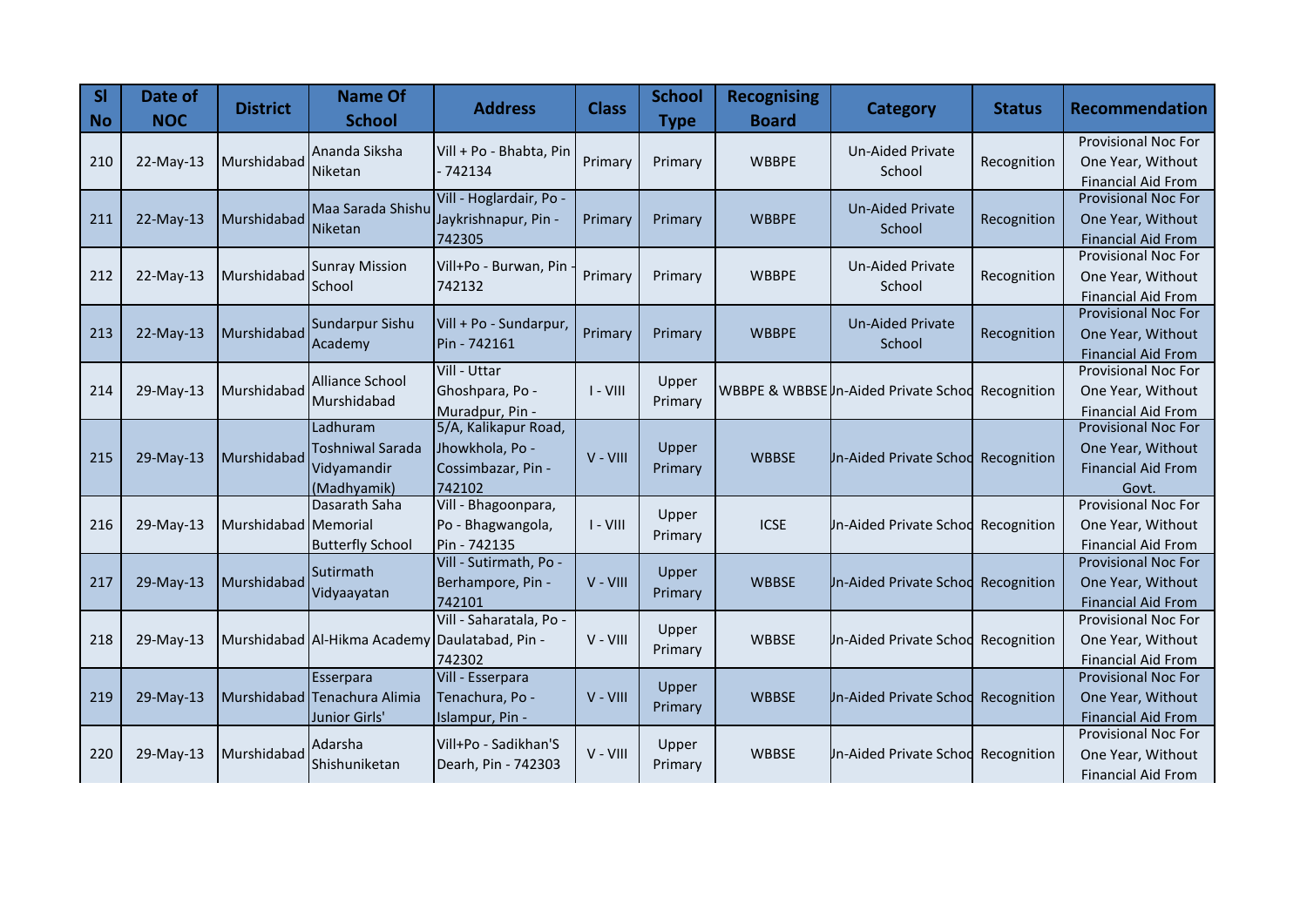| Sl No | Date of NOC | District | Name Of School | Address | Class | School Type | Recognising Board | Category | Status | Recommendation |
|---|---|---|---|---|---|---|---|---|---|---|
| 210 | 22-May-13 | Murshidabad | Ananda Siksha Niketan | Vill + Po - Bhabta, Pin - 742134 | Primary | Primary | WBBPE | Un-Aided Private School | Recognition | Provisional Noc For One Year, Without Financial Aid From |
| 211 | 22-May-13 | Murshidabad | Maa Sarada Shishu Niketan | Vill - Hoglardair, Po - Jaykrishnapur, Pin - 742305 | Primary | Primary | WBBPE | Un-Aided Private School | Recognition | Provisional Noc For One Year, Without Financial Aid From |
| 212 | 22-May-13 | Murshidabad | Sunray Mission School | Vill+Po - Burwan, Pin - 742132 | Primary | Primary | WBBPE | Un-Aided Private School | Recognition | Provisional Noc For One Year, Without Financial Aid From |
| 213 | 22-May-13 | Murshidabad | Sundarpur Sishu Academy | Vill + Po - Sundarpur, Pin - 742161 | Primary | Primary | WBBPE | Un-Aided Private School | Recognition | Provisional Noc For One Year, Without Financial Aid From |
| 214 | 29-May-13 | Murshidabad | Alliance School Murshidabad | Vill - Uttar Ghoshpara, Po - Muradpur, Pin - | I - VIII | Upper Primary | WBBPE & WBBSE | Un-Aided Private School | Recognition | Provisional Noc For One Year, Without Financial Aid From |
| 215 | 29-May-13 | Murshidabad | Ladhuram Toshniwal Sarada Vidyamandir (Madhyamik) | 5/A, Kalikapur Road, Jhowkhola, Po - Cossimbazar, Pin - 742102 | V - VIII | Upper Primary | WBBSE | Un-Aided Private School | Recognition | Provisional Noc For One Year, Without Financial Aid From Govt. |
| 216 | 29-May-13 | Murshidabad | Dasarath Saha Memorial Butterfly School | Vill - Bhagoonpara, Po - Bhagwangola, Pin - 742135 | I - VIII | Upper Primary | ICSE | Un-Aided Private School | Recognition | Provisional Noc For One Year, Without Financial Aid From |
| 217 | 29-May-13 | Murshidabad | Sutirmath Vidyaayatan | Vill - Sutirmath, Po - Berhampore, Pin - 742101 | V - VIII | Upper Primary | WBBSE | Un-Aided Private School | Recognition | Provisional Noc For One Year, Without Financial Aid From |
| 218 | 29-May-13 | Murshidabad | Al-Hikma Academy | Vill - Saharatala, Po - Daulatabad, Pin - 742302 | V - VIII | Upper Primary | WBBSE | Un-Aided Private School | Recognition | Provisional Noc For One Year, Without Financial Aid From |
| 219 | 29-May-13 | Murshidabad | Esserpara Tenachura Alimia Junior Girls' | Vill - Esserpara Tenachura, Po - Islampur, Pin - | V - VIII | Upper Primary | WBBSE | Un-Aided Private School | Recognition | Provisional Noc For One Year, Without Financial Aid From |
| 220 | 29-May-13 | Murshidabad | Adarsha Shishuniketan | Vill+Po - Sadikhan'S Dearh, Pin - 742303 | V - VIII | Upper Primary | WBBSE | Un-Aided Private School | Recognition | Provisional Noc For One Year, Without Financial Aid From |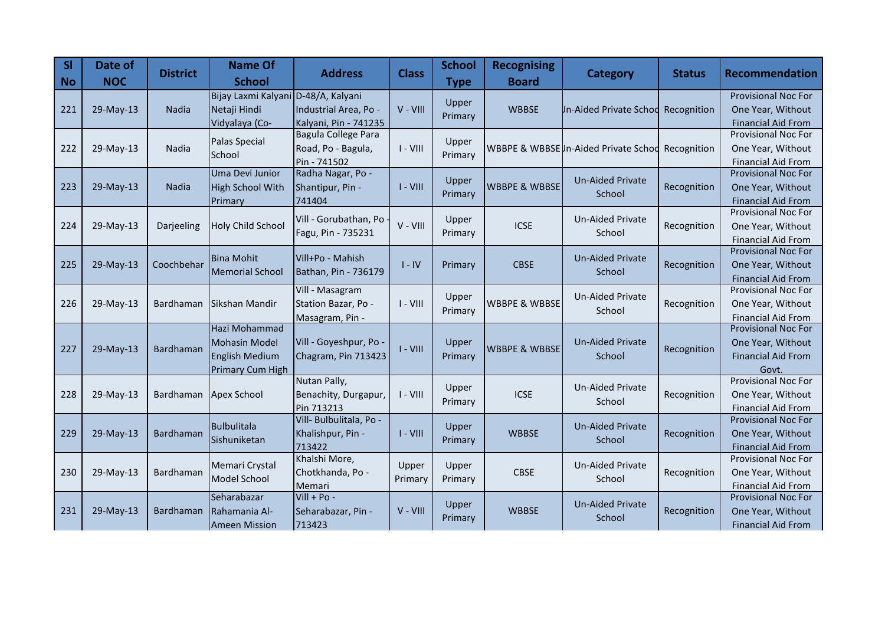| Sl No | Date of NOC | District | Name Of School | Address | Class | School Type | Recognising Board | Category | Status | Recommendation |
|---|---|---|---|---|---|---|---|---|---|---|
| 221 | 29-May-13 | Nadia | Bijay Laxmi Kalyani Netaji Hindi Vidyalaya (Co- | D-48/A, Kalyani Industrial Area, Po - Kalyani, Pin - 741235 | V - VIII | Upper Primary | WBBSE | Jn-Aided Private Schoo | Recognition | Provisional Noc For One Year, Without Financial Aid From |
| 222 | 29-May-13 | Nadia | Palas Special School | Bagula College Para Road, Po - Bagula, Pin - 741502 | I - VIII | Upper Primary | WBBPE & WBBSE | Jn-Aided Private Schoo | Recognition | Provisional Noc For One Year, Without Financial Aid From |
| 223 | 29-May-13 | Nadia | Uma Devi Junior High School With Primary | Radha Nagar, Po - Shantipur, Pin - 741404 | I - VIII | Upper Primary | WBBPE & WBBSE | Un-Aided Private School | Recognition | Provisional Noc For One Year, Without Financial Aid From |
| 224 | 29-May-13 | Darjeeling | Holy Child School | Vill - Gorubathan, Po - Fagu, Pin - 735231 | V - VIII | Upper Primary | ICSE | Un-Aided Private School | Recognition | Provisional Noc For One Year, Without Financial Aid From |
| 225 | 29-May-13 | Coochbehar | Bina Mohit Memorial School | Vill+Po - Mahish Bathan, Pin - 736179 | I - IV | Primary | CBSE | Un-Aided Private School | Recognition | Provisional Noc For One Year, Without Financial Aid From |
| 226 | 29-May-13 | Bardhaman | Sikshan Mandir | Vill - Masagram Station Bazar, Po - Masagram, Pin - | I - VIII | Upper Primary | WBBPE & WBBSE | Un-Aided Private School | Recognition | Provisional Noc For One Year, Without Financial Aid From |
| 227 | 29-May-13 | Bardhaman | Hazi Mohammad Mohasin Model English Medium Primary Cum High | Vill - Goyeshpur, Po - Chagram, Pin 713423 | I - VIII | Upper Primary | WBBPE & WBBSE | Un-Aided Private School | Recognition | Provisional Noc For One Year, Without Financial Aid From Govt. |
| 228 | 29-May-13 | Bardhaman | Apex School | Nutan Pally, Benachity, Durgapur, Pin 713213 | I - VIII | Upper Primary | ICSE | Un-Aided Private School | Recognition | Provisional Noc For One Year, Without Financial Aid From |
| 229 | 29-May-13 | Bardhaman | Bulbulitala Sishuniketan | Vill- Bulbulitala, Po - Khalishpur, Pin - 713422 | I - VIII | Upper Primary | WBBSE | Un-Aided Private School | Recognition | Provisional Noc For One Year, Without Financial Aid From |
| 230 | 29-May-13 | Bardhaman | Memari Crystal Model School | Khalshi More, Chotkhanda, Po - Memari | Upper Primary | Upper Primary | CBSE | Un-Aided Private School | Recognition | Provisional Noc For One Year, Without Financial Aid From |
| 231 | 29-May-13 | Bardhaman | Seharabazar Rahamania Al-Ameen Mission | Vill + Po - Seharabazar, Pin - 713423 | V - VIII | Upper Primary | WBBSE | Un-Aided Private School | Recognition | Provisional Noc For One Year, Without Financial Aid From |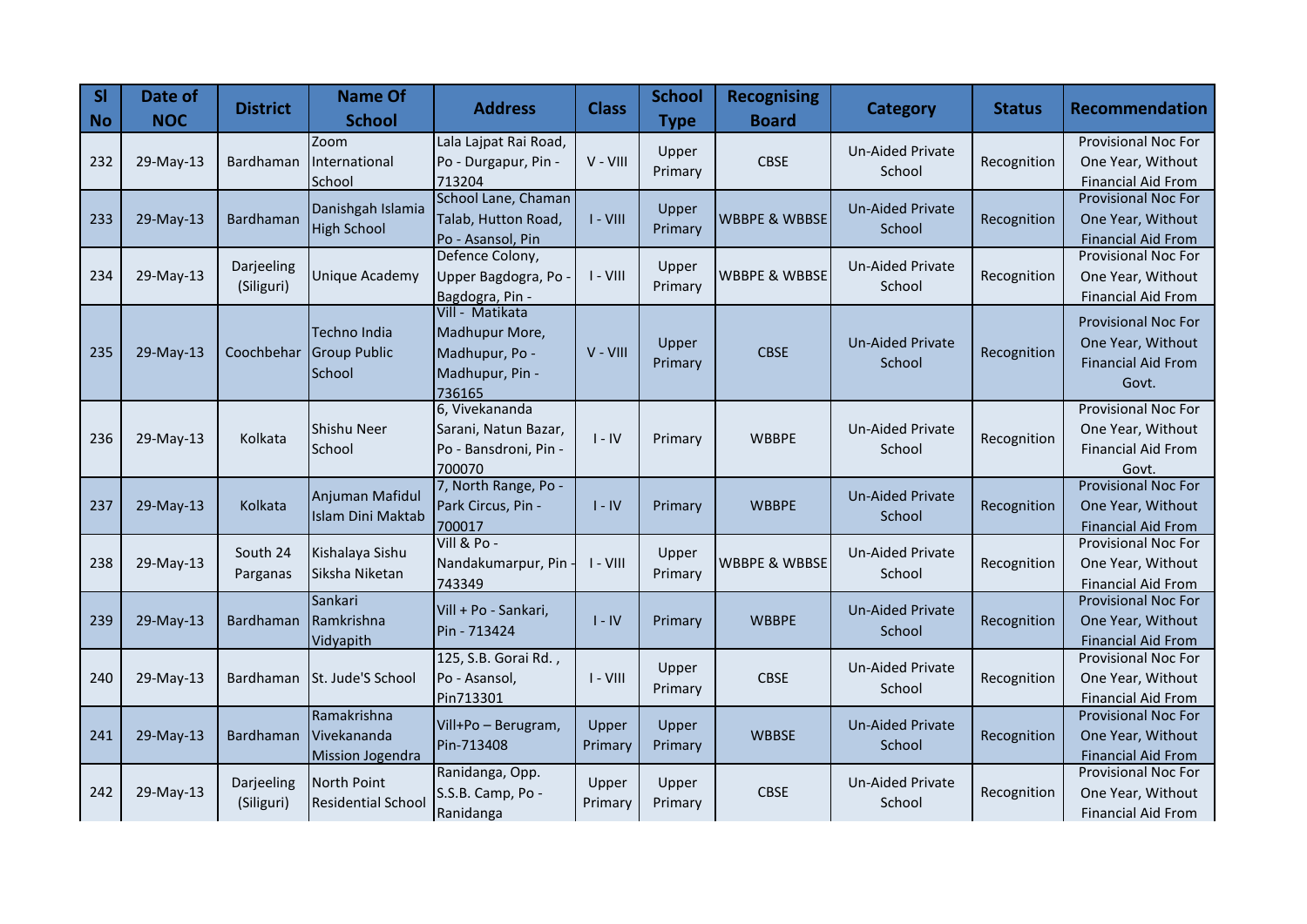| Sl No | Date of NOC | District | Name Of School | Address | Class | School Type | Recognising Board | Category | Status | Recommendation |
|---|---|---|---|---|---|---|---|---|---|---|
| 232 | 29-May-13 | Bardhaman | Zoom International School | Lala Lajpat Rai Road, Po - Durgapur, Pin - 713204 | V - VIII | Upper Primary | CBSE | Un-Aided Private School | Recognition | Provisional Noc For One Year, Without Financial Aid From |
| 233 | 29-May-13 | Bardhaman | Danishgah Islamia High School | School Lane, Chaman Talab, Hutton Road, Po - Asansol, Pin | I - VIII | Upper Primary | WBBPE & WBBSE | Un-Aided Private School | Recognition | Provisional Noc For One Year, Without Financial Aid From |
| 234 | 29-May-13 | Darjeeling (Siliguri) | Unique Academy | Defence Colony, Upper Bagdogra, Po - Bagdogra, Pin - | I - VIII | Upper Primary | WBBPE & WBBSE | Un-Aided Private School | Recognition | Provisional Noc For One Year, Without Financial Aid From |
| 235 | 29-May-13 | Coochbehar | Techno India Group Public School | Vill - Matikata Madhupur More, Madhupur, Po - Madhupur, Pin - 736165 | V - VIII | Upper Primary | CBSE | Un-Aided Private School | Recognition | Provisional Noc For One Year, Without Financial Aid From Govt. |
| 236 | 29-May-13 | Kolkata | Shishu Neer School | 6, Vivekananda Sarani, Natun Bazar, Po - Bansdroni, Pin - 700070 | I - IV | Primary | WBBPE | Un-Aided Private School | Recognition | Provisional Noc For One Year, Without Financial Aid From Govt. |
| 237 | 29-May-13 | Kolkata | Anjuman Mafidul Islam Dini Maktab | 7, North Range, Po - Park Circus, Pin - 700017 | I - IV | Primary | WBBPE | Un-Aided Private School | Recognition | Provisional Noc For One Year, Without Financial Aid From |
| 238 | 29-May-13 | South 24 Parganas | Kishalaya Sishu Siksha Niketan | Vill & Po - Nandakumarpur, Pin - 743349 | I - VIII | Upper Primary | WBBPE & WBBSE | Un-Aided Private School | Recognition | Provisional Noc For One Year, Without Financial Aid From |
| 239 | 29-May-13 | Bardhaman | Sankari Ramkrishna Vidyapith | Vill + Po - Sankari, Pin - 713424 | I - IV | Primary | WBBPE | Un-Aided Private School | Recognition | Provisional Noc For One Year, Without Financial Aid From |
| 240 | 29-May-13 | Bardhaman | St. Jude'S School | 125, S.B. Gorai Rd. , Po - Asansol, Pin713301 | I - VIII | Upper Primary | CBSE | Un-Aided Private School | Recognition | Provisional Noc For One Year, Without Financial Aid From |
| 241 | 29-May-13 | Bardhaman | Ramakrishna Vivekananda Mission Jogendra | Vill+Po – Berugram, Pin-713408 | Upper Primary | Upper Primary | WBBSE | Un-Aided Private School | Recognition | Provisional Noc For One Year, Without Financial Aid From |
| 242 | 29-May-13 | Darjeeling (Siliguri) | North Point Residential School | Ranidanga, Opp. S.S.B. Camp, Po - Ranidanga | Upper Primary | Upper Primary | CBSE | Un-Aided Private School | Recognition | Provisional Noc For One Year, Without Financial Aid From |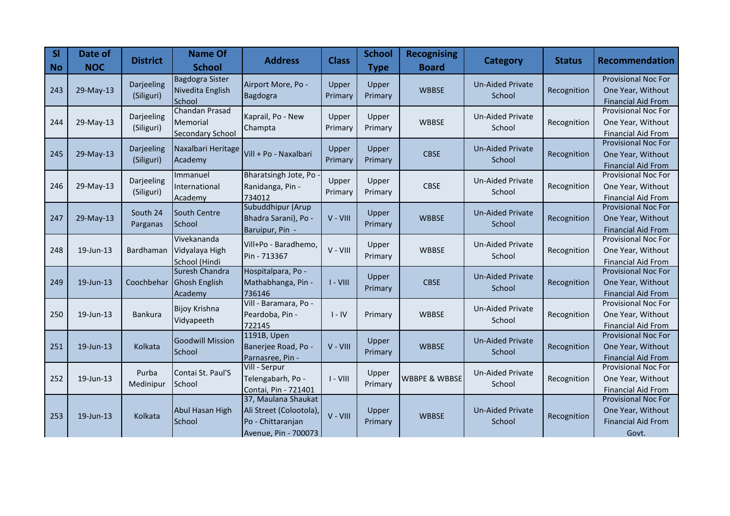| Sl No | Date of NOC | District | Name Of School | Address | Class | School Type | Recognising Board | Category | Status | Recommendation |
| --- | --- | --- | --- | --- | --- | --- | --- | --- | --- | --- |
| 243 | 29-May-13 | Darjeeling (Siliguri) | Bagdogra Sister Nivedita English School | Airport More, Po - Bagdogra | Upper Primary | Upper Primary | WBBSE | Un-Aided Private School | Recognition | Provisional Noc For One Year, Without Financial Aid From |
| 244 | 29-May-13 | Darjeeling (Siliguri) | Chandan Prasad Memorial Secondary School | Kaprail, Po - New Champta | Upper Primary | Upper Primary | WBBSE | Un-Aided Private School | Recognition | Provisional Noc For One Year, Without Financial Aid From |
| 245 | 29-May-13 | Darjeeling (Siliguri) | Naxalbari Heritage Academy | Vill + Po - Naxalbari | Upper Primary | Upper Primary | CBSE | Un-Aided Private School | Recognition | Provisional Noc For One Year, Without Financial Aid From |
| 246 | 29-May-13 | Darjeeling (Siliguri) | Immanuel International Academy | Bharatsingh Jote, Po - Ranidanga, Pin - 734012 | Upper Primary | Upper Primary | CBSE | Un-Aided Private School | Recognition | Provisional Noc For One Year, Without Financial Aid From |
| 247 | 29-May-13 | South 24 Parganas | South Centre School | Subuddhipur (Arup Bhadra Sarani), Po - Baruipur, Pin - | V - VIII | Upper Primary | WBBSE | Un-Aided Private School | Recognition | Provisional Noc For One Year, Without Financial Aid From |
| 248 | 19-Jun-13 | Bardhaman | Vivekananda Vidyalaya High School (Hindi | Vill+Po - Baradhemo, Pin - 713367 | V - VIII | Upper Primary | WBBSE | Un-Aided Private School | Recognition | Provisional Noc For One Year, Without Financial Aid From |
| 249 | 19-Jun-13 | Coochbehar | Suresh Chandra Ghosh English Academy | Hospitalpara, Po - Mathabhanga, Pin - 736146 | I - VIII | Upper Primary | CBSE | Un-Aided Private School | Recognition | Provisional Noc For One Year, Without Financial Aid From |
| 250 | 19-Jun-13 | Bankura | Bijoy Krishna Vidyapeeth | Vill - Baramara, Po - Peardoba, Pin - 722145 | I - IV | Primary | WBBSE | Un-Aided Private School | Recognition | Provisional Noc For One Year, Without Financial Aid From |
| 251 | 19-Jun-13 | Kolkata | Goodwill Mission School | 1191B, Upen Banerjee Road, Po - Parnasree, Pin - | V - VIII | Upper Primary | WBBSE | Un-Aided Private School | Recognition | Provisional Noc For One Year, Without Financial Aid From |
| 252 | 19-Jun-13 | Purba Medinipur | Contai St. Paul'S School | Vill - Serpur Telengabarh, Po - Contai, Pin - 721401 | I - VIII | Upper Primary | WBBPE & WBBSE | Un-Aided Private School | Recognition | Provisional Noc For One Year, Without Financial Aid From |
| 253 | 19-Jun-13 | Kolkata | Abul Hasan High School | 37, Maulana Shaukat Ali Street (Colootola), Po - Chittaranjan Avenue, Pin - 700073 | V - VIII | Upper Primary | WBBSE | Un-Aided Private School | Recognition | Provisional Noc For One Year, Without Financial Aid From Govt. |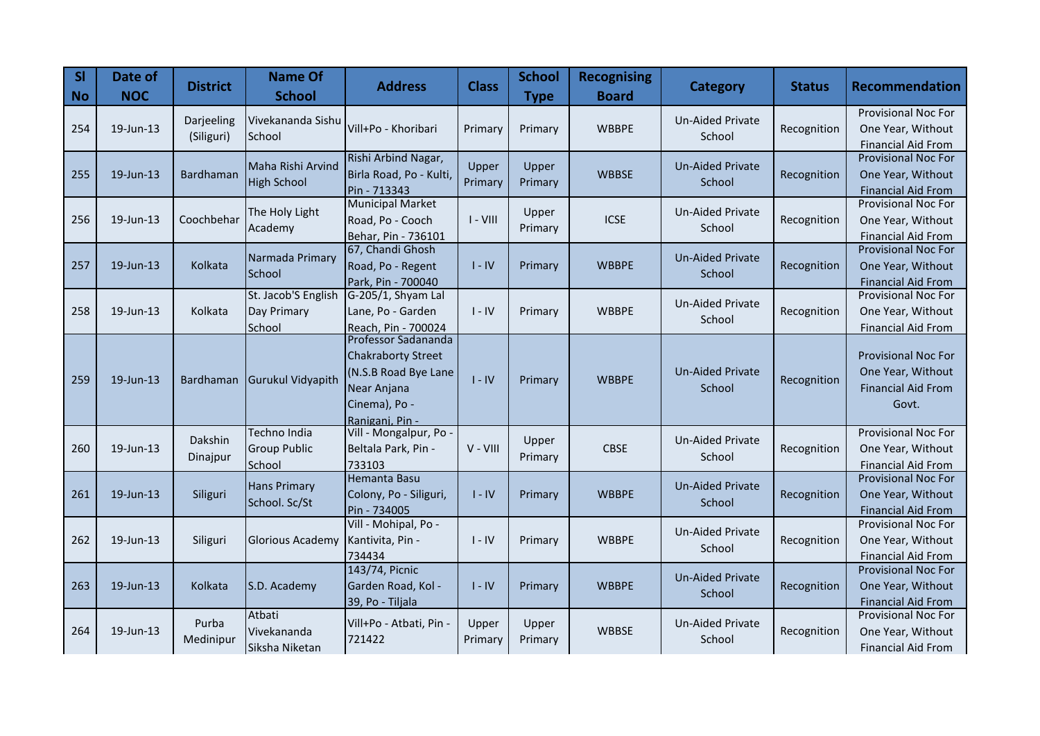| Sl No | Date of NOC | District | Name Of School | Address | Class | School Type | Recognising Board | Category | Status | Recommendation |
|---|---|---|---|---|---|---|---|---|---|---|
| 254 | 19-Jun-13 | Darjeeling (Siliguri) | Vivekananda Sishu School | Vill+Po - Khoribari | Primary | Primary | WBBPE | Un-Aided Private School | Recognition | Provisional Noc For One Year, Without Financial Aid From |
| 255 | 19-Jun-13 | Bardhaman | Maha Rishi Arvind High School | Rishi Arbind Nagar, Birla Road, Po - Kulti, Pin - 713343 | Upper Primary | Upper Primary | WBBSE | Un-Aided Private School | Recognition | Provisional Noc For One Year, Without Financial Aid From |
| 256 | 19-Jun-13 | Coochbehar | The Holy Light Academy | Municipal Market Road, Po - Cooch Behar, Pin - 736101 | I - VIII | Upper Primary | ICSE | Un-Aided Private School | Recognition | Provisional Noc For One Year, Without Financial Aid From |
| 257 | 19-Jun-13 | Kolkata | Narmada Primary School | 67, Chandi Ghosh Road, Po - Regent Park, Pin - 700040 | I - IV | Primary | WBBPE | Un-Aided Private School | Recognition | Provisional Noc For One Year, Without Financial Aid From |
| 258 | 19-Jun-13 | Kolkata | St. Jacob'S English Day Primary School | G-205/1, Shyam Lal Lane, Po - Garden Reach, Pin - 700024 | I - IV | Primary | WBBPE | Un-Aided Private School | Recognition | Provisional Noc For One Year, Without Financial Aid From |
| 259 | 19-Jun-13 | Bardhaman | Gurukul Vidyapith | Professor Sadananda Chakraborty Street (N.S.B Road Bye Lane Near Anjana Cinema), Po - Raniganj, Pin - | I - IV | Primary | WBBPE | Un-Aided Private School | Recognition | Provisional Noc For One Year, Without Financial Aid From Govt. |
| 260 | 19-Jun-13 | Dakshin Dinajpur | Techno India Group Public School | Vill - Mongalpur, Po - Beltala Park, Pin - 733103 | V - VIII | Upper Primary | CBSE | Un-Aided Private School | Recognition | Provisional Noc For One Year, Without Financial Aid From |
| 261 | 19-Jun-13 | Siliguri | Hans Primary School. Sc/St | Hemanta Basu Colony, Po - Siliguri, Pin - 734005 | I - IV | Primary | WBBPE | Un-Aided Private School | Recognition | Provisional Noc For One Year, Without Financial Aid From |
| 262 | 19-Jun-13 | Siliguri | Glorious Academy | Vill - Mohipal, Po - Kantivita, Pin - 734434 | I - IV | Primary | WBBPE | Un-Aided Private School | Recognition | Provisional Noc For One Year, Without Financial Aid From |
| 263 | 19-Jun-13 | Kolkata | S.D. Academy | 143/74, Picnic Garden Road, Kol - 39, Po - Tiljala | I - IV | Primary | WBBPE | Un-Aided Private School | Recognition | Provisional Noc For One Year, Without Financial Aid From |
| 264 | 19-Jun-13 | Purba Medinipur | Atbati Vivekananda Siksha Niketan | Vill+Po - Atbati, Pin - 721422 | Upper Primary | Upper Primary | WBBSE | Un-Aided Private School | Recognition | Provisional Noc For One Year, Without Financial Aid From |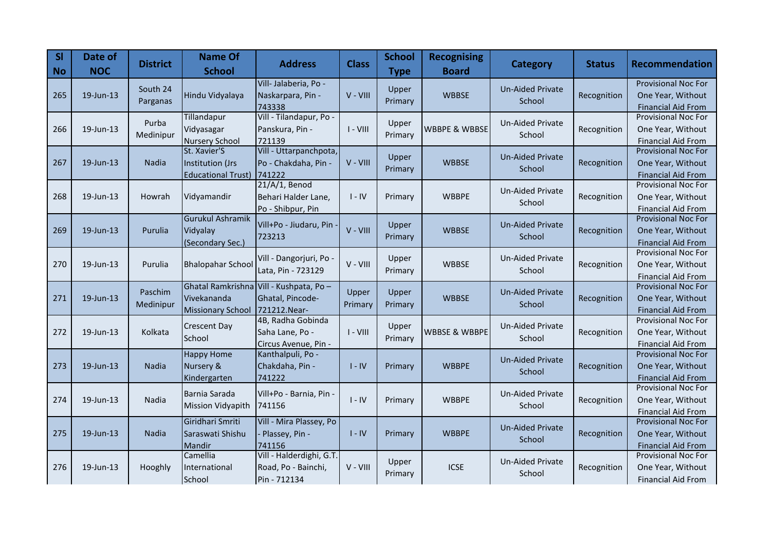| Sl No | Date of NOC | District | Name Of School | Address | Class | School Type | Recognising Board | Category | Status | Recommendation |
|---|---|---|---|---|---|---|---|---|---|---|
| 265 | 19-Jun-13 | South 24 Parganas | Hindu Vidyalaya | Vill- Jalaberia, Po - Naskarpara, Pin - 743338 | V - VIII | Upper Primary | WBBSE | Un-Aided Private School | Recognition | Provisional Noc For One Year, Without Financial Aid From |
| 266 | 19-Jun-13 | Purba Medinipur | Tillandapur Vidyasagar Nursery School | Vill - Tilandapur, Po - Panskura, Pin - 721139 | I - VIII | Upper Primary | WBBPE & WBBSE | Un-Aided Private School | Recognition | Provisional Noc For One Year, Without Financial Aid From |
| 267 | 19-Jun-13 | Nadia | St. Xavier'S Institution (Jrs Educational Trust) | Vill - Uttarpanchpota, Po - Chakdaha, Pin - 741222 | V - VIII | Upper Primary | WBBSE | Un-Aided Private School | Recognition | Provisional Noc For One Year, Without Financial Aid From |
| 268 | 19-Jun-13 | Howrah | Vidyamandir | 21/A/1, Benod Behari Halder Lane, Po - Shibpur, Pin | I - IV | Primary | WBBPE | Un-Aided Private School | Recognition | Provisional Noc For One Year, Without Financial Aid From |
| 269 | 19-Jun-13 | Purulia | Gurukul Ashramik Vidyalay (Secondary Sec.) | Vill+Po - Jiudaru, Pin - 723213 | V - VIII | Upper Primary | WBBSE | Un-Aided Private School | Recognition | Provisional Noc For One Year, Without Financial Aid From |
| 270 | 19-Jun-13 | Purulia | Bhalopahar School | Vill - Dangorjuri, Po - Lata, Pin - 723129 | V - VIII | Upper Primary | WBBSE | Un-Aided Private School | Recognition | Provisional Noc For One Year, Without Financial Aid From |
| 271 | 19-Jun-13 | Paschim Medinipur | Ghatal Ramkrishna Vivekananda Missionary School | Vill - Kushpata, Po – Ghatal, Pincode-721212.Near- | Upper Primary | Upper Primary | WBBSE | Un-Aided Private School | Recognition | Provisional Noc For One Year, Without Financial Aid From |
| 272 | 19-Jun-13 | Kolkata | Crescent Day School | 4B, Radha Gobinda Saha Lane, Po - Circus Avenue, Pin - | I - VIII | Upper Primary | WBBSE & WBBPE | Un-Aided Private School | Recognition | Provisional Noc For One Year, Without Financial Aid From |
| 273 | 19-Jun-13 | Nadia | Happy Home Nursery & Kindergarten | Kanthalpuli, Po - Chakdaha, Pin - 741222 | I - IV | Primary | WBBPE | Un-Aided Private School | Recognition | Provisional Noc For One Year, Without Financial Aid From |
| 274 | 19-Jun-13 | Nadia | Barnia Sarada Mission Vidyapith | Vill+Po - Barnia, Pin - 741156 | I - IV | Primary | WBBPE | Un-Aided Private School | Recognition | Provisional Noc For One Year, Without Financial Aid From |
| 275 | 19-Jun-13 | Nadia | Giridhari Smriti Saraswati Shishu Mandir | Vill - Mira Plassey, Po - Plassey, Pin - 741156 | I - IV | Primary | WBBPE | Un-Aided Private School | Recognition | Provisional Noc For One Year, Without Financial Aid From |
| 276 | 19-Jun-13 | Hooghly | Camellia International School | Vill - Halderdighi, G.T. Road, Po - Bainchi, Pin - 712134 | V - VIII | Upper Primary | ICSE | Un-Aided Private School | Recognition | Provisional Noc For One Year, Without Financial Aid From |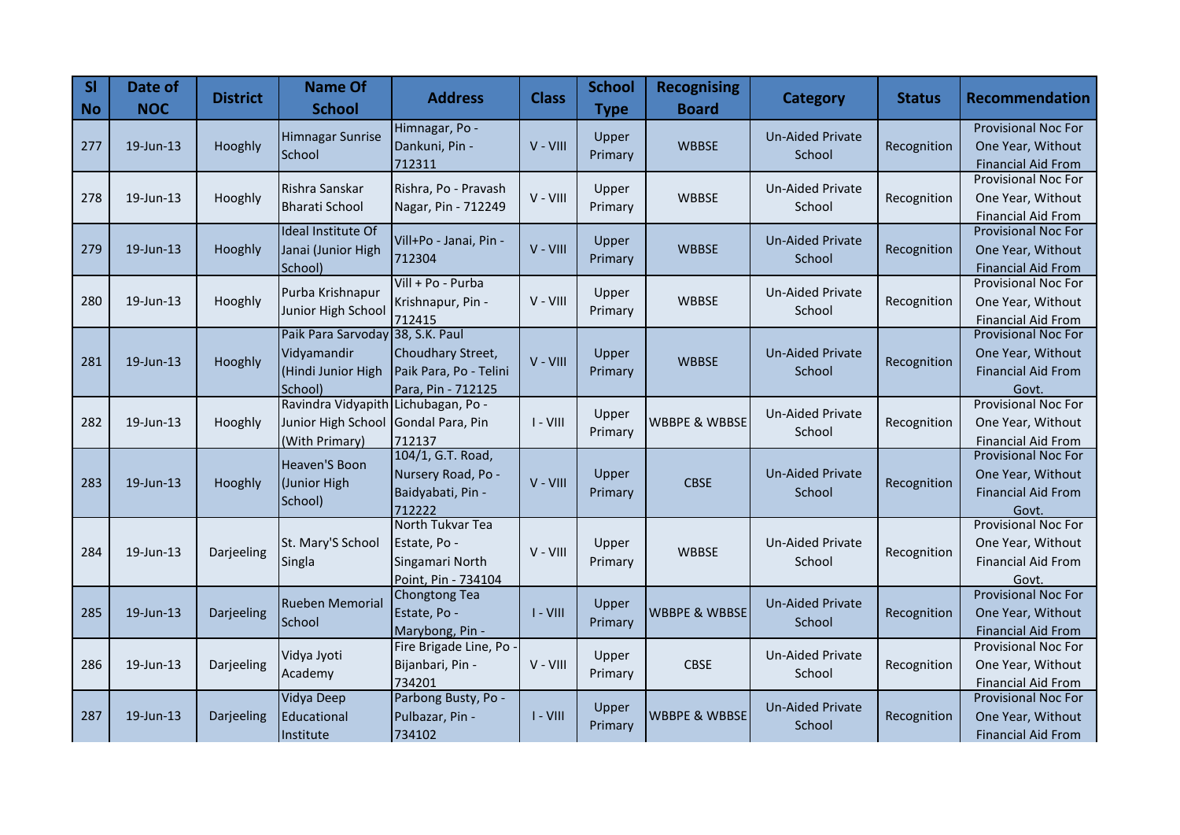| Sl No | Date of NOC | District | Name Of School | Address | Class | School Type | Recognising Board | Category | Status | Recommendation |
|---|---|---|---|---|---|---|---|---|---|---|
| 277 | 19-Jun-13 | Hooghly | Himnagar Sunrise School | Himnagar, Po - Dankuni, Pin - 712311 | V - VIII | Upper Primary | WBBSE | Un-Aided Private School | Recognition | Provisional Noc For One Year, Without Financial Aid From |
| 278 | 19-Jun-13 | Hooghly | Rishra Sanskar Bharati School | Rishra, Po - Pravash Nagar, Pin - 712249 | V - VIII | Upper Primary | WBBSE | Un-Aided Private School | Recognition | Provisional Noc For One Year, Without Financial Aid From |
| 279 | 19-Jun-13 | Hooghly | Ideal Institute Of Janai (Junior High School) | Vill+Po - Janai, Pin - 712304 | V - VIII | Upper Primary | WBBSE | Un-Aided Private School | Recognition | Provisional Noc For One Year, Without Financial Aid From |
| 280 | 19-Jun-13 | Hooghly | Purba Krishnapur Junior High School | Vill + Po - Purba Krishnapur, Pin - 712415 | V - VIII | Upper Primary | WBBSE | Un-Aided Private School | Recognition | Provisional Noc For One Year, Without Financial Aid From |
| 281 | 19-Jun-13 | Hooghly | Paik Para Sarvoday Vidyamandir (Hindi Junior High School) | 38, S.K. Paul Choudhary Street, Paik Para, Po - Telini Para, Pin - 712125 | V - VIII | Upper Primary | WBBSE | Un-Aided Private School | Recognition | Provisional Noc For One Year, Without Financial Aid From Govt. |
| 282 | 19-Jun-13 | Hooghly | Ravindra Vidyapith Junior High School (With Primary) | Lichubagan, Po - Gondal Para, Pin 712137 | I - VIII | Upper Primary | WBBPE & WBBSE | Un-Aided Private School | Recognition | Provisional Noc For One Year, Without Financial Aid From |
| 283 | 19-Jun-13 | Hooghly | Heaven'S Boon (Junior High School) | 104/1, G.T. Road, Nursery Road, Po - Baidyabati, Pin - 712222 | V - VIII | Upper Primary | CBSE | Un-Aided Private School | Recognition | Provisional Noc For One Year, Without Financial Aid From Govt. |
| 284 | 19-Jun-13 | Darjeeling | St. Mary'S School Singla | North Tukvar Tea Estate, Po - Singamari North Point, Pin - 734104 | V - VIII | Upper Primary | WBBSE | Un-Aided Private School | Recognition | Provisional Noc For One Year, Without Financial Aid From Govt. |
| 285 | 19-Jun-13 | Darjeeling | Rueben Memorial School | Chongtong Tea Estate, Po - Marybong, Pin - | I - VIII | Upper Primary | WBBPE & WBBSE | Un-Aided Private School | Recognition | Provisional Noc For One Year, Without Financial Aid From |
| 286 | 19-Jun-13 | Darjeeling | Vidya Jyoti Academy | Fire Brigade Line, Po - Bijanbari, Pin - 734201 | V - VIII | Upper Primary | CBSE | Un-Aided Private School | Recognition | Provisional Noc For One Year, Without Financial Aid From |
| 287 | 19-Jun-13 | Darjeeling | Vidya Deep Educational Institute | Parbong Busty, Po - Pulbazar, Pin - 734102 | I - VIII | Upper Primary | WBBPE & WBBSE | Un-Aided Private School | Recognition | Provisional Noc For One Year, Without Financial Aid From |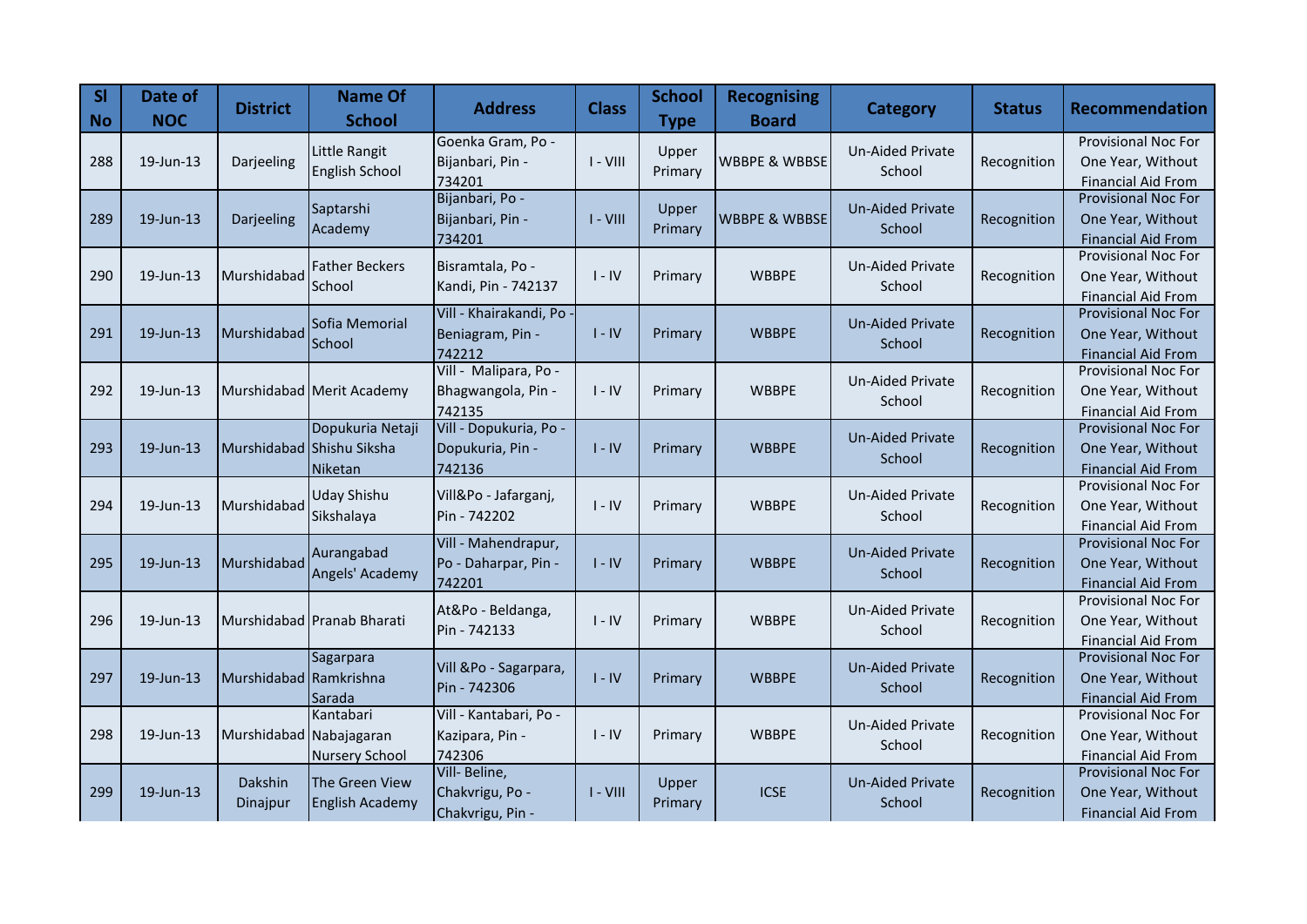| Sl No | Date of NOC | District | Name Of School | Address | Class | School Type | Recognising Board | Category | Status | Recommendation |
|---|---|---|---|---|---|---|---|---|---|---|
| 288 | 19-Jun-13 | Darjeeling | Little Rangit English School | Goenka Gram, Po - Bijanbari, Pin - 734201 | I - VIII | Upper Primary | WBBPE & WBBSE | Un-Aided Private School | Recognition | Provisional Noc For One Year, Without Financial Aid From |
| 289 | 19-Jun-13 | Darjeeling | Saptarshi Academy | Bijanbari, Po - Bijanbari, Pin - 734201 | I - VIII | Upper Primary | WBBPE & WBBSE | Un-Aided Private School | Recognition | Provisional Noc For One Year, Without Financial Aid From |
| 290 | 19-Jun-13 | Murshidabad | Father Beckers School | Bisramtala, Po - Kandi, Pin - 742137 | I - IV | Primary | WBBPE | Un-Aided Private School | Recognition | Provisional Noc For One Year, Without Financial Aid From |
| 291 | 19-Jun-13 | Murshidabad | Sofia Memorial School | Vill - Khairakandi, Po - Beniagram, Pin - 742212 | I - IV | Primary | WBBPE | Un-Aided Private School | Recognition | Provisional Noc For One Year, Without Financial Aid From |
| 292 | 19-Jun-13 | Murshidabad | Merit Academy | Vill - Malipara, Po - Bhagwangola, Pin - 742135 | I - IV | Primary | WBBPE | Un-Aided Private School | Recognition | Provisional Noc For One Year, Without Financial Aid From |
| 293 | 19-Jun-13 | Murshidabad | Dopukuria Netaji Shishu Siksha Niketan | Vill - Dopukuria, Po - Dopukuria, Pin - 742136 | I - IV | Primary | WBBPE | Un-Aided Private School | Recognition | Provisional Noc For One Year, Without Financial Aid From |
| 294 | 19-Jun-13 | Murshidabad | Uday Shishu Sikshalaya | Vill&Po - Jafarganj, Pin - 742202 | I - IV | Primary | WBBPE | Un-Aided Private School | Recognition | Provisional Noc For One Year, Without Financial Aid From |
| 295 | 19-Jun-13 | Murshidabad | Aurangabad Angels' Academy | Vill - Mahendrapur, Po - Daharpar, Pin - 742201 | I - IV | Primary | WBBPE | Un-Aided Private School | Recognition | Provisional Noc For One Year, Without Financial Aid From |
| 296 | 19-Jun-13 | Murshidabad | Pranab Bharati | At&Po - Beldanga, Pin - 742133 | I - IV | Primary | WBBPE | Un-Aided Private School | Recognition | Provisional Noc For One Year, Without Financial Aid From |
| 297 | 19-Jun-13 | Murshidabad | Sagarpara Ramkrishna Sarada | Vill &Po - Sagarpara, Pin - 742306 | I - IV | Primary | WBBPE | Un-Aided Private School | Recognition | Provisional Noc For One Year, Without Financial Aid From |
| 298 | 19-Jun-13 | Murshidabad | Kantabari Nabajagaran Nursery School | Vill - Kantabari, Po - Kazipara, Pin - 742306 | I - IV | Primary | WBBPE | Un-Aided Private School | Recognition | Provisional Noc For One Year, Without Financial Aid From |
| 299 | 19-Jun-13 | Dakshin Dinajpur | The Green View English Academy | Vill- Beline, Chakvrigu, Po - Chakvrigu, Pin - | I - VIII | Upper Primary | ICSE | Un-Aided Private School | Recognition | Provisional Noc For One Year, Without Financial Aid From |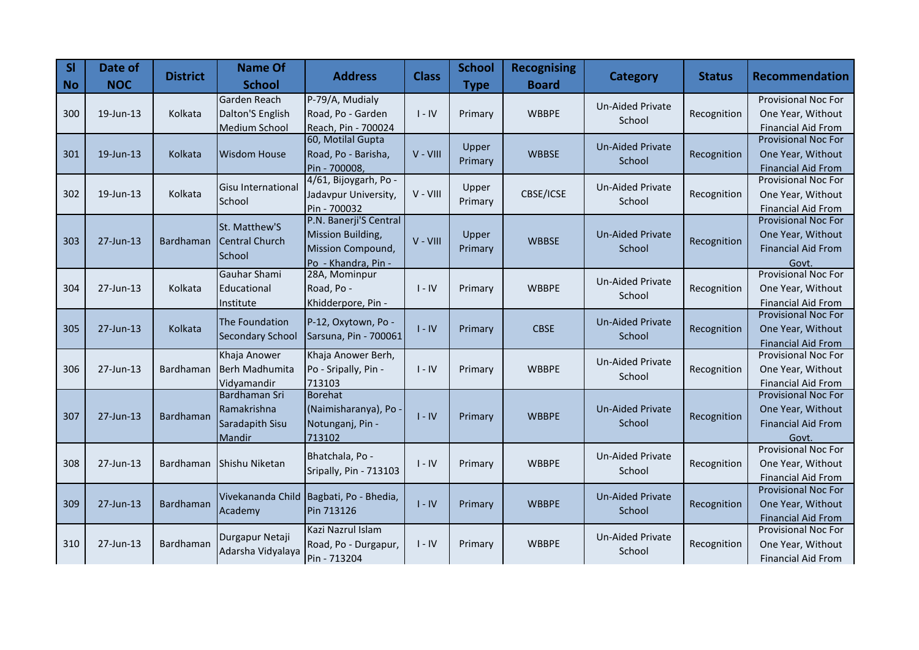| Sl No | Date of NOC | District | Name Of School | Address | Class | School Type | Recognising Board | Category | Status | Recommendation |
|---|---|---|---|---|---|---|---|---|---|---|
| 300 | 19-Jun-13 | Kolkata | Garden Reach Dalton'S English Medium School | P-79/A, Mudialy Road, Po - Garden Reach, Pin - 700024 | I - IV | Primary | WBBPE | Un-Aided Private School | Recognition | Provisional Noc For One Year, Without Financial Aid From |
| 301 | 19-Jun-13 | Kolkata | Wisdom House | 60, Motilal Gupta Road, Po - Barisha, Pin - 700008, | V - VIII | Upper Primary | WBBSE | Un-Aided Private School | Recognition | Provisional Noc For One Year, Without Financial Aid From |
| 302 | 19-Jun-13 | Kolkata | Gisu International School | 4/61, Bijoygarh, Po - Jadavpur University, Pin - 700032 | V - VIII | Upper Primary | CBSE/ICSE | Un-Aided Private School | Recognition | Provisional Noc For One Year, Without Financial Aid From |
| 303 | 27-Jun-13 | Bardhaman | St. Matthew'S Central Church School | P.N. Banerji'S Central Mission Building, Mission Compound, Po - Khandra, Pin - | V - VIII | Upper Primary | WBBSE | Un-Aided Private School | Recognition | Provisional Noc For One Year, Without Financial Aid From Govt. |
| 304 | 27-Jun-13 | Kolkata | Gauhar Shami Educational Institute | 28A, Mominpur Road, Po - Khidderpore, Pin - | I - IV | Primary | WBBPE | Un-Aided Private School | Recognition | Provisional Noc For One Year, Without Financial Aid From |
| 305 | 27-Jun-13 | Kolkata | The Foundation Secondary School | P-12, Oxytown, Po - Sarsuna, Pin - 700061 | I - IV | Primary | CBSE | Un-Aided Private School | Recognition | Provisional Noc For One Year, Without Financial Aid From |
| 306 | 27-Jun-13 | Bardhaman | Khaja Anower Berh Madhumita Vidyamandir | Khaja Anower Berh, Po - Sripally, Pin - 713103 | I - IV | Primary | WBBPE | Un-Aided Private School | Recognition | Provisional Noc For One Year, Without Financial Aid From |
| 307 | 27-Jun-13 | Bardhaman | Bardhaman Sri Ramakrishna Saradapith Sisu Mandir | Borehat (Naimisharanya), Po - Notunganj, Pin - 713102 | I - IV | Primary | WBBPE | Un-Aided Private School | Recognition | Provisional Noc For One Year, Without Financial Aid From Govt. |
| 308 | 27-Jun-13 | Bardhaman | Shishu Niketan | Bhatchala, Po - Sripally, Pin - 713103 | I - IV | Primary | WBBPE | Un-Aided Private School | Recognition | Provisional Noc For One Year, Without Financial Aid From |
| 309 | 27-Jun-13 | Bardhaman | Vivekananda Child Academy | Bagbati, Po - Bhedia, Pin 713126 | I - IV | Primary | WBBPE | Un-Aided Private School | Recognition | Provisional Noc For One Year, Without Financial Aid From |
| 310 | 27-Jun-13 | Bardhaman | Durgapur Netaji Adarsha Vidyalaya | Kazi Nazrul Islam Road, Po - Durgapur, Pin - 713204 | I - IV | Primary | WBBPE | Un-Aided Private School | Recognition | Provisional Noc For One Year, Without Financial Aid From |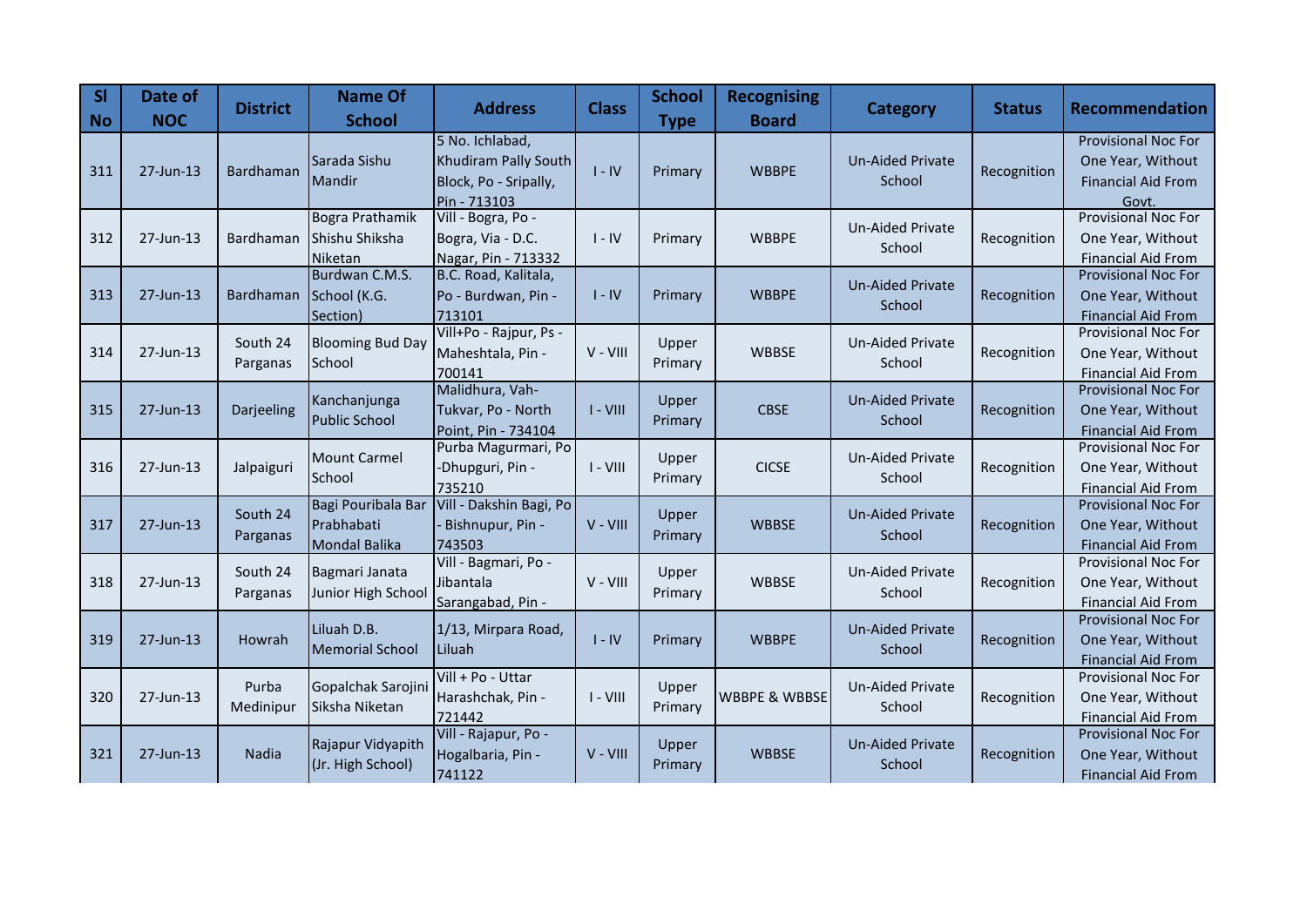| Sl No | Date of NOC | District | Name Of School | Address | Class | School Type | Recognising Board | Category | Status | Recommendation |
|---|---|---|---|---|---|---|---|---|---|---|
| 311 | 27-Jun-13 | Bardhaman | Sarada Sishu Mandir | 5 No. Ichlabad, Khudiram Pally South Block, Po - Sripally, Pin - 713103 | I - IV | Primary | WBBPE | Un-Aided Private School | Recognition | Provisional Noc For One Year, Without Financial Aid From Govt. |
| 312 | 27-Jun-13 | Bardhaman | Bogra Prathamik Shishu Shiksha Niketan | Vill - Bogra, Po - Bogra, Via - D.C. Nagar, Pin - 713332 | I - IV | Primary | WBBPE | Un-Aided Private School | Recognition | Provisional Noc For One Year, Without Financial Aid From |
| 313 | 27-Jun-13 | Bardhaman | Burdwan C.M.S. School (K.G. Section) | B.C. Road, Kalitala, Po - Burdwan, Pin - 713101 | I - IV | Primary | WBBPE | Un-Aided Private School | Recognition | Provisional Noc For One Year, Without Financial Aid From |
| 314 | 27-Jun-13 | South 24 Parganas | Blooming Bud Day School | Vill+Po - Rajpur, Ps - Maheshtala, Pin - 700141 | V - VIII | Upper Primary | WBBSE | Un-Aided Private School | Recognition | Provisional Noc For One Year, Without Financial Aid From |
| 315 | 27-Jun-13 | Darjeeling | Kanchanjunga Public School | Malidhura, Vah-Tukvar, Po - North Point, Pin - 734104 | I - VIII | Upper Primary | CBSE | Un-Aided Private School | Recognition | Provisional Noc For One Year, Without Financial Aid From |
| 316 | 27-Jun-13 | Jalpaiguri | Mount Carmel School | Purba Magurmari, Po -Dhupguri, Pin - 735210 | I - VIII | Upper Primary | CICSE | Un-Aided Private School | Recognition | Provisional Noc For One Year, Without Financial Aid From |
| 317 | 27-Jun-13 | South 24 Parganas | Bagi Pouribala Bar Prabhabati Mondal Balika | Vill - Dakshin Bagi, Po - Bishnupur, Pin - 743503 | V - VIII | Upper Primary | WBBSE | Un-Aided Private School | Recognition | Provisional Noc For One Year, Without Financial Aid From |
| 318 | 27-Jun-13 | South 24 Parganas | Bagmari Janata Junior High School | Vill - Bagmari, Po - Jibantala Sarangabad, Pin - | V - VIII | Upper Primary | WBBSE | Un-Aided Private School | Recognition | Provisional Noc For One Year, Without Financial Aid From |
| 319 | 27-Jun-13 | Howrah | Liluah D.B. Memorial School | 1/13, Mirpara Road, Liluah | I - IV | Primary | WBBPE | Un-Aided Private School | Recognition | Provisional Noc For One Year, Without Financial Aid From |
| 320 | 27-Jun-13 | Purba Medinipur | Gopalchak Sarojini Siksha Niketan | Vill + Po - Uttar Harashchak, Pin - 721442 | I - VIII | Upper Primary | WBBPE & WBBSE | Un-Aided Private School | Recognition | Provisional Noc For One Year, Without Financial Aid From |
| 321 | 27-Jun-13 | Nadia | Rajapur Vidyapith (Jr. High School) | Vill - Rajapur, Po - Hogalbaria, Pin - 741122 | V - VIII | Upper Primary | WBBSE | Un-Aided Private School | Recognition | Provisional Noc For One Year, Without Financial Aid From |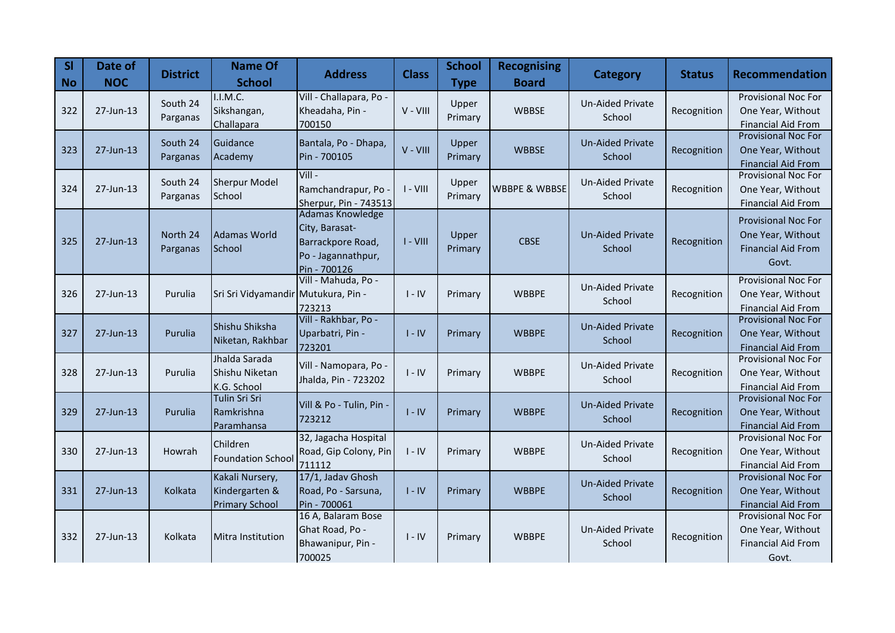| Sl No | Date of NOC | District | Name Of School | Address | Class | School Type | Recognising Board | Category | Status | Recommendation |
|---|---|---|---|---|---|---|---|---|---|---|
| 322 | 27-Jun-13 | South 24 Parganas | I.I.M.C. Sikshangan, Challapara | Vill - Challapara, Po - Kheadaha, Pin - 700150 | V - VIII | Upper Primary | WBBSE | Un-Aided Private School | Recognition | Provisional Noc For One Year, Without Financial Aid From |
| 323 | 27-Jun-13 | South 24 Parganas | Guidance Academy | Bantala, Po - Dhapa, Pin - 700105 | V - VIII | Upper Primary | WBBSE | Un-Aided Private School | Recognition | Provisional Noc For One Year, Without Financial Aid From |
| 324 | 27-Jun-13 | South 24 Parganas | Sherpur Model School | Vill - Ramchandrapur, Po - Sherpur, Pin - 743513 | I - VIII | Upper Primary | WBBPE & WBBSE | Un-Aided Private School | Recognition | Provisional Noc For One Year, Without Financial Aid From |
| 325 | 27-Jun-13 | North 24 Parganas | Adamas World School | Adamas Knowledge City, Barasat-Barrackpore Road, Po - Jagannathpur, Pin - 700126 | I - VIII | Upper Primary | CBSE | Un-Aided Private School | Recognition | Provisional Noc For One Year, Without Financial Aid From Govt. |
| 326 | 27-Jun-13 | Purulia | Sri Sri Vidyamandir | Vill - Mahuda, Po - Mutukura, Pin - 723213 | I - IV | Primary | WBBPE | Un-Aided Private School | Recognition | Provisional Noc For One Year, Without Financial Aid From |
| 327 | 27-Jun-13 | Purulia | Shishu Shiksha Niketan, Rakhbar | Vill - Rakhbar, Po - Uparbatri, Pin - 723201 | I - IV | Primary | WBBPE | Un-Aided Private School | Recognition | Provisional Noc For One Year, Without Financial Aid From |
| 328 | 27-Jun-13 | Purulia | Jhalda Sarada Shishu Niketan K.G. School | Vill - Namopara, Po - Jhalda, Pin - 723202 | I - IV | Primary | WBBPE | Un-Aided Private School | Recognition | Provisional Noc For One Year, Without Financial Aid From |
| 329 | 27-Jun-13 | Purulia | Tulin Sri Sri Ramkrishna Paramhansa | Vill & Po - Tulin, Pin - 723212 | I - IV | Primary | WBBPE | Un-Aided Private School | Recognition | Provisional Noc For One Year, Without Financial Aid From |
| 330 | 27-Jun-13 | Howrah | Children Foundation School | 32, Jagacha Hospital Road, Gip Colony, Pin 711112 | I - IV | Primary | WBBPE | Un-Aided Private School | Recognition | Provisional Noc For One Year, Without Financial Aid From |
| 331 | 27-Jun-13 | Kolkata | Kakali Nursery, Kindergarten & Primary School | 17/1, Jadav Ghosh Road, Po - Sarsuna, Pin - 700061 | I - IV | Primary | WBBPE | Un-Aided Private School | Recognition | Provisional Noc For One Year, Without Financial Aid From |
| 332 | 27-Jun-13 | Kolkata | Mitra Institution | 16 A, Balaram Bose Ghat Road, Po - Bhawanipur, Pin - 700025 | I - IV | Primary | WBBPE | Un-Aided Private School | Recognition | Provisional Noc For One Year, Without Financial Aid From Govt. |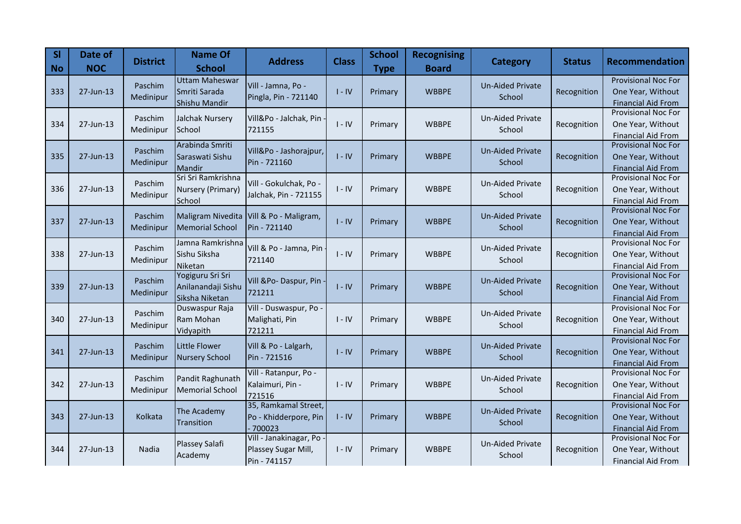| Sl No | Date of NOC | District | Name Of School | Address | Class | School Type | Recognising Board | Category | Status | Recommendation |
|---|---|---|---|---|---|---|---|---|---|---|
| 333 | 27-Jun-13 | Paschim Medinipur | Uttam Maheswar Smriti Sarada Shishu Mandir | Vill - Jamna, Po - Pingla, Pin - 721140 | I - IV | Primary | WBBPE | Un-Aided Private School | Recognition | Provisional Noc For One Year, Without Financial Aid From |
| 334 | 27-Jun-13 | Paschim Medinipur | Jalchak Nursery School | Vill&Po - Jalchak, Pin - 721155 | I - IV | Primary | WBBPE | Un-Aided Private School | Recognition | Provisional Noc For One Year, Without Financial Aid From |
| 335 | 27-Jun-13 | Paschim Medinipur | Arabinda Smriti Saraswati Sishu Mandir | Vill&Po - Jashorajpur, Pin - 721160 | I - IV | Primary | WBBPE | Un-Aided Private School | Recognition | Provisional Noc For One Year, Without Financial Aid From |
| 336 | 27-Jun-13 | Paschim Medinipur | Sri Sri Ramkrishna Nursery (Primary) School | Vill - Gokulchak, Po - Jalchak, Pin - 721155 | I - IV | Primary | WBBPE | Un-Aided Private School | Recognition | Provisional Noc For One Year, Without Financial Aid From |
| 337 | 27-Jun-13 | Paschim Medinipur | Maligram Nivedita Memorial School | Vill & Po - Maligram, Pin - 721140 | I - IV | Primary | WBBPE | Un-Aided Private School | Recognition | Provisional Noc For One Year, Without Financial Aid From |
| 338 | 27-Jun-13 | Paschim Medinipur | Jamna Ramkrishna Sishu Siksha Niketan | Vill & Po - Jamna, Pin - 721140 | I - IV | Primary | WBBPE | Un-Aided Private School | Recognition | Provisional Noc For One Year, Without Financial Aid From |
| 339 | 27-Jun-13 | Paschim Medinipur | Yogiguru Sri Sri Anilanandaji Sishu Siksha Niketan | Vill &Po- Daspur, Pin - 721211 | I - IV | Primary | WBBPE | Un-Aided Private School | Recognition | Provisional Noc For One Year, Without Financial Aid From |
| 340 | 27-Jun-13 | Paschim Medinipur | Duswaspur Raja Ram Mohan Vidyapith | Vill - Duswaspur, Po - Malighati, Pin 721211 | I - IV | Primary | WBBPE | Un-Aided Private School | Recognition | Provisional Noc For One Year, Without Financial Aid From |
| 341 | 27-Jun-13 | Paschim Medinipur | Little Flower Nursery School | Vill & Po - Lalgarh, Pin - 721516 | I - IV | Primary | WBBPE | Un-Aided Private School | Recognition | Provisional Noc For One Year, Without Financial Aid From |
| 342 | 27-Jun-13 | Paschim Medinipur | Pandit Raghunath Memorial School | Vill - Ratanpur, Po - Kalaimuri, Pin - 721516 | I - IV | Primary | WBBPE | Un-Aided Private School | Recognition | Provisional Noc For One Year, Without Financial Aid From |
| 343 | 27-Jun-13 | Kolkata | The Academy Transition | 35, Ramkamal Street, Po - Khidderpore, Pin - 700023 | I - IV | Primary | WBBPE | Un-Aided Private School | Recognition | Provisional Noc For One Year, Without Financial Aid From |
| 344 | 27-Jun-13 | Nadia | Plassey Salafi Academy | Vill - Janakinagar, Po - Plassey Sugar Mill, Pin - 741157 | I - IV | Primary | WBBPE | Un-Aided Private School | Recognition | Provisional Noc For One Year, Without Financial Aid From |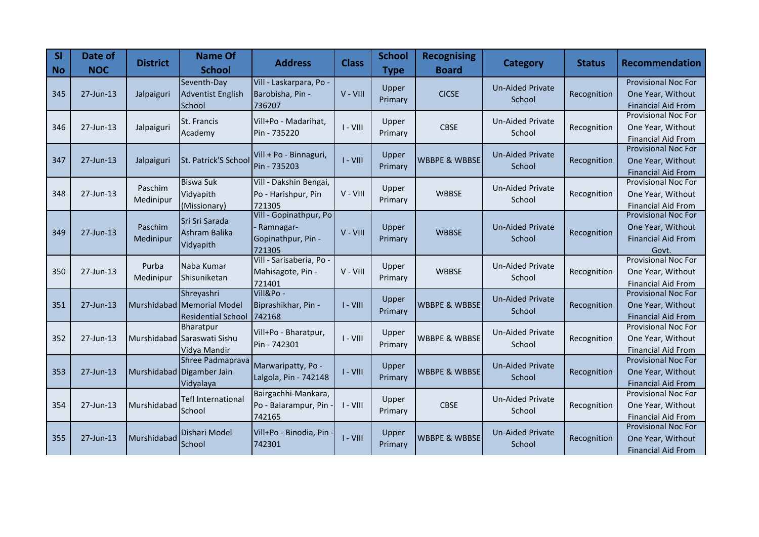| Sl No | Date of NOC | District | Name Of School | Address | Class | School Type | Recognising Board | Category | Status | Recommendation |
|---|---|---|---|---|---|---|---|---|---|---|
| 345 | 27-Jun-13 | Jalpaiguri | Seventh-Day Adventist English School | Vill - Laskarpara, Po - Barobisha, Pin - 736207 | V - VIII | Upper Primary | CICSE | Un-Aided Private School | Recognition | Provisional Noc For One Year, Without Financial Aid From |
| 346 | 27-Jun-13 | Jalpaiguri | St. Francis Academy | Vill+Po - Madarihat, Pin - 735220 | I - VIII | Upper Primary | CBSE | Un-Aided Private School | Recognition | Provisional Noc For One Year, Without Financial Aid From |
| 347 | 27-Jun-13 | Jalpaiguri | St. Patrick'S School | Vill + Po - Binnaguri, Pin - 735203 | I - VIII | Upper Primary | WBBPE & WBBSE | Un-Aided Private School | Recognition | Provisional Noc For One Year, Without Financial Aid From |
| 348 | 27-Jun-13 | Paschim Medinipur | Biswa Suk Vidyapith (Missionary) | Vill - Dakshin Bengai, Po - Harishpur, Pin 721305 | V - VIII | Upper Primary | WBBSE | Un-Aided Private School | Recognition | Provisional Noc For One Year, Without Financial Aid From |
| 349 | 27-Jun-13 | Paschim Medinipur | Sri Sri Sarada Ashram Balika Vidyapith | Vill - Gopinathpur, Po - Ramnagar-Gopinathpur, Pin - 721305 | V - VIII | Upper Primary | WBBSE | Un-Aided Private School | Recognition | Provisional Noc For One Year, Without Financial Aid From Govt. |
| 350 | 27-Jun-13 | Purba Medinipur | Naba Kumar Shisuniketan | Vill - Sarisaberia, Po - Mahisagote, Pin - 721401 | V - VIII | Upper Primary | WBBSE | Un-Aided Private School | Recognition | Provisional Noc For One Year, Without Financial Aid From |
| 351 | 27-Jun-13 | Murshidabad | Shreyashri Memorial Model Residential School | Vill&Po - Biprashikhar, Pin - 742168 | I - VIII | Upper Primary | WBBPE & WBBSE | Un-Aided Private School | Recognition | Provisional Noc For One Year, Without Financial Aid From |
| 352 | 27-Jun-13 | Murshidabad | Bharatpur Saraswati Sishu Vidya Mandir | Vill+Po - Bharatpur, Pin - 742301 | I - VIII | Upper Primary | WBBPE & WBBSE | Un-Aided Private School | Recognition | Provisional Noc For One Year, Without Financial Aid From |
| 353 | 27-Jun-13 | Murshidabad | Shree Padmaprava Digamber Jain Vidyalaya | Marwaripatty, Po - Lalgola, Pin - 742148 | I - VIII | Upper Primary | WBBPE & WBBSE | Un-Aided Private School | Recognition | Provisional Noc For One Year, Without Financial Aid From |
| 354 | 27-Jun-13 | Murshidabad | Tefl International School | Bairgachhi-Mankara, Po - Balarampur, Pin - 742165 | I - VIII | Upper Primary | CBSE | Un-Aided Private School | Recognition | Provisional Noc For One Year, Without Financial Aid From |
| 355 | 27-Jun-13 | Murshidabad | Dishari Model School | Vill+Po - Binodia, Pin - 742301 | I - VIII | Upper Primary | WBBPE & WBBSE | Un-Aided Private School | Recognition | Provisional Noc For One Year, Without Financial Aid From |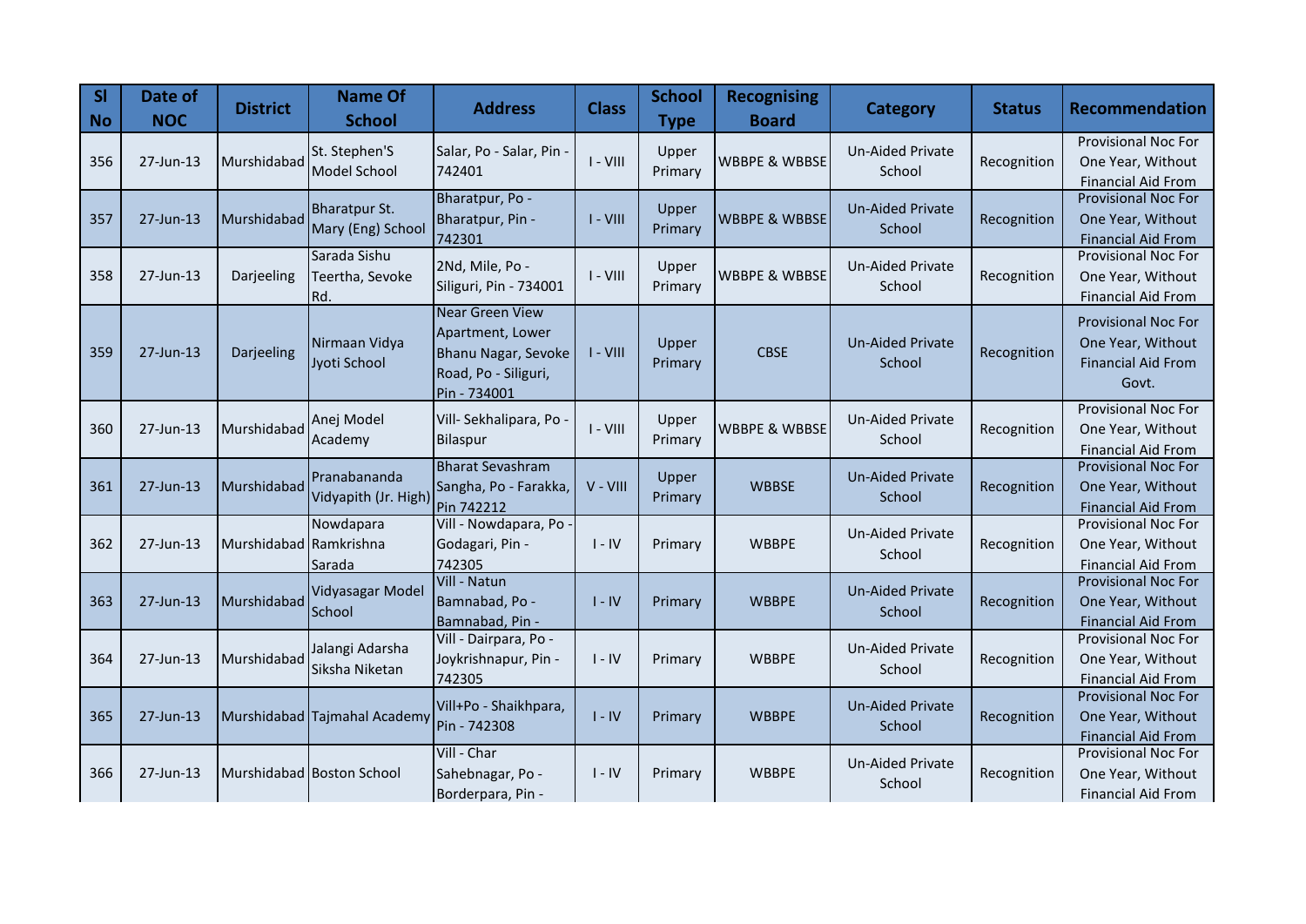| Sl No | Date of NOC | District | Name Of School | Address | Class | School Type | Recognising Board | Category | Status | Recommendation |
|---|---|---|---|---|---|---|---|---|---|---|
| 356 | 27-Jun-13 | Murshidabad | St. Stephen'S Model School | Salar, Po - Salar, Pin - 742401 | I - VIII | Upper Primary | WBBPE & WBBSE | Un-Aided Private School | Recognition | Provisional Noc For One Year, Without Financial Aid From |
| 357 | 27-Jun-13 | Murshidabad | Bharatpur St. Mary (Eng) School | Bharatpur, Po - Bharatpur, Pin - 742301 | I - VIII | Upper Primary | WBBPE & WBBSE | Un-Aided Private School | Recognition | Provisional Noc For One Year, Without Financial Aid From |
| 358 | 27-Jun-13 | Darjeeling | Sarada Sishu Teertha, Sevoke Rd. | 2Nd, Mile, Po - Siliguri, Pin - 734001 | I - VIII | Upper Primary | WBBPE & WBBSE | Un-Aided Private School | Recognition | Provisional Noc For One Year, Without Financial Aid From |
| 359 | 27-Jun-13 | Darjeeling | Nirmaan Vidya Jyoti School | Near Green View Apartment, Lower Bhanu Nagar, Sevoke Road, Po - Siliguri, Pin - 734001 | I - VIII | Upper Primary | CBSE | Un-Aided Private School | Recognition | Provisional Noc For One Year, Without Financial Aid From Govt. |
| 360 | 27-Jun-13 | Murshidabad | Anej Model Academy | Vill- Sekhalipara, Po - Bilaspur | I - VIII | Upper Primary | WBBPE & WBBSE | Un-Aided Private School | Recognition | Provisional Noc For One Year, Without Financial Aid From |
| 361 | 27-Jun-13 | Murshidabad | Pranabananda Vidyapith (Jr. High) | Bharat Sevashram Sangha, Po - Farakka, Pin 742212 | V - VIII | Upper Primary | WBBSE | Un-Aided Private School | Recognition | Provisional Noc For One Year, Without Financial Aid From |
| 362 | 27-Jun-13 | Murshidabad | Nowdapara Ramkrishna Sarada | Vill - Nowdapara, Po - Godagari, Pin - 742305 | I - IV | Primary | WBBPE | Un-Aided Private School | Recognition | Provisional Noc For One Year, Without Financial Aid From |
| 363 | 27-Jun-13 | Murshidabad | Vidyasagar Model School | Vill - Natun Bamnabad, Po - Bamnabad, Pin - | I - IV | Primary | WBBPE | Un-Aided Private School | Recognition | Provisional Noc For One Year, Without Financial Aid From |
| 364 | 27-Jun-13 | Murshidabad | Jalangi Adarsha Siksha Niketan | Vill - Dairpara, Po - Joykrishnapur, Pin - 742305 | I - IV | Primary | WBBPE | Un-Aided Private School | Recognition | Provisional Noc For One Year, Without Financial Aid From |
| 365 | 27-Jun-13 | Murshidabad | Tajmahal Academy | Vill+Po - Shaikhpara, Pin - 742308 | I - IV | Primary | WBBPE | Un-Aided Private School | Recognition | Provisional Noc For One Year, Without Financial Aid From |
| 366 | 27-Jun-13 | Murshidabad | Boston School | Vill - Char Sahebnagar, Po - Borderpara, Pin - | I - IV | Primary | WBBPE | Un-Aided Private School | Recognition | Provisional Noc For One Year, Without Financial Aid From |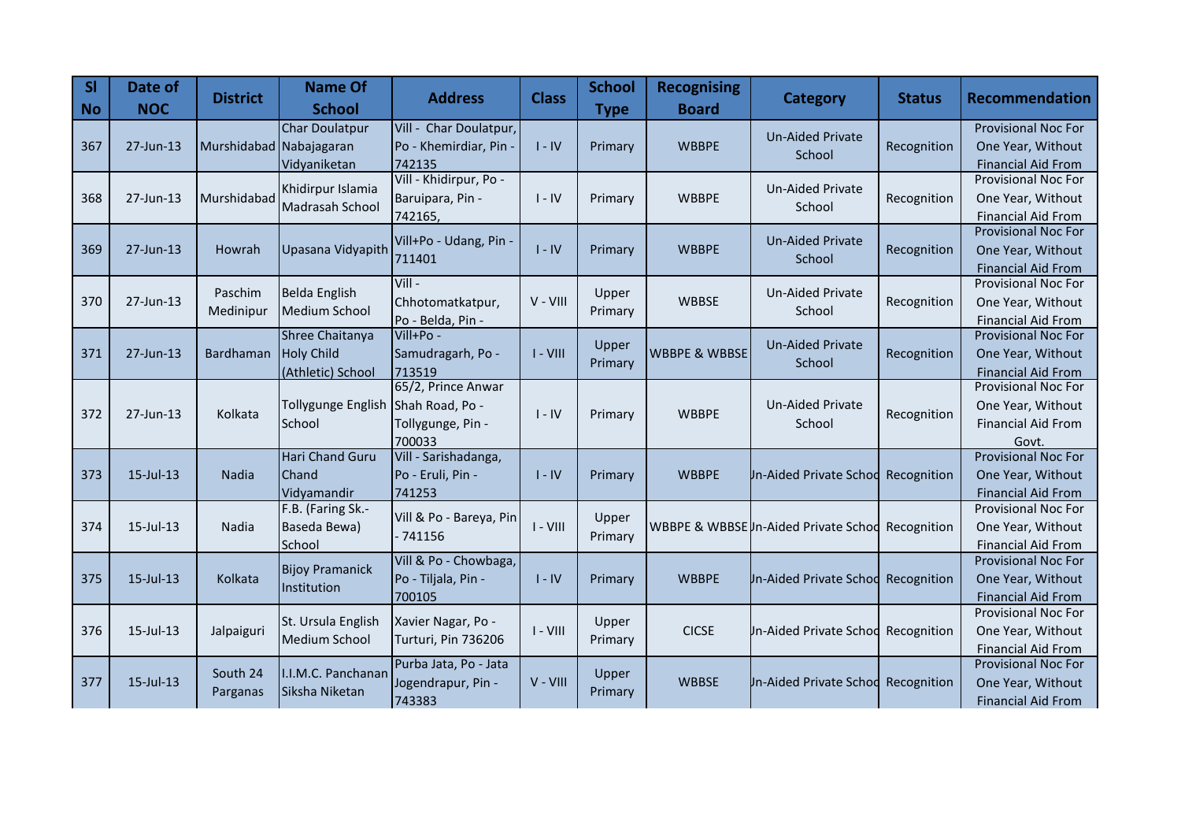| Sl No | Date of NOC | District | Name Of School | Address | Class | School Type | Recognising Board | Category | Status | Recommendation |
|---|---|---|---|---|---|---|---|---|---|---|
| 367 | 27-Jun-13 | Murshidabad | Char Doulatpur Nabajagaran Vidyaniketan | Vill - Char Doulatpur, Po - Khemirdiar, Pin - 742135 | I - IV | Primary | WBBPE | Un-Aided Private School | Recognition | Provisional Noc For One Year, Without Financial Aid From |
| 368 | 27-Jun-13 | Murshidabad | Khidirpur Islamia Madrasah School | Vill - Khidirpur, Po - Baruipara, Pin - 742165, | I - IV | Primary | WBBPE | Un-Aided Private School | Recognition | Provisional Noc For One Year, Without Financial Aid From |
| 369 | 27-Jun-13 | Howrah | Upasana Vidyapith | Vill+Po - Udang, Pin - 711401 | I - IV | Primary | WBBPE | Un-Aided Private School | Recognition | Provisional Noc For One Year, Without Financial Aid From |
| 370 | 27-Jun-13 | Paschim Medinipur | Belda English Medium School | Vill - Chhotomatkatpur, Po - Belda, Pin - | V - VIII | Upper Primary | WBBSE | Un-Aided Private School | Recognition | Provisional Noc For One Year, Without Financial Aid From |
| 371 | 27-Jun-13 | Bardhaman | Shree Chaitanya Holy Child (Athletic) School | Vill+Po - Samudragarh, Po - 713519 | I - VIII | Upper Primary | WBBPE & WBBSE | Un-Aided Private School | Recognition | Provisional Noc For One Year, Without Financial Aid From |
| 372 | 27-Jun-13 | Kolkata | Tollygunge English School | 65/2, Prince Anwar Shah Road, Po - Tollygunge, Pin - 700033 | I - IV | Primary | WBBPE | Un-Aided Private School | Recognition | Provisional Noc For One Year, Without Financial Aid From Govt. |
| 373 | 15-Jul-13 | Nadia | Hari Chand Guru Chand Vidyamandir | Vill - Sarishadanga, Po - Eruli, Pin - 741253 | I - IV | Primary | WBBPE | Un-Aided Private School | Recognition | Provisional Noc For One Year, Without Financial Aid From |
| 374 | 15-Jul-13 | Nadia | F.B. (Faring Sk.-Baseda Bewa) School | Vill & Po - Bareya, Pin - 741156 | I - VIII | Upper Primary | WBBPE & WBBSE | Un-Aided Private School | Recognition | Provisional Noc For One Year, Without Financial Aid From |
| 375 | 15-Jul-13 | Kolkata | Bijoy Pramanick Institution | Vill & Po - Chowbaga, Po - Tiljala, Pin - 700105 | I - IV | Primary | WBBPE | Un-Aided Private School | Recognition | Provisional Noc For One Year, Without Financial Aid From |
| 376 | 15-Jul-13 | Jalpaiguri | St. Ursula English Medium School | Xavier Nagar, Po - Turturi, Pin 736206 | I - VIII | Upper Primary | CICSE | Un-Aided Private School | Recognition | Provisional Noc For One Year, Without Financial Aid From |
| 377 | 15-Jul-13 | South 24 Parganas | I.I.M.C. Panchanan Siksha Niketan | Purba Jata, Po - Jata Jogendrapur, Pin - 743383 | V - VIII | Upper Primary | WBBSE | Un-Aided Private School | Recognition | Provisional Noc For One Year, Without Financial Aid From |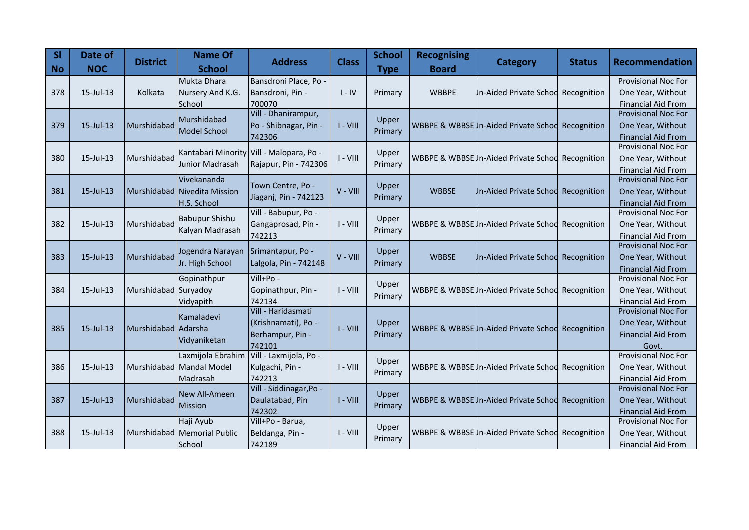| Sl No | Date of NOC | District | Name Of School | Address | Class | School Type | Recognising Board | Category | Status | Recommendation |
|---|---|---|---|---|---|---|---|---|---|---|
| 378 | 15-Jul-13 | Kolkata | Mukta Dhara Nursery And K.G. School | Bansdroni Place, Po - Bansdroni, Pin - 700070 | I - IV | Primary | WBBPE | Un-Aided Private School | Recognition | Provisional Noc For One Year, Without Financial Aid From |
| 379 | 15-Jul-13 | Murshidabad | Murshidabad Model School | Vill - Dhanirampur, Po - Shibnagar, Pin - 742306 | I - VIII | Upper Primary | WBBPE & WBBSE | Un-Aided Private School | Recognition | Provisional Noc For One Year, Without Financial Aid From |
| 380 | 15-Jul-13 | Murshidabad | Kantabari Minority Junior Madrasah | Vill - Malopara, Po - Rajapur, Pin - 742306 | I - VIII | Upper Primary | WBBPE & WBBSE | Un-Aided Private School | Recognition | Provisional Noc For One Year, Without Financial Aid From |
| 381 | 15-Jul-13 | Murshidabad | Vivekananda Nivedita Mission H.S. School | Town Centre, Po - Jiaganj, Pin - 742123 | V - VIII | Upper Primary | WBBSE | Un-Aided Private School | Recognition | Provisional Noc For One Year, Without Financial Aid From |
| 382 | 15-Jul-13 | Murshidabad | Babupur Shishu Kalyan Madrasah | Vill - Babupur, Po - Gangaprosad, Pin - 742213 | I - VIII | Upper Primary | WBBPE & WBBSE | Un-Aided Private School | Recognition | Provisional Noc For One Year, Without Financial Aid From |
| 383 | 15-Jul-13 | Murshidabad | Jogendra Narayan Jr. High School | Srimantapur, Po - Lalgola, Pin - 742148 | V - VIII | Upper Primary | WBBSE | Un-Aided Private School | Recognition | Provisional Noc For One Year, Without Financial Aid From |
| 384 | 15-Jul-13 | Murshidabad | Gopinathpur Suryadoy Vidyapith | Vill+Po - Gopinathpur, Pin - 742134 | I - VIII | Upper Primary | WBBPE & WBBSE | Un-Aided Private School | Recognition | Provisional Noc For One Year, Without Financial Aid From |
| 385 | 15-Jul-13 | Murshidabad | Kamaladevi Adarsha Vidyaniketan | Vill - Haridasmati (Krishnamati), Po - Berhampur, Pin - 742101 | I - VIII | Upper Primary | WBBPE & WBBSE | Un-Aided Private School | Recognition | Provisional Noc For One Year, Without Financial Aid From Govt. |
| 386 | 15-Jul-13 | Murshidabad | Laxmijola Ebrahim Mandal Model Madrasah | Vill - Laxmijola, Po - Kulgachi, Pin - 742213 | I - VIII | Upper Primary | WBBPE & WBBSE | Un-Aided Private School | Recognition | Provisional Noc For One Year, Without Financial Aid From |
| 387 | 15-Jul-13 | Murshidabad | New All-Ameen Mission | Vill - Siddinagar,Po - Daulatabad, Pin 742302 | I - VIII | Upper Primary | WBBPE & WBBSE | Un-Aided Private School | Recognition | Provisional Noc For One Year, Without Financial Aid From |
| 388 | 15-Jul-13 | Murshidabad | Haji Ayub Memorial Public School | Vill+Po - Barua, Beldanga, Pin - 742189 | I - VIII | Upper Primary | WBBPE & WBBSE | Un-Aided Private School | Recognition | Provisional Noc For One Year, Without Financial Aid From |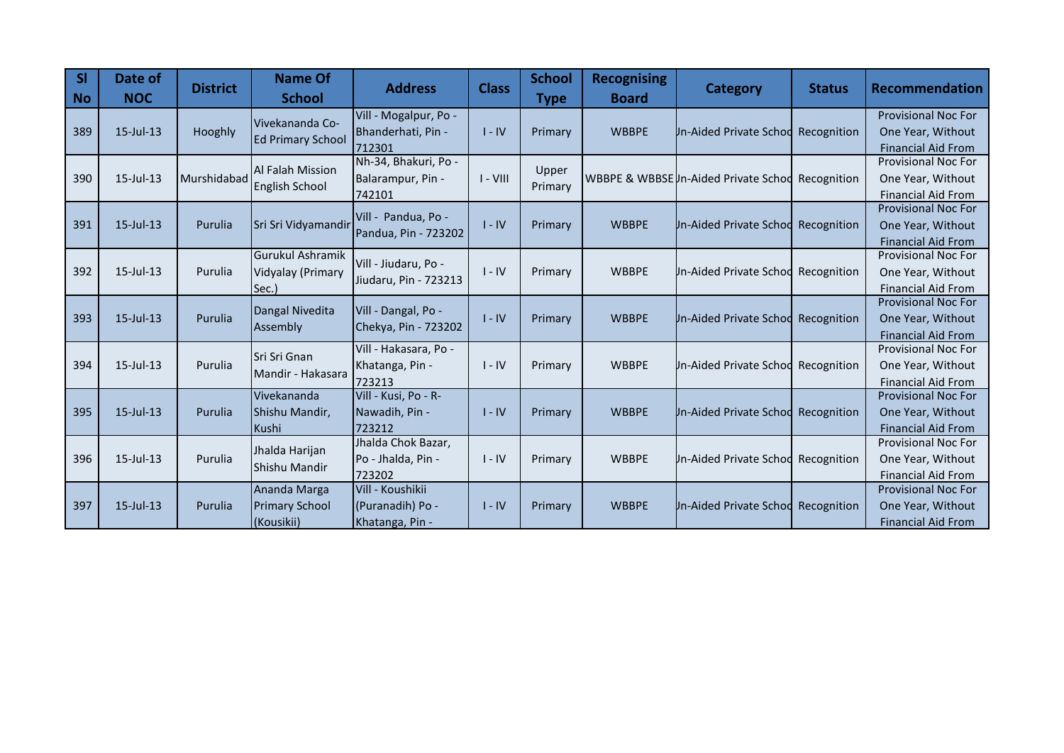| Sl No | Date of NOC | District | Name Of School | Address | Class | School Type | Recognising Board | Category | Status | Recommendation |
|---|---|---|---|---|---|---|---|---|---|---|
| 389 | 15-Jul-13 | Hooghly | Vivekananda Co-Ed Primary School | Vill - Mogalpur, Po - Bhanderhati, Pin - 712301 | I - IV | Primary | WBBPE | Un-Aided Private School | Recognition | Provisional Noc For One Year, Without Financial Aid From |
| 390 | 15-Jul-13 | Murshidabad | Al Falah Mission English School | Nh-34, Bhakuri, Po - Balarampur, Pin - 742101 | I - VIII | Upper Primary | WBBPE & WBBSE | Un-Aided Private School | Recognition | Provisional Noc For One Year, Without Financial Aid From |
| 391 | 15-Jul-13 | Purulia | Sri Sri Vidyamandir | Vill - Pandua, Po - Pandua, Pin - 723202 | I - IV | Primary | WBBPE | Un-Aided Private School | Recognition | Provisional Noc For One Year, Without Financial Aid From |
| 392 | 15-Jul-13 | Purulia | Gurukul Ashramik Vidyalay (Primary Sec.) | Vill - Jiudaru, Po - Jiudaru, Pin - 723213 | I - IV | Primary | WBBPE | Un-Aided Private School | Recognition | Provisional Noc For One Year, Without Financial Aid From |
| 393 | 15-Jul-13 | Purulia | Dangal Nivedita Assembly | Vill - Dangal, Po - Chekya, Pin - 723202 | I - IV | Primary | WBBPE | Un-Aided Private School | Recognition | Provisional Noc For One Year, Without Financial Aid From |
| 394 | 15-Jul-13 | Purulia | Sri Sri Gnan Mandir - Hakasara | Vill - Hakasara, Po - Khatanga, Pin - 723213 | I - IV | Primary | WBBPE | Un-Aided Private School | Recognition | Provisional Noc For One Year, Without Financial Aid From |
| 395 | 15-Jul-13 | Purulia | Vivekananda Shishu Mandir, Kushi | Vill - Kusi, Po - R-Nawadih, Pin - 723212 | I - IV | Primary | WBBPE | Un-Aided Private School | Recognition | Provisional Noc For One Year, Without Financial Aid From |
| 396 | 15-Jul-13 | Purulia | Jhalda Harijan Shishu Mandir | Jhalda Chok Bazar, Po - Jhalda, Pin - 723202 | I - IV | Primary | WBBPE | Un-Aided Private School | Recognition | Provisional Noc For One Year, Without Financial Aid From |
| 397 | 15-Jul-13 | Purulia | Ananda Marga Primary School (Kousikii) | Vill - Koushikii (Puranadih) Po - Khatanga, Pin - | I - IV | Primary | WBBPE | Un-Aided Private School | Recognition | Provisional Noc For One Year, Without Financial Aid From |